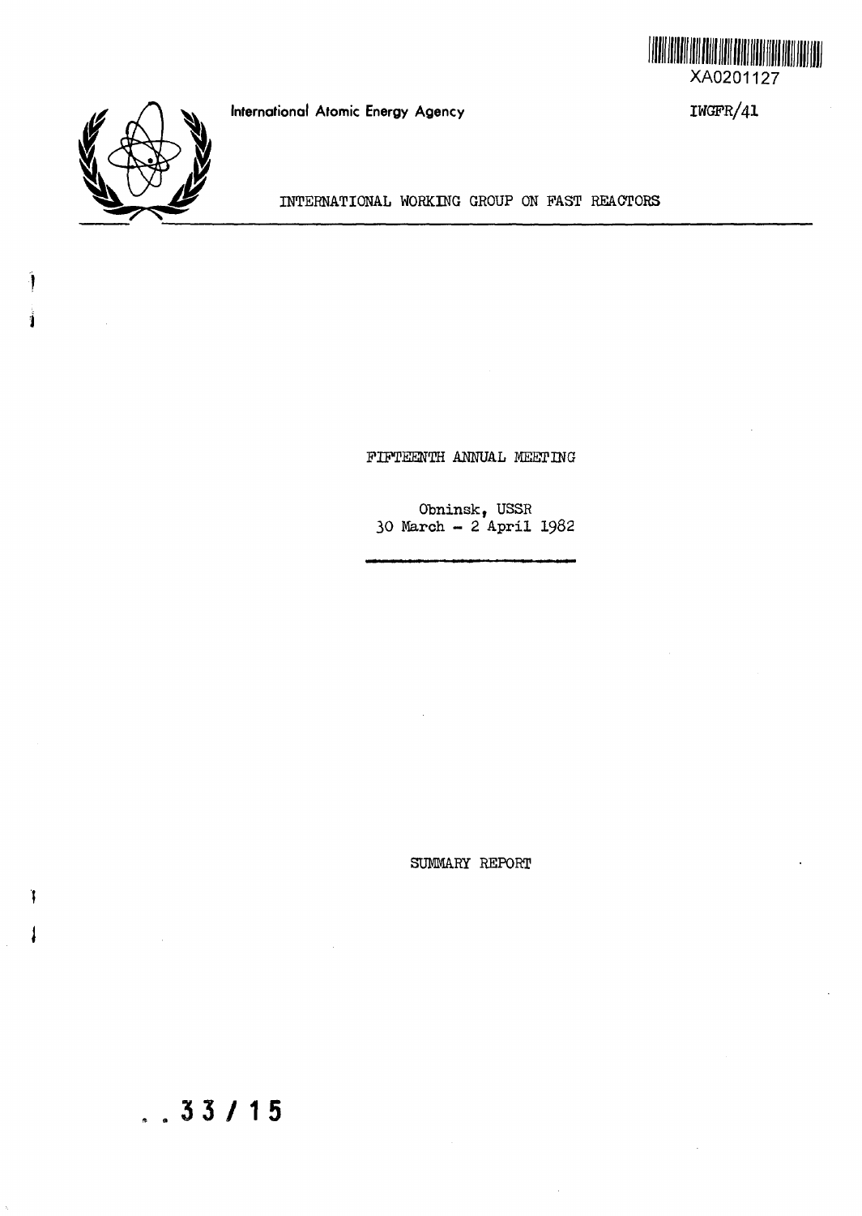XA0201127

International Atomic Energy Agency

IWGFR/41

INTERNATIONAL WORKING GROUP ON FAST REACTORS

FIFTEENTH ANNUAL MEETING

Obninsk, USSR
30 March - 2 April 1982

SUMMARY REPORT

. . 33 / 15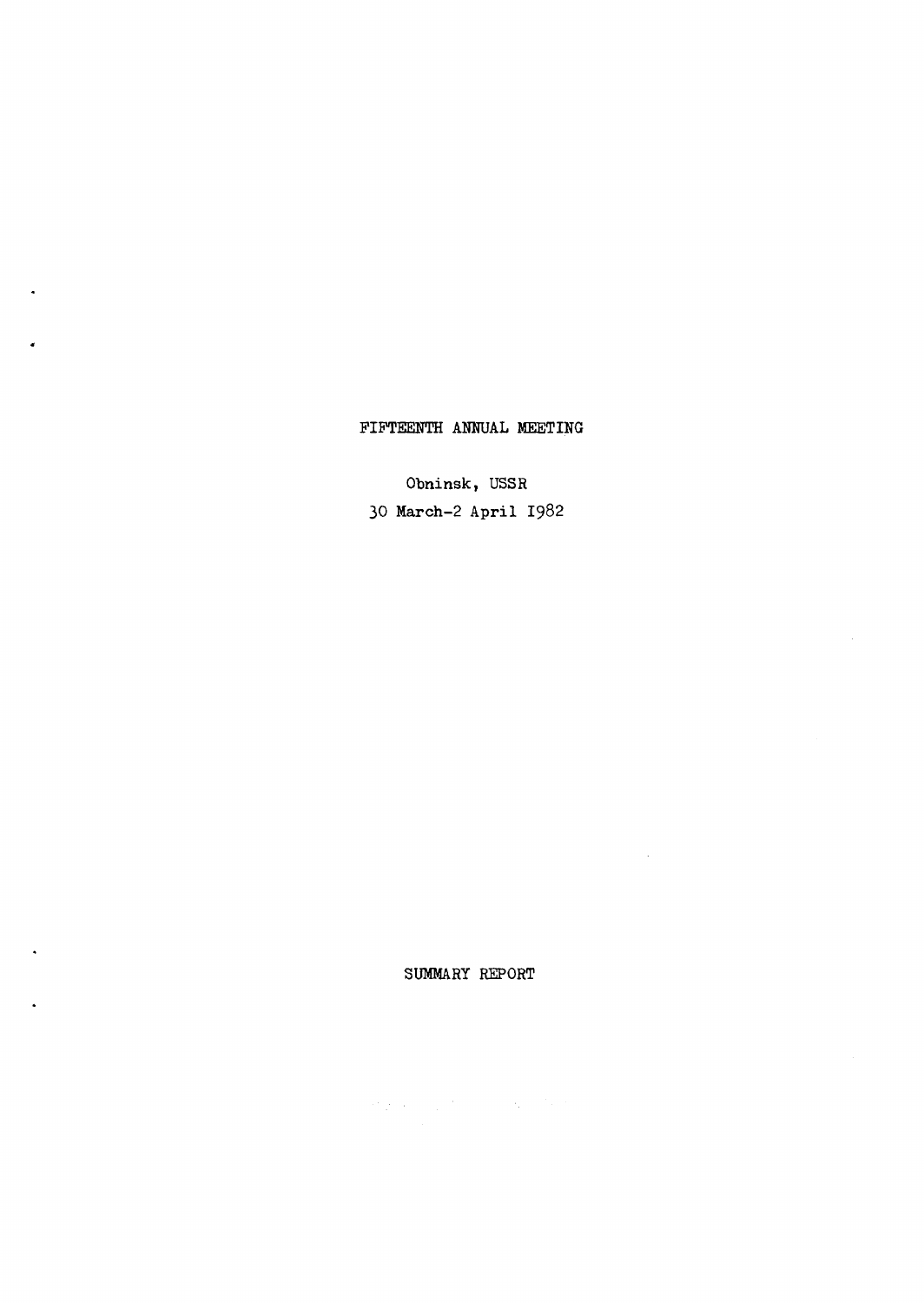FIFTEENTH ANNUAL MEETING

Obninsk, USSR

30 March-2 April 1982

SUMMARY REPORT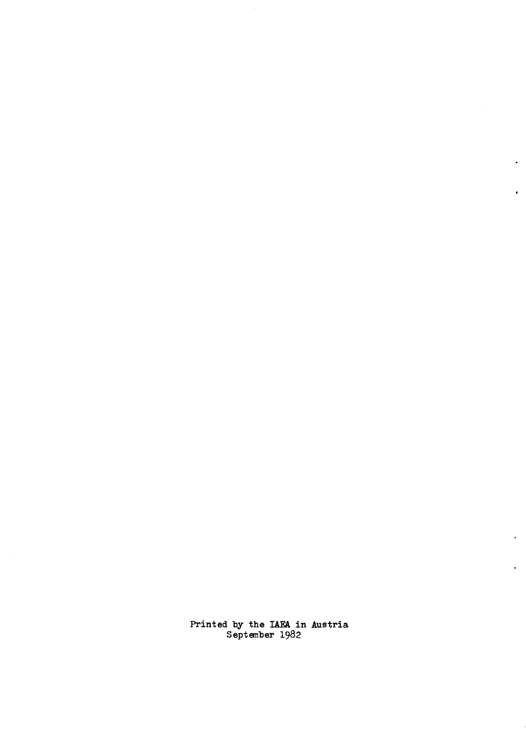Printed by the IAEA in Austria
September 1982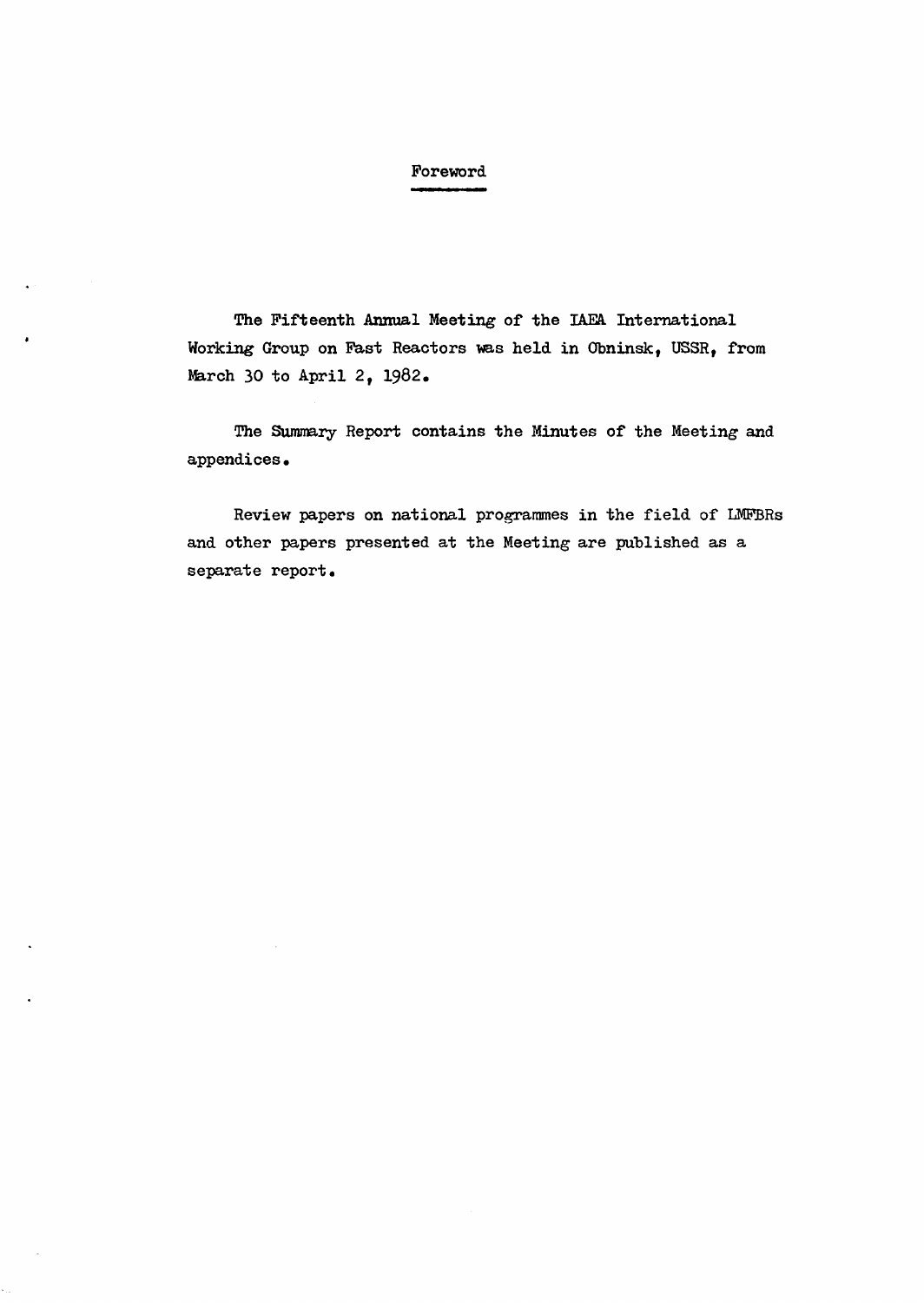# Foreword

The Fifteenth Annual Meeting of the IAEA International Working Group on Fast Reactors was held in Obninsk, USSR, from March 30 to April 2, 1982.

The Summary Report contains the Minutes of the Meeting and appendices.

Review papers on national programmes in the field of LMFBRs and other papers presented at the Meeting are published as a separate report.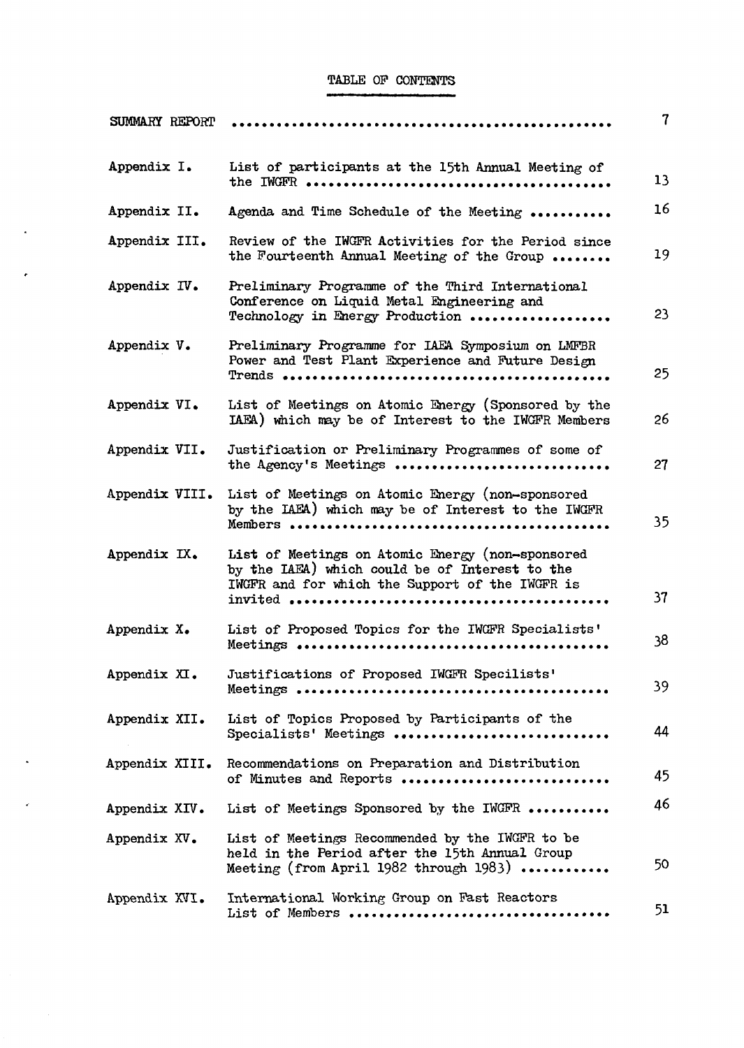# TABLE OF CONTENTS

| | | |
|---|---|---|
| SUMMARY REPORT | | 7 |
| Appendix I. | List of participants at the 15th Annual Meeting of the IWGFR | 13 |
| Appendix II. | Agenda and Time Schedule of the Meeting | 16 |
| Appendix III. | Review of the IWGFR Activities for the Period since the Fourteenth Annual Meeting of the Group | 19 |
| Appendix IV. | Preliminary Programme of the Third International Conference on Liquid Metal Engineering and Technology in Energy Production | 23 |
| Appendix V. | Preliminary Programme for IAEA Symposium on LMFBR Power and Test Plant Experience and Future Design Trends | 25 |
| Appendix VI. | List of Meetings on Atomic Energy (Sponsored by the IAEA) which may be of Interest to the IWGFR Members | 26 |
| Appendix VII. | Justification or Preliminary Programmes of some of the Agency's Meetings | 27 |
| Appendix VIII. | List of Meetings on Atomic Energy (non-sponsored by the IAEA) which may be of Interest to the IWGFR Members | 35 |
| Appendix IX. | List of Meetings on Atomic Energy (non-sponsored by the IAEA) which could be of Interest to the IWGFR and for which the Support of the IWGFR is invited | 37 |
| Appendix X. | List of Proposed Topics for the IWGFR Specialists' Meetings | 38 |
| Appendix XI. | Justifications of Proposed IWGFR Specilists' Meetings | 39 |
| Appendix XII. | List of Topics Proposed by Participants of the Specialists' Meetings | 44 |
| Appendix XIII. | Recommendations on Preparation and Distribution of Minutes and Reports | 45 |
| Appendix XIV. | List of Meetings Sponsored by the IWGFR | 46 |
| Appendix XV. | List of Meetings Recommended by the IWGFR to be held in the Period after the 15th Annual Group Meeting (from April 1982 through 1983) | 50 |
| Appendix XVI. | International Working Group on Fast Reactors List of Members | 51 |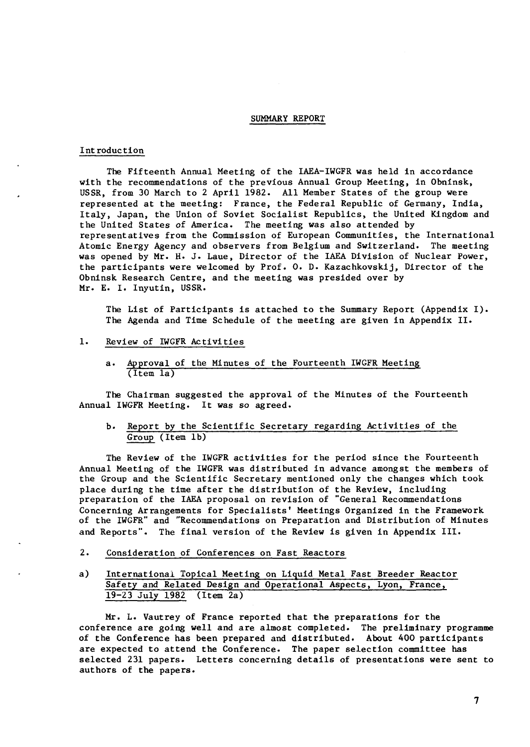## SUMMARY REPORT

### Introduction

The Fifteenth Annual Meeting of the IAEA-IWGFR was held in accordance with the recommendations of the previous Annual Group Meeting, in Obninsk, USSR, from 30 March to 2 April 1982. All Member States of the group were represented at the meeting: France, the Federal Republic of Germany, India, Italy, Japan, the Union of Soviet Socialist Republics, the United Kingdom and the United States of America. The meeting was also attended by representatives from the Commission of European Communities, the International Atomic Energy Agency and observers from Belgium and Switzerland. The meeting was opened by Mr. H. J. Laue, Director of the IAEA Division of Nuclear Power, the participants were welcomed by Prof. O. D. Kazachkovskij, Director of the Obninsk Research Centre, and the meeting was presided over by Mr. E. I. Inyutin, USSR.

The List of Participants is attached to the Summary Report (Appendix I). The Agenda and Time Schedule of the meeting are given in Appendix II.

### 1. Review of IWGFR Activities

#### a. Approval of the Minutes of the Fourteenth IWGFR Meeting (Item 1a)

The Chairman suggested the approval of the Minutes of the Fourteenth Annual IWGFR Meeting. It was so agreed.

#### b. Report by the Scientific Secretary regarding Activities of the Group (Item 1b)

The Review of the IWGFR activities for the period since the Fourteenth Annual Meeting of the IWGFR was distributed in advance amongst the members of the Group and the Scientific Secretary mentioned only the changes which took place during the time after the distribution of the Review, including preparation of the IAEA proposal on revision of "General Recommendations Concerning Arrangements for Specialists' Meetings Organized in the Framework of the IWGFR" and "Recommendations on Preparation and Distribution of Minutes and Reports". The final version of the Review is given in Appendix III.

### 2. Consideration of Conferences on Fast Reactors

#### a) International Topical Meeting on Liquid Metal Fast Breeder Reactor Safety and Related Design and Operational Aspects, Lyon, France, 19-23 July 1982 (Item 2a)

Mr. L. Vautrey of France reported that the preparations for the conference are going well and are almost completed. The preliminary programme of the Conference has been prepared and distributed. About 400 participants are expected to attend the Conference. The paper selection committee has selected 231 papers. Letters concerning details of presentations were sent to authors of the papers.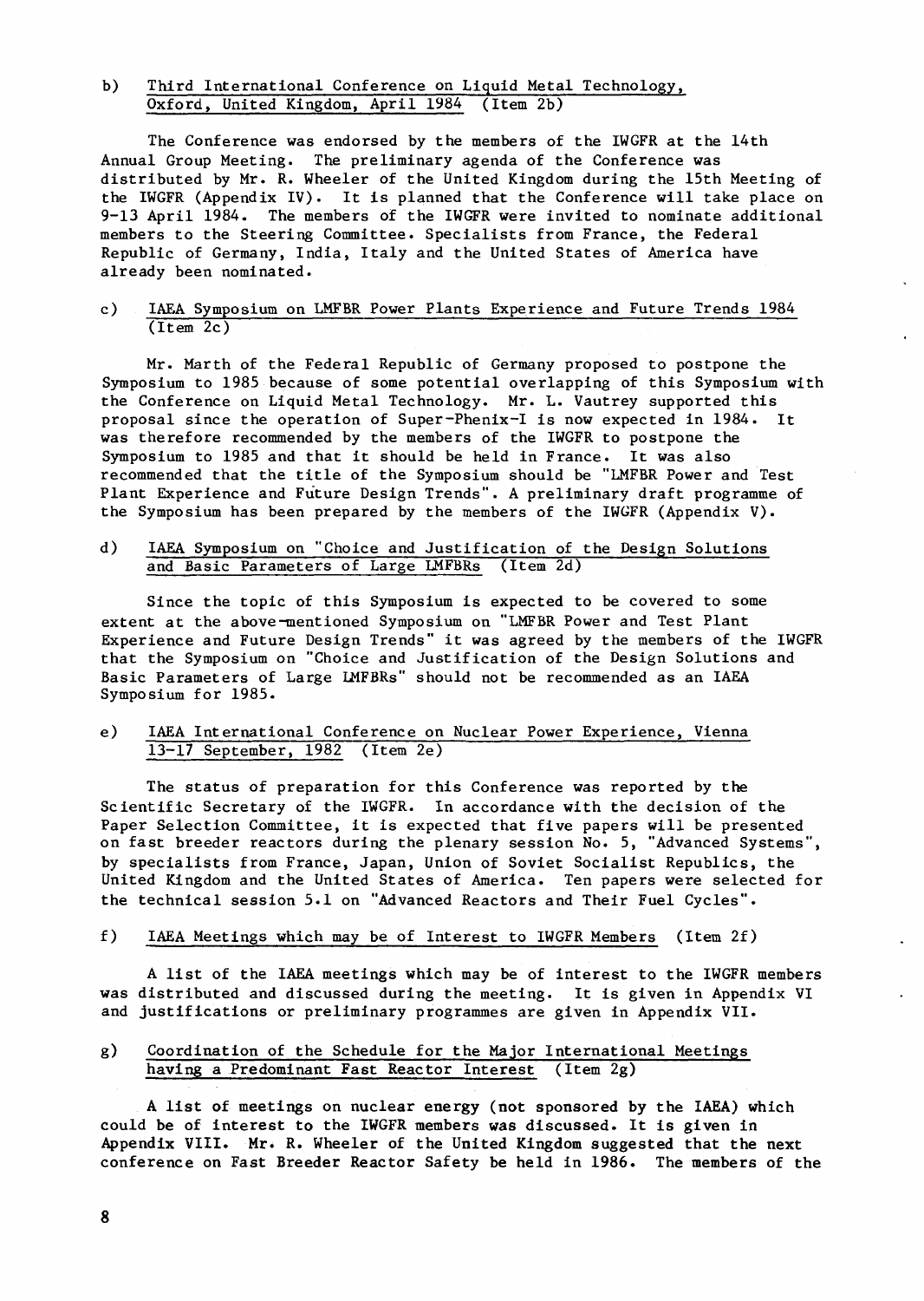b) <u>Third International Conference on Liquid Metal Technology, Oxford, United Kingdom, April 1984</u> (Item 2b)

The Conference was endorsed by the members of the IWGFR at the 14th Annual Group Meeting. The preliminary agenda of the Conference was distributed by Mr. R. Wheeler of the United Kingdom during the 15th Meeting of the IWGFR (Appendix IV). It is planned that the Conference will take place on 9-13 April 1984. The members of the IWGFR were invited to nominate additional members to the Steering Committee. Specialists from France, the Federal Republic of Germany, India, Italy and the United States of America have already been nominated.

c) <u>IAEA Symposium on LMFBR Power Plants Experience and Future Trends 1984</u> (Item 2c)

Mr. Marth of the Federal Republic of Germany proposed to postpone the Symposium to 1985 because of some potential overlapping of this Symposium with the Conference on Liquid Metal Technology. Mr. L. Vautrey supported this proposal since the operation of Super-Phenix-I is now expected in 1984. It was therefore recommended by the members of the IWGFR to postpone the Symposium to 1985 and that it should be held in France. It was also recommended that the title of the Symposium should be "LMFBR Power and Test Plant Experience and Future Design Trends". A preliminary draft programme of the Symposium has been prepared by the members of the IWGFR (Appendix V).

d) <u>IAEA Symposium on "Choice and Justification of the Design Solutions and Basic Parameters of Large LMFBRs</u> (Item 2d)

Since the topic of this Symposium is expected to be covered to some extent at the above-mentioned Symposium on "LMFBR Power and Test Plant Experience and Future Design Trends" it was agreed by the members of the IWGFR that the Symposium on "Choice and Justification of the Design Solutions and Basic Parameters of Large LMFBRs" should not be recommended as an IAEA Symposium for 1985.

e) <u>IAEA International Conference on Nuclear Power Experience, Vienna 13-17 September, 1982</u> (Item 2e)

The status of preparation for this Conference was reported by the Scientific Secretary of the IWGFR. In accordance with the decision of the Paper Selection Committee, it is expected that five papers will be presented on fast breeder reactors during the plenary session No. 5, "Advanced Systems", by specialists from France, Japan, Union of Soviet Socialist Republics, the United Kingdom and the United States of America. Ten papers were selected for the technical session 5.1 on "Advanced Reactors and Their Fuel Cycles".

f) <u>IAEA Meetings which may be of Interest to IWGFR Members</u> (Item 2f)

A list of the IAEA meetings which may be of interest to the IWGFR members was distributed and discussed during the meeting. It is given in Appendix VI and justifications or preliminary programmes are given in Appendix VII.

g) <u>Coordination of the Schedule for the Major International Meetings having a Predominant Fast Reactor Interest</u> (Item 2g)

A list of meetings on nuclear energy (not sponsored by the IAEA) which could be of interest to the IWGFR members was discussed. It is given in Appendix VIII. Mr. R. Wheeler of the United Kingdom suggested that the next conference on Fast Breeder Reactor Safety be held in 1986. The members of the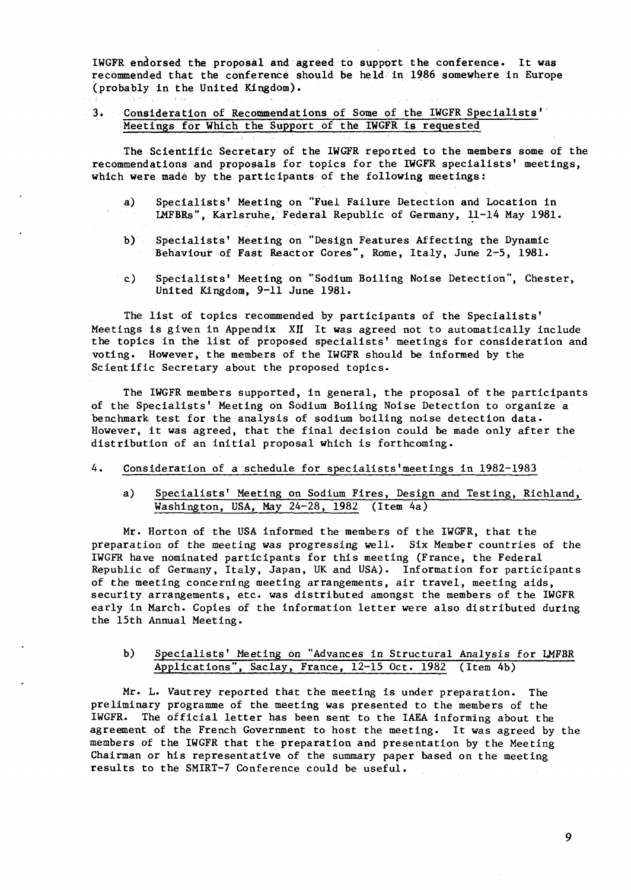IWGFR endorsed the proposal and agreed to support the conference. It was recommended that the conference should be held in 1986 somewhere in Europe (probably in the United Kingdom).

3. Consideration of Recommendations of Some of the IWGFR Specialists' Meetings for Which the Support of the IWGFR is requested

The Scientific Secretary of the IWGFR reported to the members some of the recommendations and proposals for topics for the IWGFR specialists' meetings, which were made by the participants of the following meetings:

a) Specialists' Meeting on "Fuel Failure Detection and Location in LMFBRs", Karlsruhe, Federal Republic of Germany, 11-14 May 1981.

b) Specialists' Meeting on "Design Features Affecting the Dynamic Behaviour of Fast Reactor Cores", Rome, Italy, June 2-5, 1981.

c) Specialists' Meeting on "Sodium Boiling Noise Detection", Chester, United Kingdom, 9-11 June 1981.

The list of topics recommended by participants of the Specialists' Meetings is given in Appendix XII It was agreed not to automatically include the topics in the list of proposed specialists' meetings for consideration and voting. However, the members of the IWGFR should be informed by the Scientific Secretary about the proposed topics.

The IWGFR members supported, in general, the proposal of the participants of the Specialists' Meeting on Sodium Boiling Noise Detection to organize a benchmark test for the analysis of sodium boiling noise detection data. However, it was agreed, that the final decision could be made only after the distribution of an initial proposal which is forthcoming.

4. Consideration of a schedule for specialists'meetings in 1982-1983

a) Specialists' Meeting on Sodium Fires, Design and Testing, Richland, Washington, USA, May 24-28, 1982 (Item 4a)

Mr. Horton of the USA informed the members of the IWGFR, that the preparation of the meeting was progressing well. Six Member countries of the IWGFR have nominated participants for this meeting (France, the Federal Republic of Germany, Italy, Japan, UK and USA). Information for participants of the meeting concerning meeting arrangements, air travel, meeting aids, security arrangements, etc. was distributed amongst the members of the IWGFR early in March. Copies of the information letter were also distributed during the 15th Annual Meeting.

b) Specialists' Meeting on "Advances in Structural Analysis for LMFBR Applications", Saclay, France, 12-15 Oct. 1982 (Item 4b)

Mr. L. Vautrey reported that the meeting is under preparation. The preliminary programme of the meeting was presented to the members of the IWGFR. The official letter has been sent to the IAEA informing about the agreement of the French Government to host the meeting. It was agreed by the members of the IWGFR that the preparation and presentation by the Meeting Chairman or his representative of the summary paper based on the meeting results to the SMIRT-7 Conference could be useful.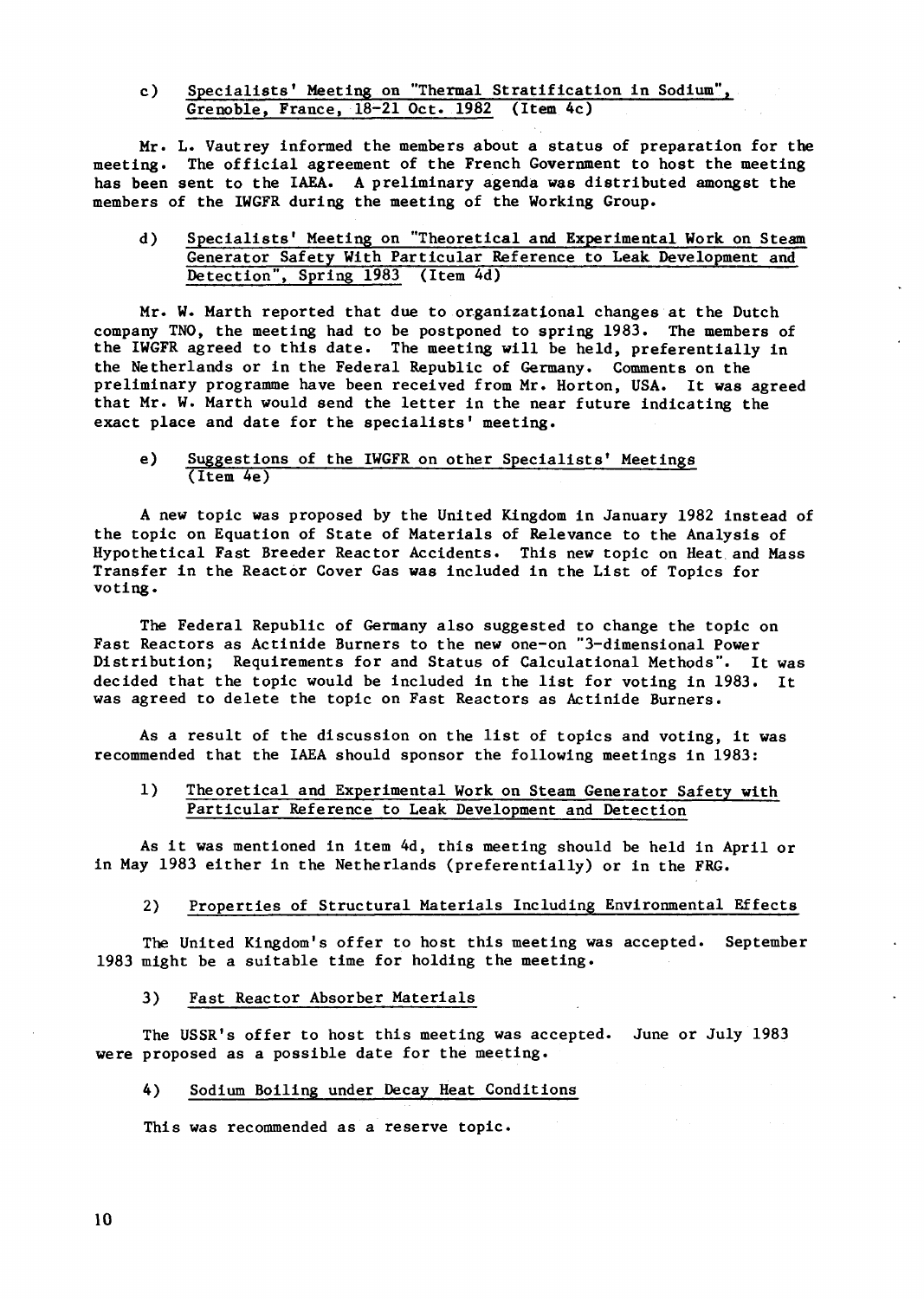c) Specialists' Meeting on "Thermal Stratification in Sodium", Grenoble, France, 18-21 Oct. 1982 (Item 4c)

Mr. L. Vautrey informed the members about a status of preparation for the meeting. The official agreement of the French Government to host the meeting has been sent to the IAEA. A preliminary agenda was distributed amongst the members of the IWGFR during the meeting of the Working Group.

d) Specialists' Meeting on "Theoretical and Experimental Work on Steam Generator Safety With Particular Reference to Leak Development and Detection", Spring 1983 (Item 4d)

Mr. W. Marth reported that due to organizational changes at the Dutch company TNO, the meeting had to be postponed to spring 1983. The members of the IWGFR agreed to this date. The meeting will be held, preferentially in the Netherlands or in the Federal Republic of Germany. Comments on the preliminary programme have been received from Mr. Horton, USA. It was agreed that Mr. W. Marth would send the letter in the near future indicating the exact place and date for the specialists' meeting.

e) Suggestions of the IWGFR on other Specialists' Meetings (Item 4e)

A new topic was proposed by the United Kingdom in January 1982 instead of the topic on Equation of State of Materials of Relevance to the Analysis of Hypothetical Fast Breeder Reactor Accidents. This new topic on Heat and Mass Transfer in the Reactor Cover Gas was included in the List of Topics for voting.

The Federal Republic of Germany also suggested to change the topic on Fast Reactors as Actinide Burners to the new one-on "3-dimensional Power Distribution; Requirements for and Status of Calculational Methods". It was decided that the topic would be included in the list for voting in 1983. It was agreed to delete the topic on Fast Reactors as Actinide Burners.

As a result of the discussion on the list of topics and voting, it was recommended that the IAEA should sponsor the following meetings in 1983:

1) Theoretical and Experimental Work on Steam Generator Safety with Particular Reference to Leak Development and Detection

As it was mentioned in item 4d, this meeting should be held in April or in May 1983 either in the Netherlands (preferentially) or in the FRG.

2) Properties of Structural Materials Including Environmental Effects

The United Kingdom's offer to host this meeting was accepted. September 1983 might be a suitable time for holding the meeting.

3) Fast Reactor Absorber Materials

The USSR's offer to host this meeting was accepted. June or July 1983 were proposed as a possible date for the meeting.

4) Sodium Boiling under Decay Heat Conditions

This was recommended as a reserve topic.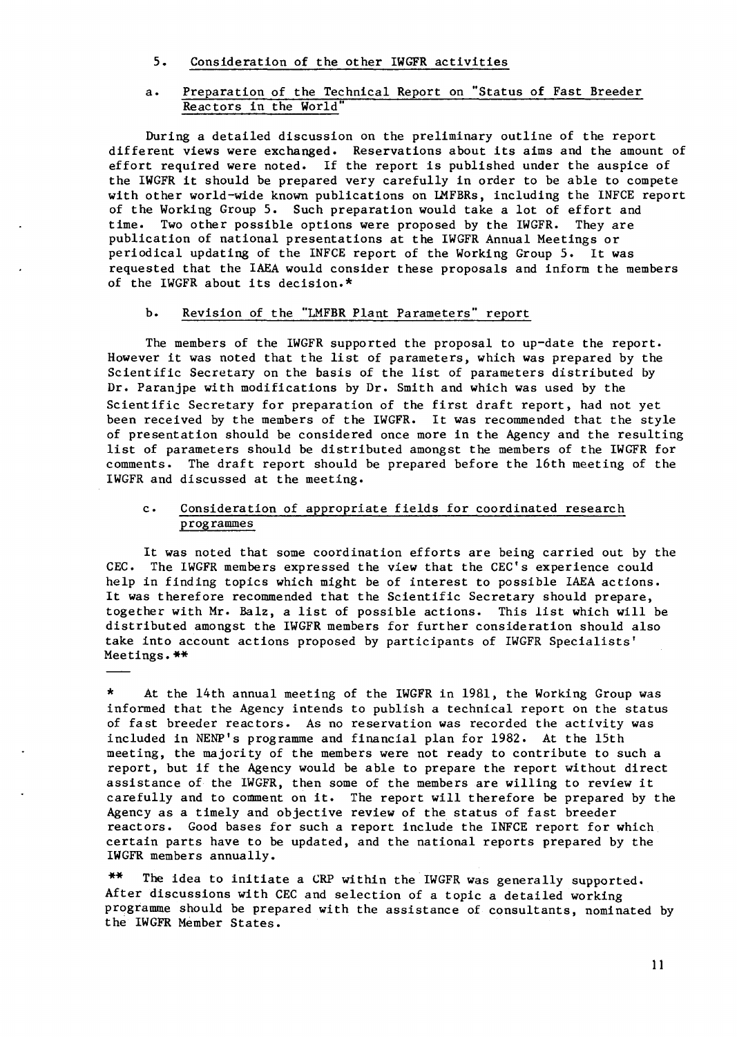## 5. Consideration of the other IWGFR activities

### a. Preparation of the Technical Report on "Status of Fast Breeder Reactors in the World"

During a detailed discussion on the preliminary outline of the report different views were exchanged. Reservations about its aims and the amount of effort required were noted. If the report is published under the auspice of the IWGFR it should be prepared very carefully in order to be able to compete with other world-wide known publications on LMFBRs, including the INFCE report of the Working Group 5. Such preparation would take a lot of effort and time. Two other possible options were proposed by the IWGFR. They are publication of national presentations at the IWGFR Annual Meetings or periodical updating of the INFCE report of the Working Group 5. It was requested that the IAEA would consider these proposals and inform the members of the IWGFR about its decision.*

### b. Revision of the "LMFBR Plant Parameters" report

The members of the IWGFR supported the proposal to up-date the report. However it was noted that the list of parameters, which was prepared by the Scientific Secretary on the basis of the list of parameters distributed by Dr. Paranjpe with modifications by Dr. Smith and which was used by the Scientific Secretary for preparation of the first draft report, had not yet been received by the members of the IWGFR. It was recommended that the style of presentation should be considered once more in the Agency and the resulting list of parameters should be distributed amongst the members of the IWGFR for comments. The draft report should be prepared before the 16th meeting of the IWGFR and discussed at the meeting.

### c. Consideration of appropriate fields for coordinated research programmes

It was noted that some coordination efforts are being carried out by the CEC. The IWGFR members expressed the view that the CEC's experience could help in finding topics which might be of interest to possible IAEA actions. It was therefore recommended that the Scientific Secretary should prepare, together with Mr. Balz, a list of possible actions. This list which will be distributed amongst the IWGFR members for further consideration should also take into account actions proposed by participants of IWGFR Specialists' Meetings.**

---

\* At the 14th annual meeting of the IWGFR in 1981, the Working Group was informed that the Agency intends to publish a technical report on the status of fast breeder reactors. As no reservation was recorded the activity was included in NENP's programme and financial plan for 1982. At the 15th meeting, the majority of the members were not ready to contribute to such a report, but if the Agency would be able to prepare the report without direct assistance of the IWGFR, then some of the members are willing to review it carefully and to comment on it. The report will therefore be prepared by the Agency as a timely and objective review of the status of fast breeder reactors. Good bases for such a report include the INFCE report for which certain parts have to be updated, and the national reports prepared by the IWGFR members annually.

\** The idea to initiate a CRP within the IWGFR was generally supported. After discussions with CEC and selection of a topic a detailed working programme should be prepared with the assistance of consultants, nominated by the IWGFR Member States.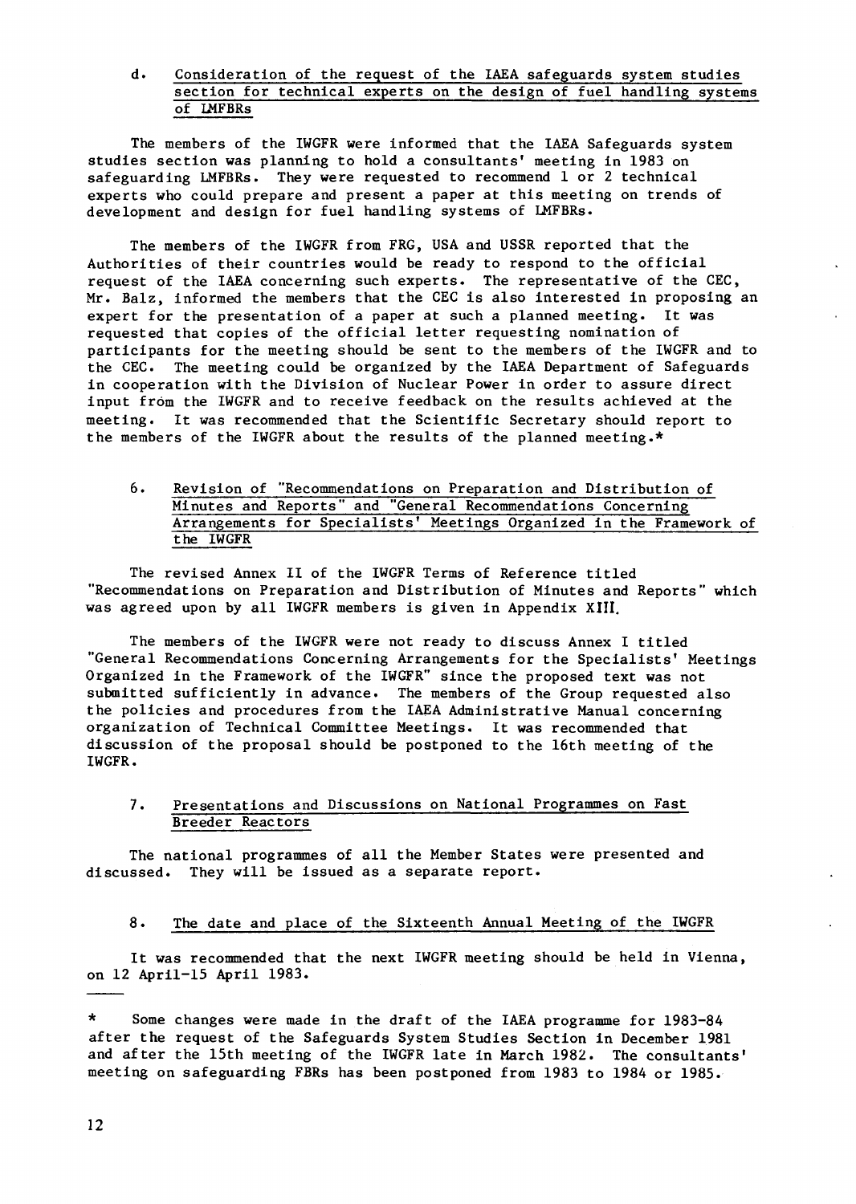### d. Consideration of the request of the IAEA safeguards system studies section for technical experts on the design of fuel handling systems of LMFBRs

The members of the IWGFR were informed that the IAEA Safeguards system studies section was planning to hold a consultants' meeting in 1983 on safeguarding LMFBRs. They were requested to recommend 1 or 2 technical experts who could prepare and present a paper at this meeting on trends of development and design for fuel handling systems of LMFBRs.

The members of the IWGFR from FRG, USA and USSR reported that the Authorities of their countries would be ready to respond to the official request of the IAEA concerning such experts. The representative of the CEC, Mr. Balz, informed the members that the CEC is also interested in proposing an expert for the presentation of a paper at such a planned meeting. It was requested that copies of the official letter requesting nomination of participants for the meeting should be sent to the members of the IWGFR and to the CEC. The meeting could be organized by the IAEA Department of Safeguards in cooperation with the Division of Nuclear Power in order to assure direct input from the IWGFR and to receive feedback on the results achieved at the meeting. It was recommended that the Scientific Secretary should report to the members of the IWGFR about the results of the planned meeting.*

## 6. Revision of "Recommendations on Preparation and Distribution of Minutes and Reports" and "General Recommendations Concerning Arrangements for Specialists' Meetings Organized in the Framework of the IWGFR

The revised Annex II of the IWGFR Terms of Reference titled "Recommendations on Preparation and Distribution of Minutes and Reports" which was agreed upon by all IWGFR members is given in Appendix XIII.

The members of the IWGFR were not ready to discuss Annex I titled "General Recommendations Concerning Arrangements for the Specialists' Meetings Organized in the Framework of the IWGFR" since the proposed text was not submitted sufficiently in advance. The members of the Group requested also the policies and procedures from the IAEA Administrative Manual concerning organization of Technical Committee Meetings. It was recommended that discussion of the proposal should be postponed to the 16th meeting of the IWGFR.

## 7. Presentations and Discussions on National Programmes on Fast Breeder Reactors

The national programmes of all the Member States were presented and discussed. They will be issued as a separate report.

## 8. The date and place of the Sixteenth Annual Meeting of the IWGFR

It was recommended that the next IWGFR meeting should be held in Vienna, on 12 April-15 April 1983.

---

\* Some changes were made in the draft of the IAEA programme for 1983-84 after the request of the Safeguards System Studies Section in December 1981 and after the 15th meeting of the IWGFR late in March 1982. The consultants' meeting on safeguarding FBRs has been postponed from 1983 to 1984 or 1985.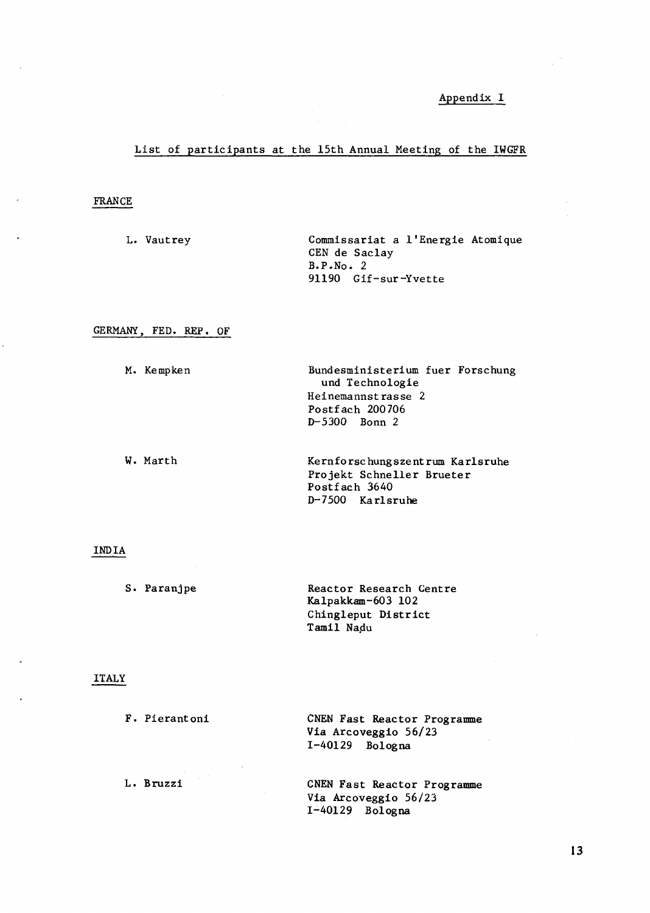Appendix I

## List of participants at the 15th Annual Meeting of the IWGFR

### FRANCE

| | |
|---|---|
| L. Vautrey | Commissariat a l'Energie Atomique<br>CEN de Saclay<br>B.P.No. 2<br>91190 Gif-sur-Yvette |

### GERMANY, FED. REP. OF

| | |
|---|---|
| M. Kempken | Bundesministerium fuer Forschung und Technologie<br>Heinemannstrasse 2<br>Postfach 200706<br>D-5300 Bonn 2 |
| W. Marth | Kernforschungszentrum Karlsruhe<br>Projekt Schneller Brueter<br>Postfach 3640<br>D-7500 Karlsruhe |

### INDIA

| | |
|---|---|
| S. Paranjpe | Reactor Research Centre<br>Kalpakkam-603 102<br>Chingleput District<br>Tamil Nadu |

### ITALY

| | |
|---|---|
| F. Pierantoni | CNEN Fast Reactor Programme<br>Via Arcoveggio 56/23<br>I-40129 Bologna |
| L. Bruzzi | CNEN Fast Reactor Programme<br>Via Arcoveggio 56/23<br>I-40129 Bologna |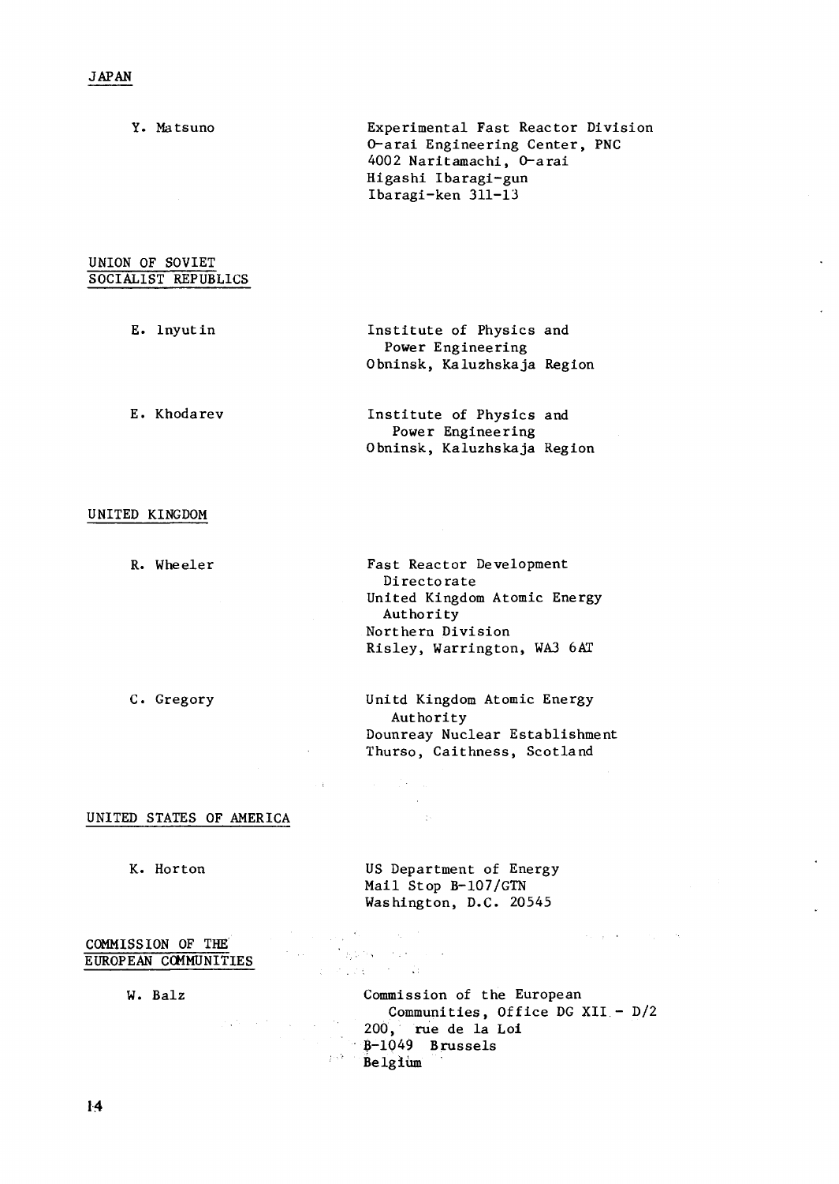## JAPAN

| | |
|---|---|
| Y. Matsuno | Experimental Fast Reactor Division<br>O-arai Engineering Center, PNC<br>4002 Naritamachi, O-arai<br>Higashi Ibaragi-gun<br>Ibaragi-ken 311-13 |

## UNION OF SOVIET SOCIALIST REPUBLICS

| | |
|---|---|
| E. Inyutin | Institute of Physics and Power Engineering<br>Obninsk, Kaluzhskaja Region |
| E. Khodarev | Institute of Physics and Power Engineering<br>Obninsk, Kaluzhskaja Region |

## UNITED KINGDOM

| | |
|---|---|
| R. Wheeler | Fast Reactor Development Directorate<br>United Kingdom Atomic Energy Authority<br>Northern Division<br>Risley, Warrington, WA3 6AT |
| C. Gregory | Unitd Kingdom Atomic Energy Authority<br>Dounreay Nuclear Establishment<br>Thurso, Caithness, Scotland |

## UNITED STATES OF AMERICA

| | |
|---|---|
| K. Horton | US Department of Energy<br>Mail Stop B-107/GTN<br>Washington, D.C. 20545 |

## COMMISSION OF THE EUROPEAN COMMUNITIES

| | |
|---|---|
| W. Balz | Commission of the European Communities, Office DG XII - D/2<br>200, rue de la Loi<br>B-1049 Brussels<br>Belgium |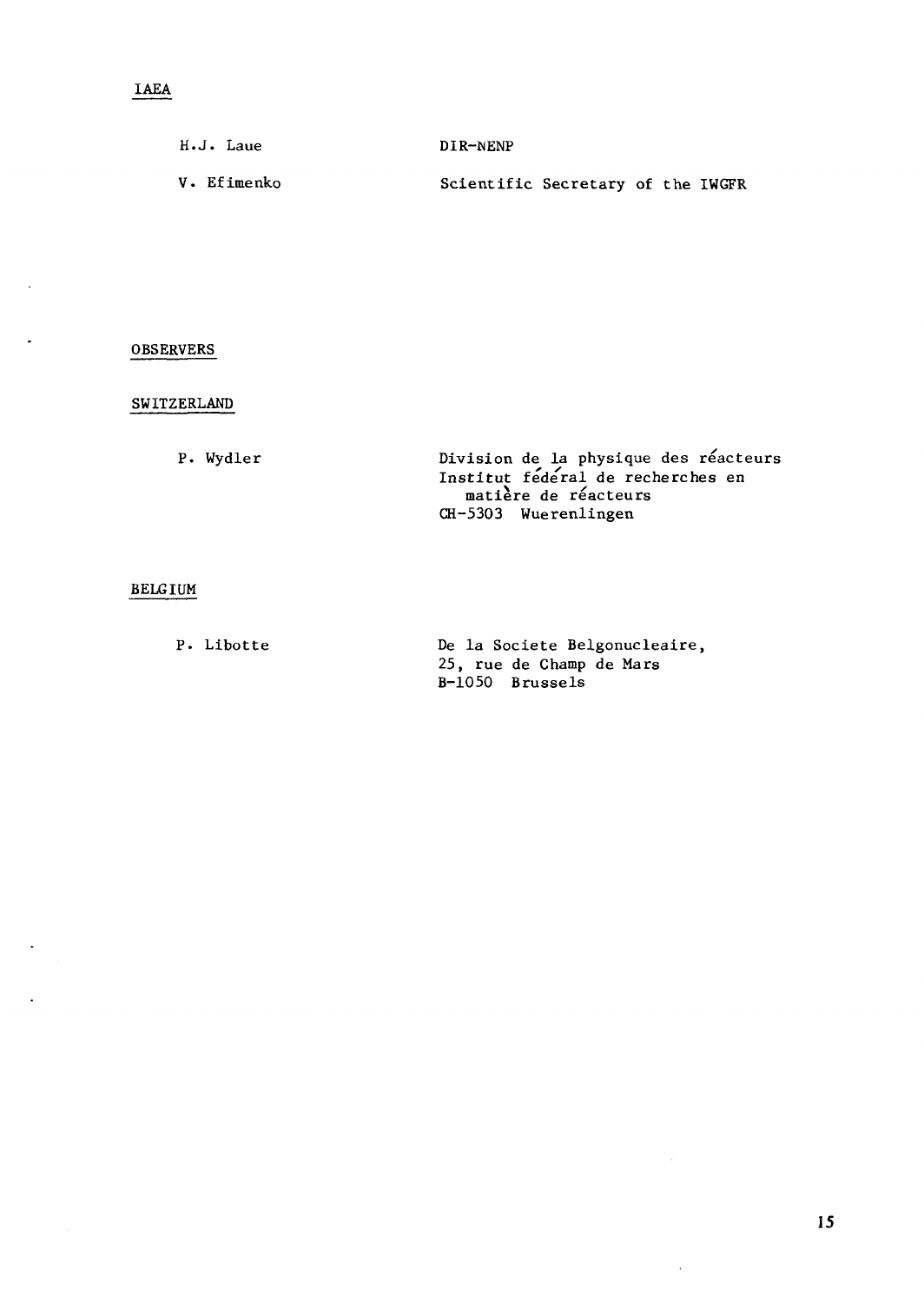IAEA

| | |
|---|---|
| H.J. Laue | DIR-NENP |
| V. Efimenko | Scientific Secretary of the IWGFR |

OBSERVERS

SWITZERLAND

| | |
|---|---|
| P. Wydler | Division de la physique des réacteurs<br>Institut fédéral de recherches en matière de réacteurs<br>CH-5303 Wuerenlingen |

BELGIUM

| | |
|---|---|
| P. Libotte | De la Societe Belgonucleaire,<br>25, rue de Champ de Mars<br>B-1050 Brussels |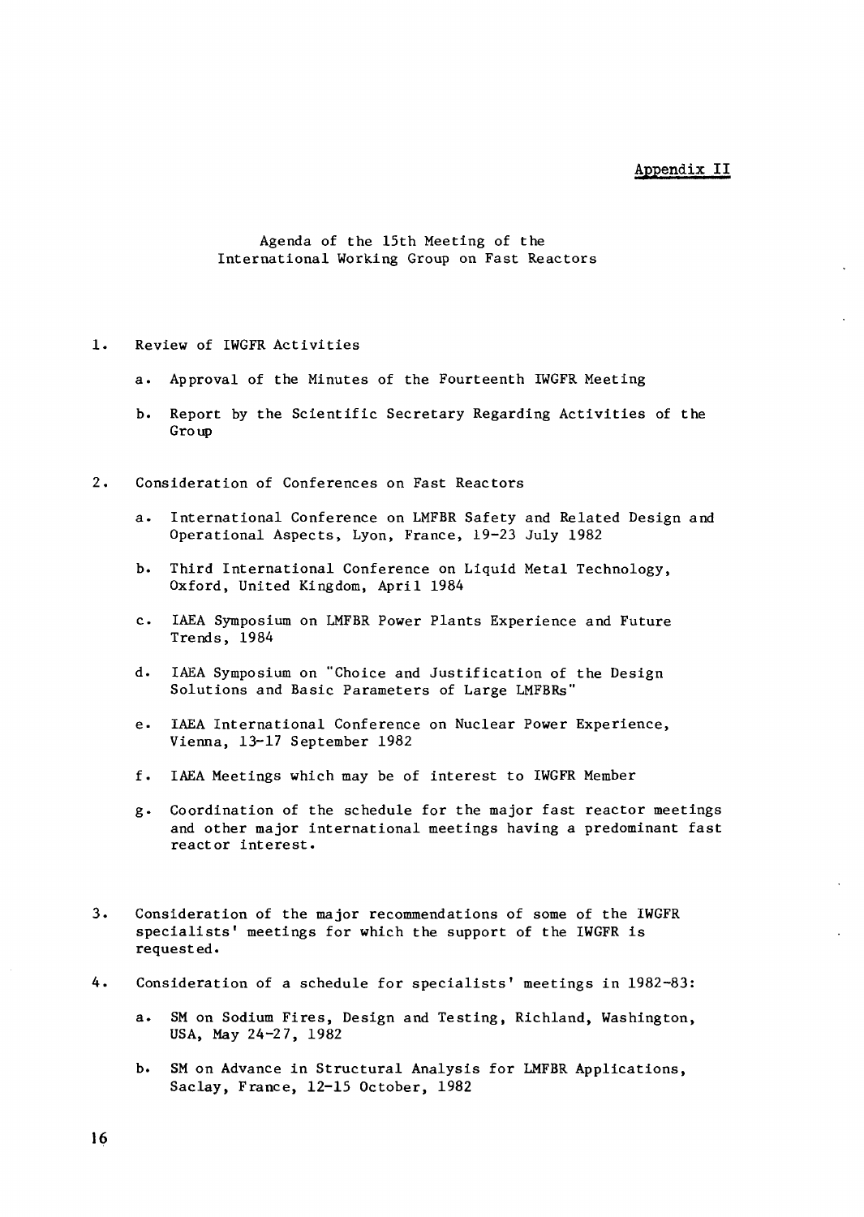Appendix II

## Agenda of the 15th Meeting of the International Working Group on Fast Reactors

1. Review of IWGFR Activities

   a. Approval of the Minutes of the Fourteenth IWGFR Meeting

   b. Report by the Scientific Secretary Regarding Activities of the Group

2. Consideration of Conferences on Fast Reactors

   a. International Conference on LMFBR Safety and Related Design and Operational Aspects, Lyon, France, 19-23 July 1982

   b. Third International Conference on Liquid Metal Technology, Oxford, United Kingdom, April 1984

   c. IAEA Symposium on LMFBR Power Plants Experience and Future Trends, 1984

   d. IAEA Symposium on "Choice and Justification of the Design Solutions and Basic Parameters of Large LMFBRs"

   e. IAEA International Conference on Nuclear Power Experience, Vienna, 13-17 September 1982

   f. IAEA Meetings which may be of interest to IWGFR Member

   g. Coordination of the schedule for the major fast reactor meetings and other major international meetings having a predominant fast reactor interest.

3. Consideration of the major recommendations of some of the IWGFR specialists' meetings for which the support of the IWGFR is requested.

4. Consideration of a schedule for specialists' meetings in 1982-83:

   a. SM on Sodium Fires, Design and Testing, Richland, Washington, USA, May 24-27, 1982

   b. SM on Advance in Structural Analysis for LMFBR Applications, Saclay, France, 12-15 October, 1982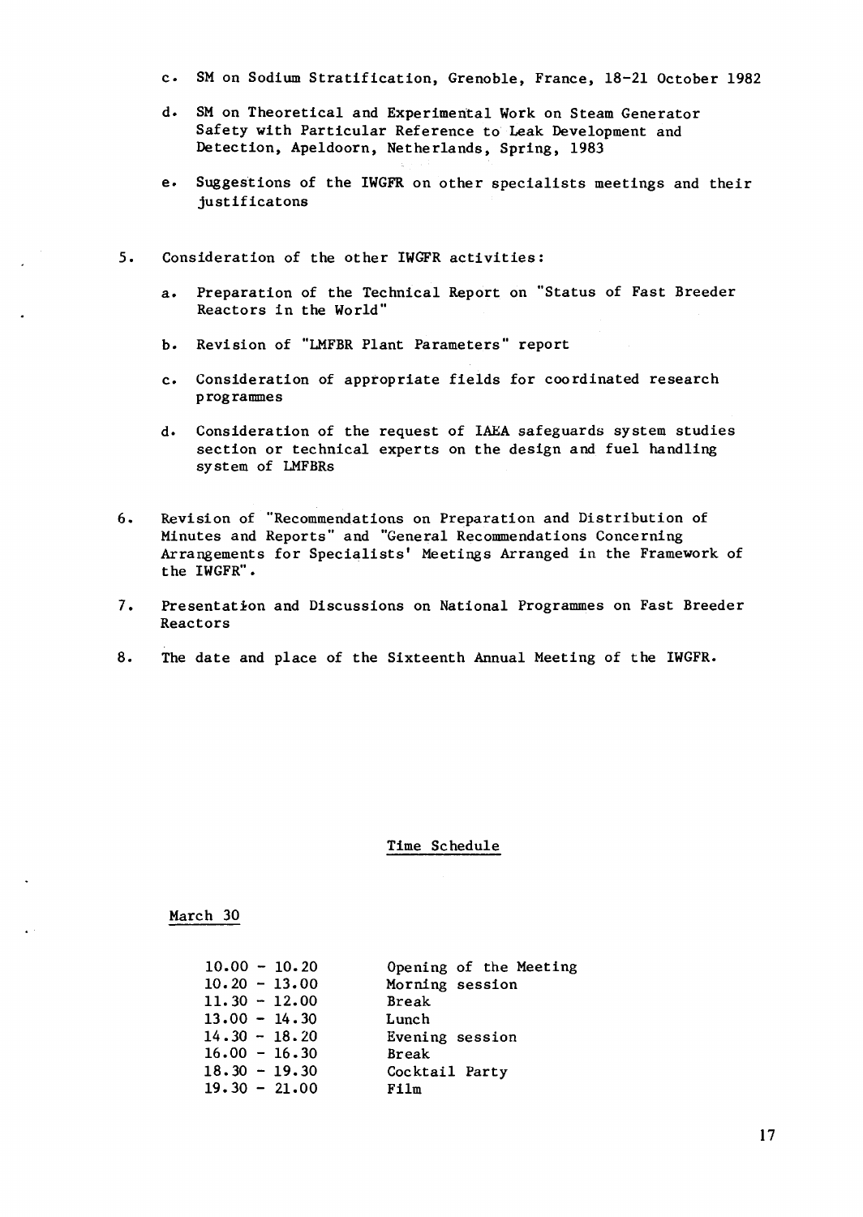c. SM on Sodium Stratification, Grenoble, France, 18-21 October 1982

d. SM on Theoretical and Experimental Work on Steam Generator Safety with Particular Reference to Leak Development and Detection, Apeldoorn, Netherlands, Spring, 1983

e. Suggestions of the IWGFR on other specialists meetings and their justificatons

5. Consideration of the other IWGFR activities:

   a. Preparation of the Technical Report on "Status of Fast Breeder Reactors in the World"

   b. Revision of "LMFBR Plant Parameters" report

   c. Consideration of appropriate fields for coordinated research programmes

   d. Consideration of the request of IAEA safeguards system studies section or technical experts on the design and fuel handling system of LMFBRs

6. Revision of "Recommendations on Preparation and Distribution of Minutes and Reports" and "General Recommendations Concerning Arrangements for Specialists' Meetings Arranged in the Framework of the IWGFR".

7. Presentation and Discussions on National Programmes on Fast Breeder Reactors

8. The date and place of the Sixteenth Annual Meeting of the IWGFR.

## Time Schedule

March 30

| | |
|---|---|
| 10.00 - 10.20 | Opening of the Meeting |
| 10.20 - 13.00 | Morning session |
| 11.30 - 12.00 | Break |
| 13.00 - 14.30 | Lunch |
| 14.30 - 18.20 | Evening session |
| 16.00 - 16.30 | Break |
| 18.30 - 19.30 | Cocktail Party |
| 19.30 - 21.00 | Film |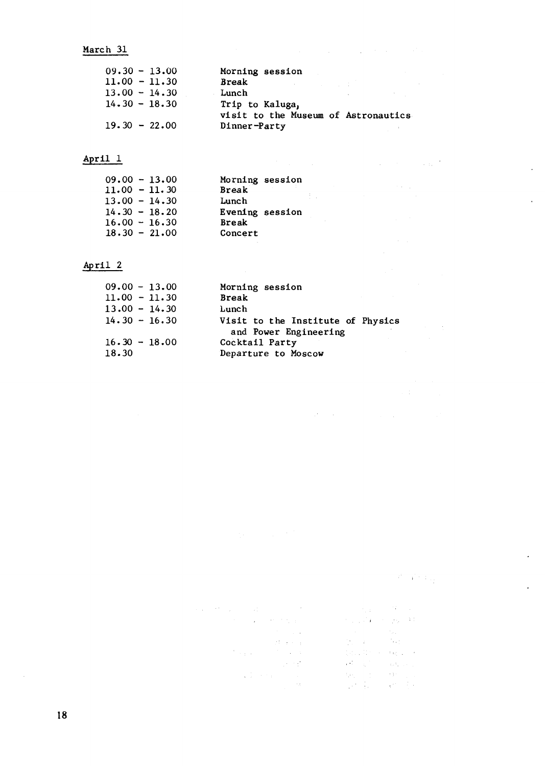March 31

| | |
|---|---|
| 09.30 - 13.00 | Morning session |
| 11.00 - 11.30 | Break |
| 13.00 - 14.30 | Lunch |
| 14.30 - 18.30 | Trip to Kaluga, visit to the Museum of Astronautics |
| 19.30 - 22.00 | Dinner-Party |

April 1

| | |
|---|---|
| 09.00 - 13.00 | Morning session |
| 11.00 - 11.30 | Break |
| 13.00 - 14.30 | Lunch |
| 14.30 - 18.20 | Evening session |
| 16.00 - 16.30 | Break |
| 18.30 - 21.00 | Concert |

April 2

| | |
|---|---|
| 09.00 - 13.00 | Morning session |
| 11.00 - 11.30 | Break |
| 13.00 - 14.30 | Lunch |
| 14.30 - 16.30 | Visit to the Institute of Physics and Power Engineering |
| 16.30 - 18.00 | Cocktail Party |
| 18.30 | Departure to Moscow |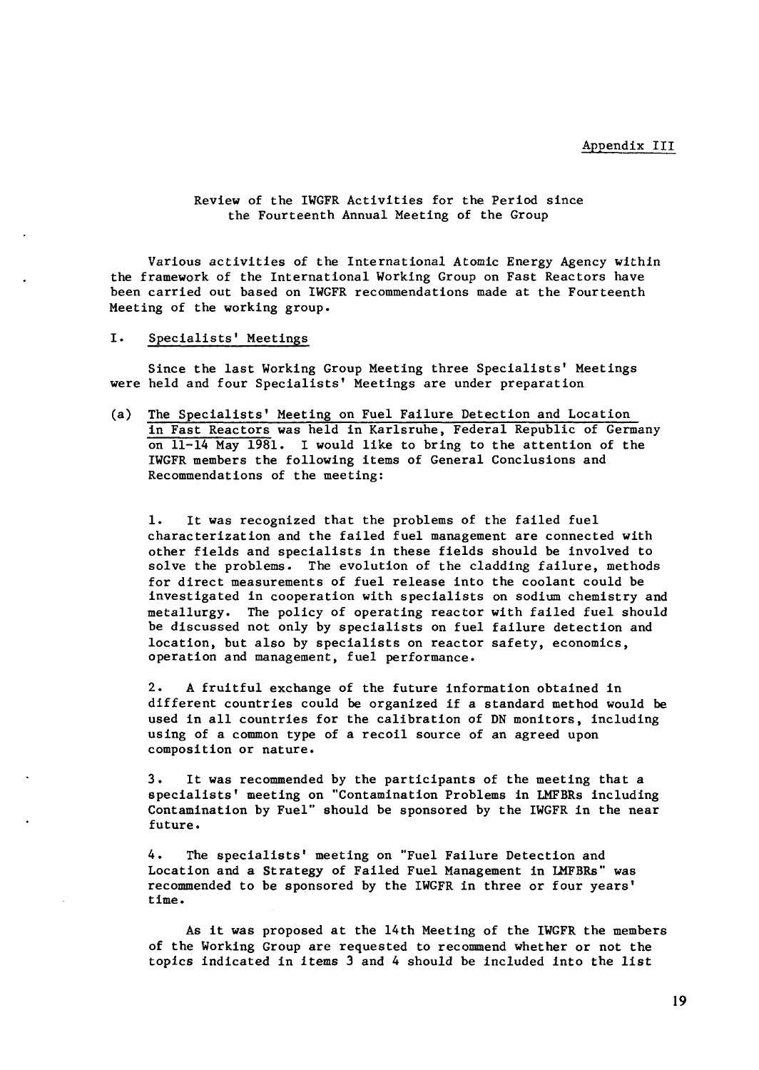Appendix III

## Review of the IWGFR Activities for the Period since the Fourteenth Annual Meeting of the Group

Various activities of the International Atomic Energy Agency within the framework of the International Working Group on Fast Reactors have been carried out based on IWGFR recommendations made at the Fourteenth Meeting of the working group.

### I. Specialists' Meetings

Since the last Working Group Meeting three Specialists' Meetings were held and four Specialists' Meetings are under preparation

(a) The Specialists' Meeting on Fuel Failure Detection and Location in Fast Reactors was held in Karlsruhe, Federal Republic of Germany on 11-14 May 1981. I would like to bring to the attention of the IWGFR members the following items of General Conclusions and Recommendations of the meeting:

1. It was recognized that the problems of the failed fuel characterization and the failed fuel management are connected with other fields and specialists in these fields should be involved to solve the problems. The evolution of the cladding failure, methods for direct measurements of fuel release into the coolant could be investigated in cooperation with specialists on sodium chemistry and metallurgy. The policy of operating reactor with failed fuel should be discussed not only by specialists on fuel failure detection and location, but also by specialists on reactor safety, economics, operation and management, fuel performance.

2. A fruitful exchange of the future information obtained in different countries could be organized if a standard method would be used in all countries for the calibration of DN monitors, including using of a common type of a recoil source of an agreed upon composition or nature.

3. It was recommended by the participants of the meeting that a specialists' meeting on "Contamination Problems in LMFBRs including Contamination by Fuel" should be sponsored by the IWGFR in the near future.

4. The specialists' meeting on "Fuel Failure Detection and Location and a Strategy of Failed Fuel Management in LMFBRs" was recommended to be sponsored by the IWGFR in three or four years' time.

As it was proposed at the 14th Meeting of the IWGFR the members of the Working Group are requested to recommend whether or not the topics indicated in items 3 and 4 should be included into the list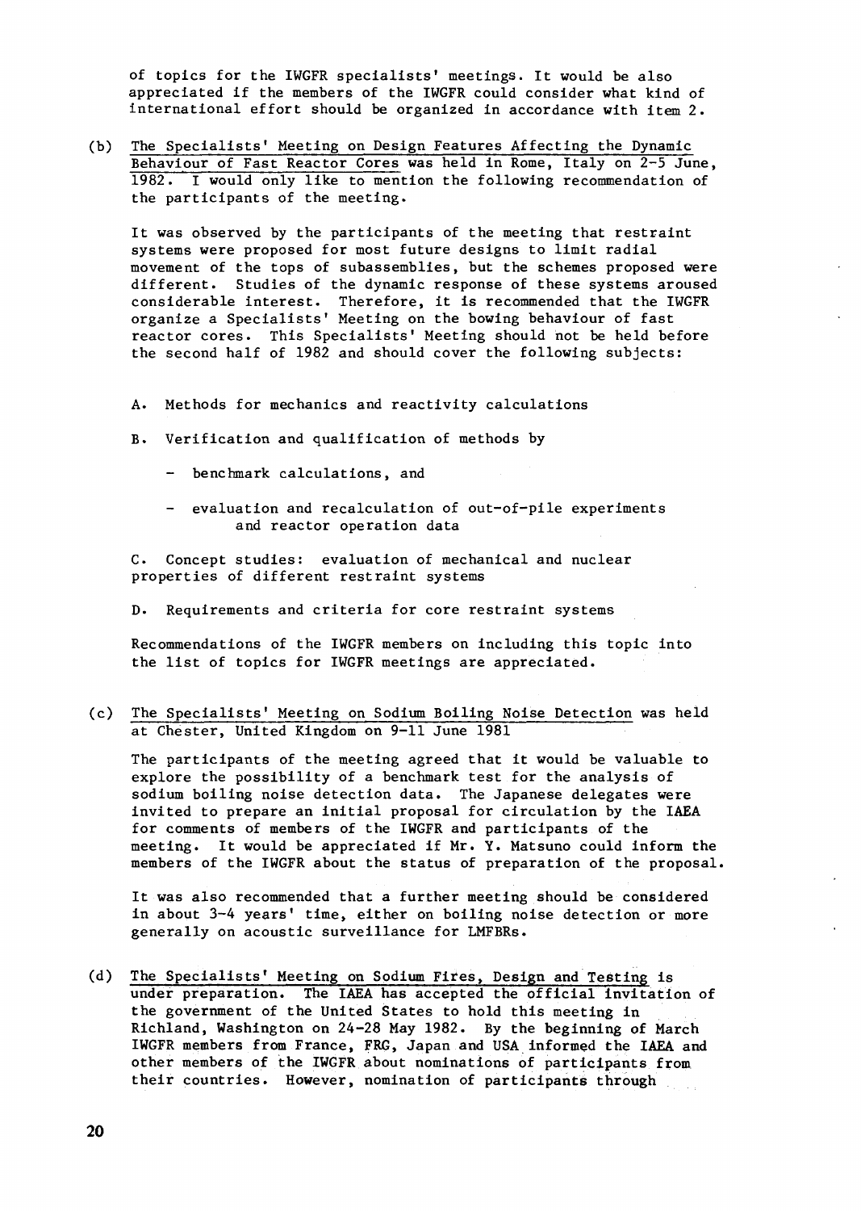of topics for the IWGFR specialists' meetings. It would be also appreciated if the members of the IWGFR could consider what kind of international effort should be organized in accordance with item 2.

(b) The Specialists' Meeting on Design Features Affecting the Dynamic Behaviour of Fast Reactor Cores was held in Rome, Italy on 2-5 June, 1982. I would only like to mention the following recommendation of the participants of the meeting.

It was observed by the participants of the meeting that restraint systems were proposed for most future designs to limit radial movement of the tops of subassemblies, but the schemes proposed were different. Studies of the dynamic response of these systems aroused considerable interest. Therefore, it is recommended that the IWGFR organize a Specialists' Meeting on the bowing behaviour of fast reactor cores. This Specialists' Meeting should not be held before the second half of 1982 and should cover the following subjects:

A. Methods for mechanics and reactivity calculations

B. Verification and qualification of methods by

- benchmark calculations, and
- evaluation and recalculation of out-of-pile experiments and reactor operation data

C. Concept studies: evaluation of mechanical and nuclear properties of different restraint systems

D. Requirements and criteria for core restraint systems

Recommendations of the IWGFR members on including this topic into the list of topics for IWGFR meetings are appreciated.

(c) The Specialists' Meeting on Sodium Boiling Noise Detection was held at Chester, United Kingdom on 9-11 June 1981

The participants of the meeting agreed that it would be valuable to explore the possibility of a benchmark test for the analysis of sodium boiling noise detection data. The Japanese delegates were invited to prepare an initial proposal for circulation by the IAEA for comments of members of the IWGFR and participants of the meeting. It would be appreciated if Mr. Y. Matsuno could inform the members of the IWGFR about the status of preparation of the proposal.

It was also recommended that a further meeting should be considered in about 3-4 years' time, either on boiling noise detection or more generally on acoustic surveillance for LMFBRs.

(d) The Specialists' Meeting on Sodium Fires, Design and Testing is under preparation. The IAEA has accepted the official invitation of the government of the United States to hold this meeting in Richland, Washington on 24-28 May 1982. By the beginning of March IWGFR members from France, FRG, Japan and USA informed the IAEA and other members of the IWGFR about nominations of participants from their countries. However, nomination of participants through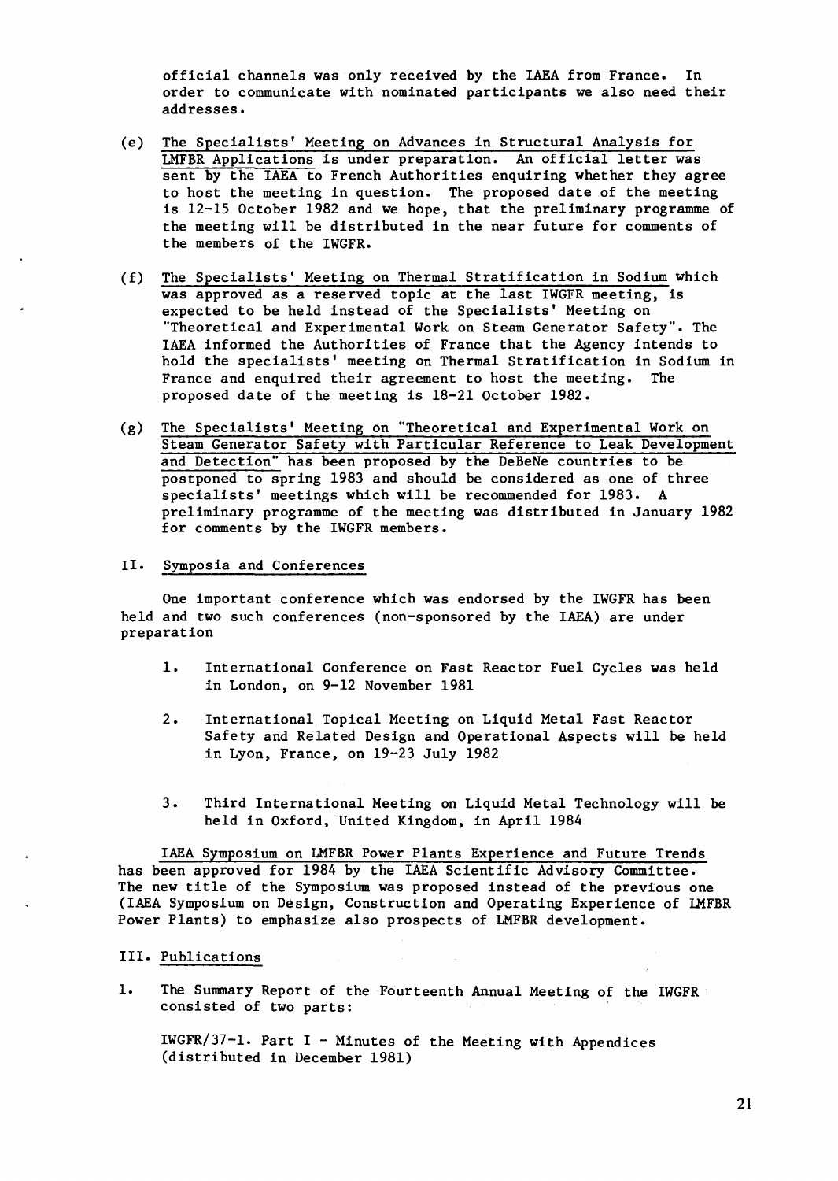official channels was only received by the IAEA from France. In order to communicate with nominated participants we also need their addresses.

(e) The Specialists' Meeting on Advances in Structural Analysis for LMFBR Applications is under preparation. An official letter was sent by the IAEA to French Authorities enquiring whether they agree to host the meeting in question. The proposed date of the meeting is 12-15 October 1982 and we hope, that the preliminary programme of the meeting will be distributed in the near future for comments of the members of the IWGFR.

(f) The Specialists' Meeting on Thermal Stratification in Sodium which was approved as a reserved topic at the last IWGFR meeting, is expected to be held instead of the Specialists' Meeting on "Theoretical and Experimental Work on Steam Generator Safety". The IAEA informed the Authorities of France that the Agency intends to hold the specialists' meeting on Thermal Stratification in Sodium in France and enquired their agreement to host the meeting. The proposed date of the meeting is 18-21 October 1982.

(g) The Specialists' Meeting on "Theoretical and Experimental Work on Steam Generator Safety with Particular Reference to Leak Development and Detection" has been proposed by the DeBeNe countries to be postponed to spring 1983 and should be considered as one of three specialists' meetings which will be recommended for 1983. A preliminary programme of the meeting was distributed in January 1982 for comments by the IWGFR members.

## II. Symposia and Conferences

One important conference which was endorsed by the IWGFR has been held and two such conferences (non-sponsored by the IAEA) are under preparation

1. International Conference on Fast Reactor Fuel Cycles was held in London, on 9-12 November 1981

2. International Topical Meeting on Liquid Metal Fast Reactor Safety and Related Design and Operational Aspects will be held in Lyon, France, on 19-23 July 1982

3. Third International Meeting on Liquid Metal Technology will be held in Oxford, United Kingdom, in April 1984

IAEA Symposium on LMFBR Power Plants Experience and Future Trends has been approved for 1984 by the IAEA Scientific Advisory Committee. The new title of the Symposium was proposed instead of the previous one (IAEA Symposium on Design, Construction and Operating Experience of LMFBR Power Plants) to emphasize also prospects of LMFBR development.

## III. Publications

1. The Summary Report of the Fourteenth Annual Meeting of the IWGFR consisted of two parts:

   IWGFR/37-1. Part I - Minutes of the Meeting with Appendices (distributed in December 1981)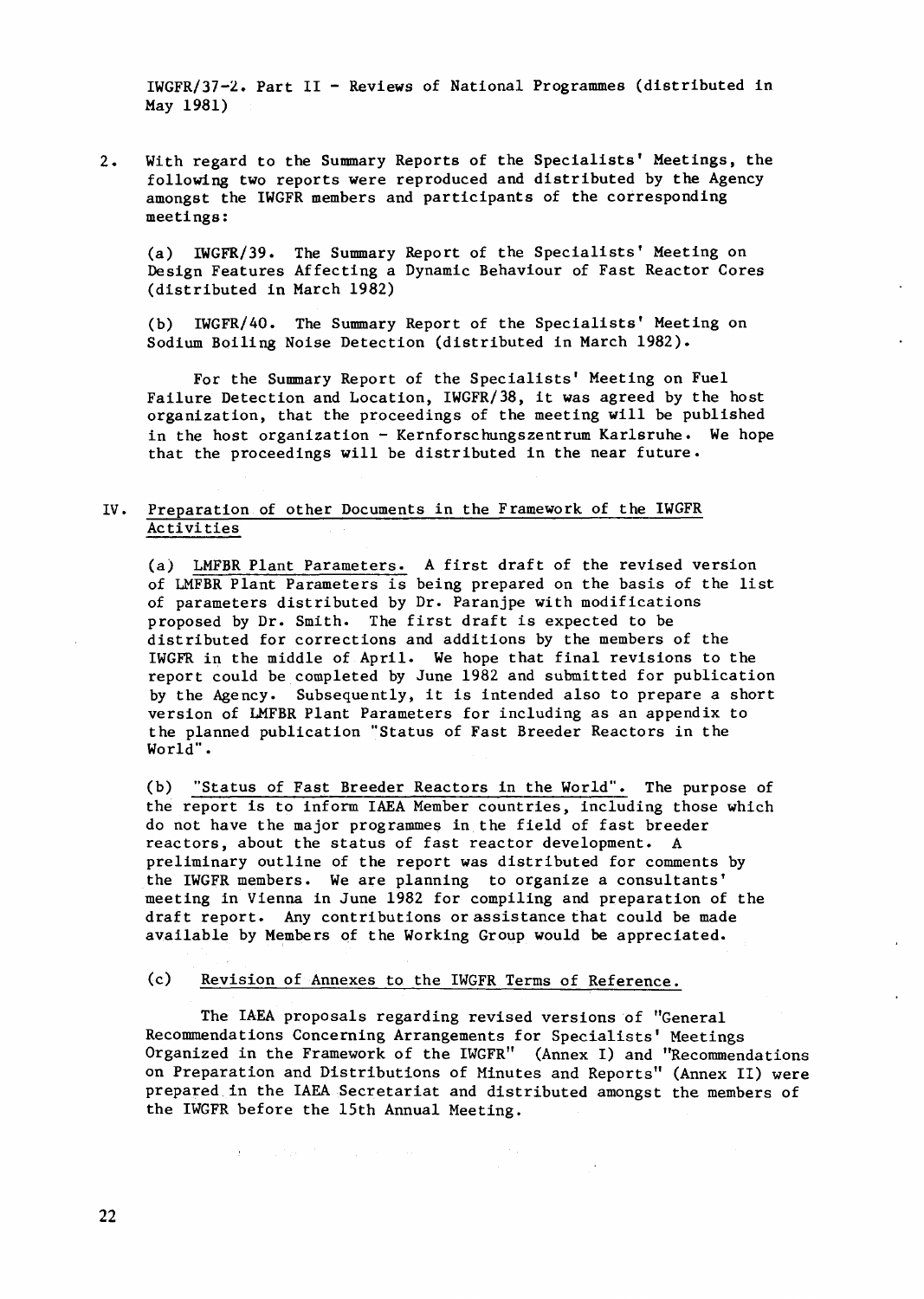IWGFR/37-2. Part II - Reviews of National Programmes (distributed in May 1981)

2. With regard to the Summary Reports of the Specialists' Meetings, the following two reports were reproduced and distributed by the Agency amongst the IWGFR members and participants of the corresponding meetings:

(a) IWGFR/39. The Summary Report of the Specialists' Meeting on Design Features Affecting a Dynamic Behaviour of Fast Reactor Cores (distributed in March 1982)

(b) IWGFR/40. The Summary Report of the Specialists' Meeting on Sodium Boiling Noise Detection (distributed in March 1982).

For the Summary Report of the Specialists' Meeting on Fuel Failure Detection and Location, IWGFR/38, it was agreed by the host organization, that the proceedings of the meeting will be published in the host organization - Kernforschungszentrum Karlsruhe. We hope that the proceedings will be distributed in the near future.

## IV. Preparation of other Documents in the Framework of the IWGFR Activities

(a) LMFBR Plant Parameters. A first draft of the revised version of LMFBR Plant Parameters is being prepared on the basis of the list of parameters distributed by Dr. Paranjpe with modifications proposed by Dr. Smith. The first draft is expected to be distributed for corrections and additions by the members of the IWGFR in the middle of April. We hope that final revisions to the report could be completed by June 1982 and submitted for publication by the Agency. Subsequently, it is intended also to prepare a short version of LMFBR Plant Parameters for including as an appendix to the planned publication "Status of Fast Breeder Reactors in the World".

(b) "Status of Fast Breeder Reactors in the World". The purpose of the report is to inform IAEA Member countries, including those which do not have the major programmes in the field of fast breeder reactors, about the status of fast reactor development. A preliminary outline of the report was distributed for comments by the IWGFR members. We are planning to organize a consultants' meeting in Vienna in June 1982 for compiling and preparation of the draft report. Any contributions or assistance that could be made available by Members of the Working Group would be appreciated.

(c) Revision of Annexes to the IWGFR Terms of Reference.

The IAEA proposals regarding revised versions of "General Recommendations Concerning Arrangements for Specialists' Meetings Organized in the Framework of the IWGFR" (Annex I) and "Recommendations on Preparation and Distributions of Minutes and Reports" (Annex II) were prepared in the IAEA Secretariat and distributed amongst the members of the IWGFR before the 15th Annual Meeting.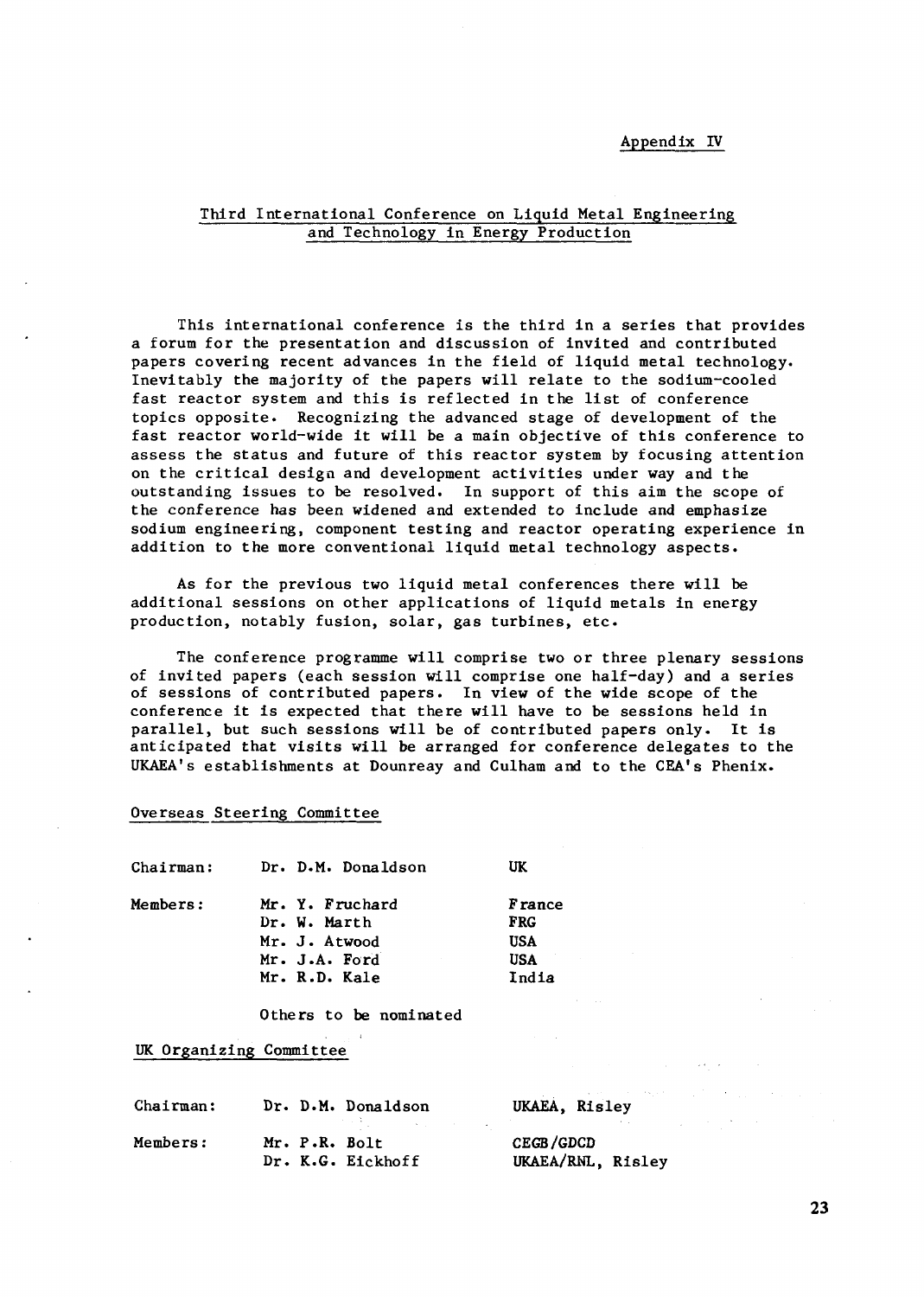Appendix IV

## Third International Conference on Liquid Metal Engineering and Technology in Energy Production

This international conference is the third in a series that provides a forum for the presentation and discussion of invited and contributed papers covering recent advances in the field of liquid metal technology. Inevitably the majority of the papers will relate to the sodium-cooled fast reactor system and this is reflected in the list of conference topics opposite. Recognizing the advanced stage of development of the fast reactor world-wide it will be a main objective of this conference to assess the status and future of this reactor system by focusing attention on the critical design and development activities under way and the outstanding issues to be resolved. In support of this aim the scope of the conference has been widened and extended to include and emphasize sodium engineering, component testing and reactor operating experience in addition to the more conventional liquid metal technology aspects.

As for the previous two liquid metal conferences there will be additional sessions on other applications of liquid metals in energy production, notably fusion, solar, gas turbines, etc.

The conference programme will comprise two or three plenary sessions of invited papers (each session will comprise one half-day) and a series of sessions of contributed papers. In view of the wide scope of the conference it is expected that there will have to be sessions held in parallel, but such sessions will be of contributed papers only. It is anticipated that visits will be arranged for conference delegates to the UKAEA's establishments at Dounreay and Culham and to the CEA's Phenix.

### Overseas Steering Committee

| | | |
|---|---|---|
| Chairman: | Dr. D.M. Donaldson | UK |
| Members: | Mr. Y. Fruchard | France |
| | Dr. W. Marth | FRG |
| | Mr. J. Atwood | USA |
| | Mr. J.A. Ford | USA |
| | Mr. R.D. Kale | India |
| | Others to be nominated | |

### UK Organizing Committee

| | | |
|---|---|---|
| Chairman: | Dr. D.M. Donaldson | UKAEA, Risley |
| Members: | Mr. P.R. Bolt | CEGB/GDCD |
| | Dr. K.G. Eickhoff | UKAEA/RNL, Risley |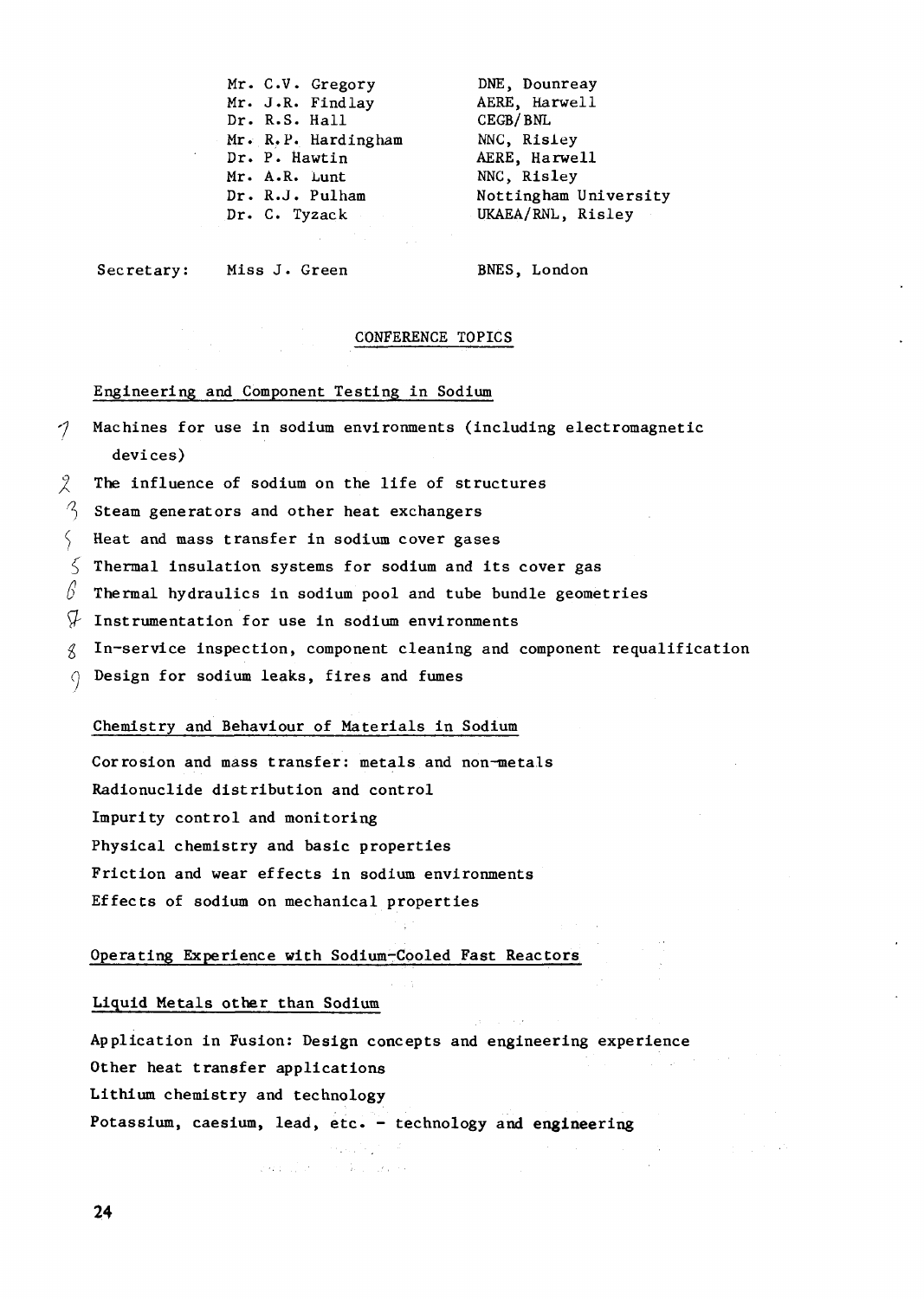| | |
|---|---|
| Mr. C.V. Gregory | DNE, Dounreay |
| Mr. J.R. Findlay | AERE, Harwell |
| Dr. R.S. Hall | CEGB/BNL |
| Mr. R.P. Hardingham | NNC, Risley |
| Dr. P. Hawtin | AERE, Harwell |
| Mr. A.R. Lunt | NNC, Risley |
| Dr. R.J. Pulham | Nottingham University |
| Dr. C. Tyzack | UKAEA/RNL, Risley |

Secretary: Miss J. Green — BNES, London

## CONFERENCE TOPICS

### Engineering and Component Testing in Sodium

1. Machines for use in sodium environments (including electromagnetic devices)
2. The influence of sodium on the life of structures
3. Steam generators and other heat exchangers
4. Heat and mass transfer in sodium cover gases
5. Thermal insulation systems for sodium and its cover gas
6. Thermal hydraulics in sodium pool and tube bundle geometries
7. Instrumentation for use in sodium environments
8. In-service inspection, component cleaning and component requalification
9. Design for sodium leaks, fires and fumes

### Chemistry and Behaviour of Materials in Sodium

Corrosion and mass transfer: metals and non-metals

Radionuclide distribution and control

Impurity control and monitoring

Physical chemistry and basic properties

Friction and wear effects in sodium environments

Effects of sodium on mechanical properties

### Operating Experience with Sodium-Cooled Fast Reactors

### Liquid Metals other than Sodium

Application in Fusion: Design concepts and engineering experience

Other heat transfer applications

Lithium chemistry and technology

Potassium, caesium, lead, etc. - technology and engineering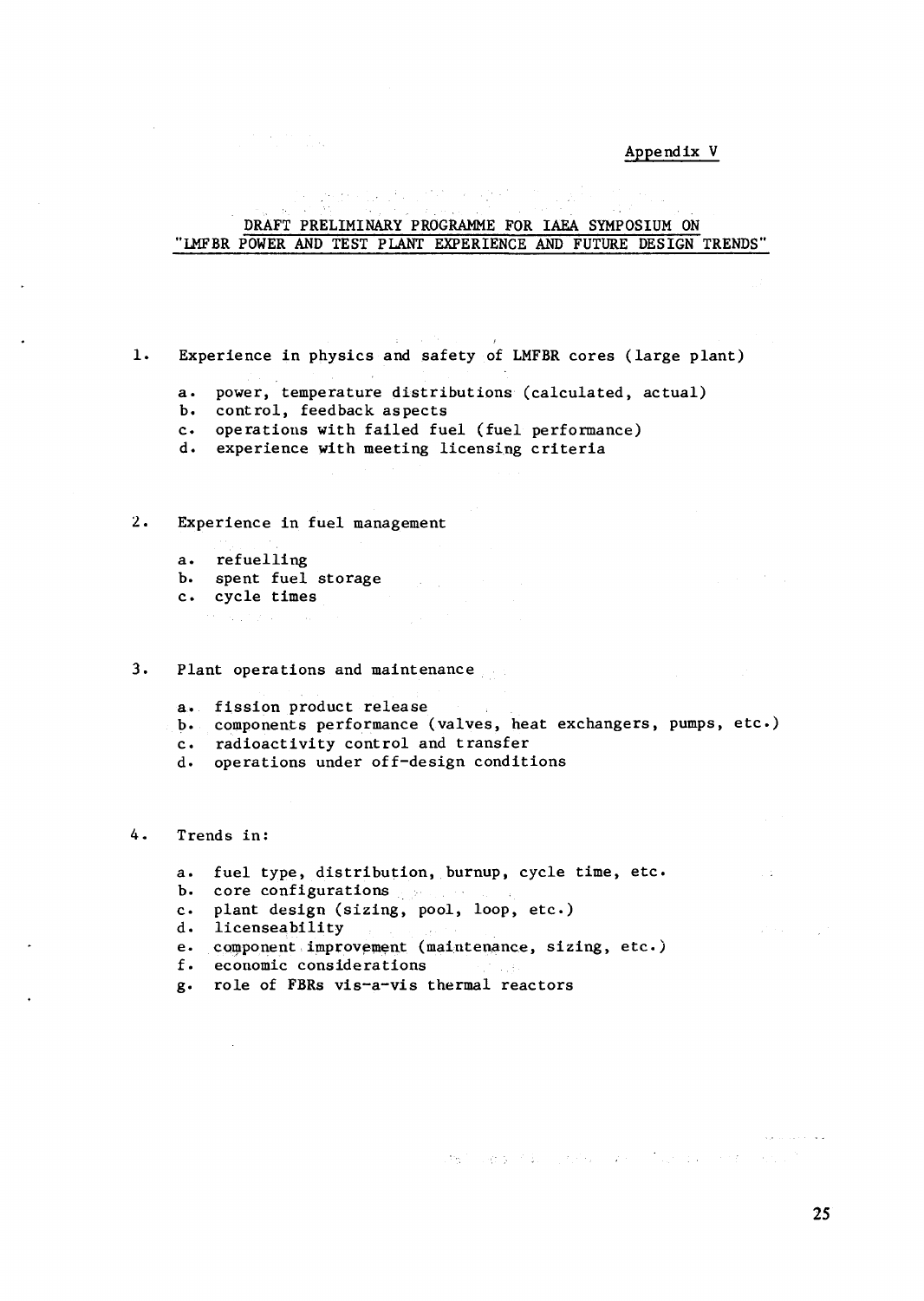Appendix V

## DRAFT PRELIMINARY PROGRAMME FOR IAEA SYMPOSIUM ON "LMFBR POWER AND TEST PLANT EXPERIENCE AND FUTURE DESIGN TRENDS"

1. Experience in physics and safety of LMFBR cores (large plant)

   a. power, temperature distributions (calculated, actual)
   b. control, feedback aspects
   c. operations with failed fuel (fuel performance)
   d. experience with meeting licensing criteria

2. Experience in fuel management

   a. refuelling
   b. spent fuel storage
   c. cycle times

3. Plant operations and maintenance

   a. fission product release
   b. components performance (valves, heat exchangers, pumps, etc.)
   c. radioactivity control and transfer
   d. operations under off-design conditions

4. Trends in:

   a. fuel type, distribution, burnup, cycle time, etc.
   b. core configurations
   c. plant design (sizing, pool, loop, etc.)
   d. licenseability
   e. component improvement (maintenance, sizing, etc.)
   f. economic considerations
   g. role of FBRs vis-a-vis thermal reactors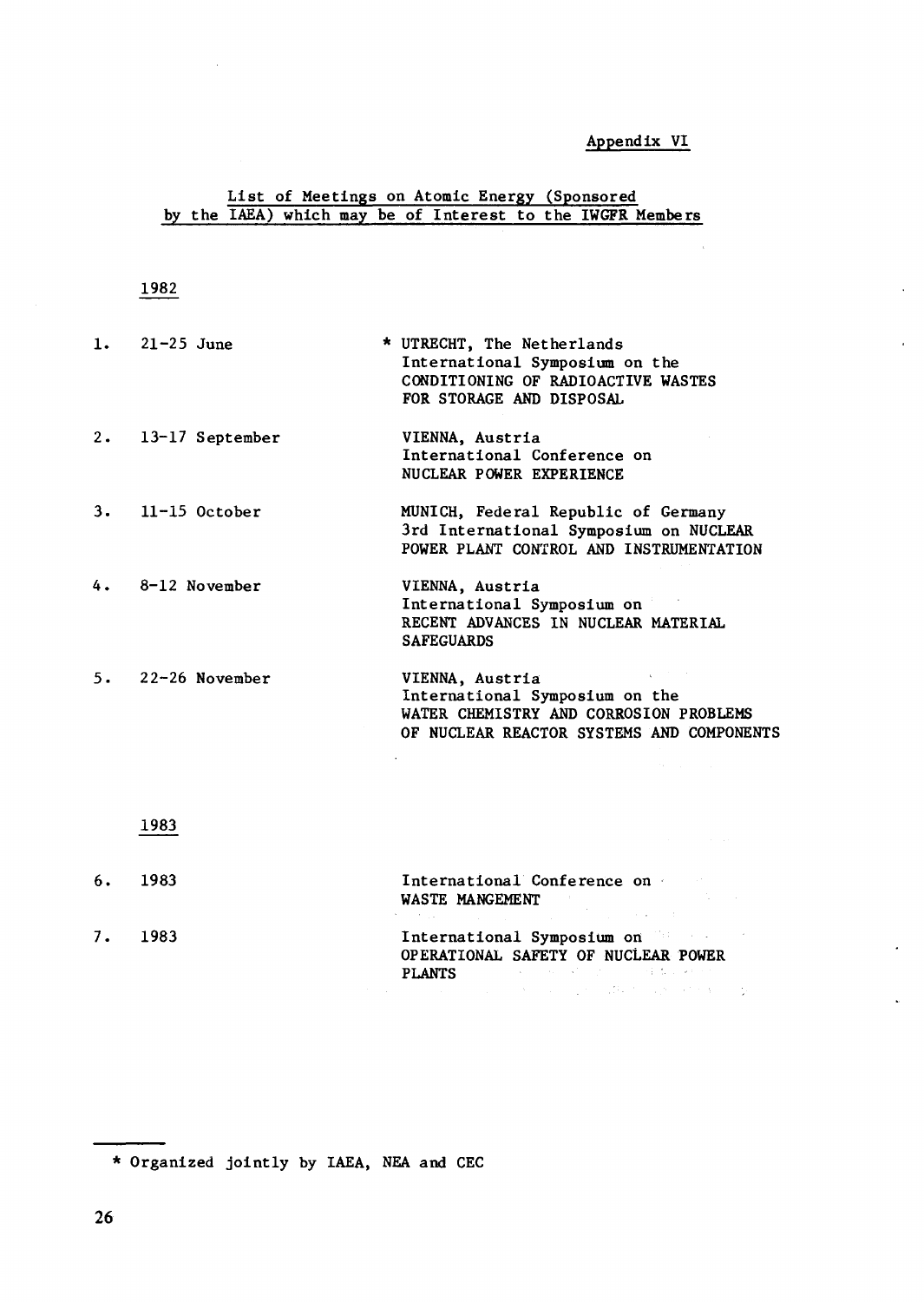Appendix VI

## List of Meetings on Atomic Energy (Sponsored by the IAEA) which may be of Interest to the IWGFR Members

### 1982

| | Date | Meeting |
|---|---|---|
| 1. | 21-25 June | * UTRECHT, The Netherlands<br>International Symposium on the CONDITIONING OF RADIOACTIVE WASTES FOR STORAGE AND DISPOSAL |
| 2. | 13-17 September | VIENNA, Austria<br>International Conference on NUCLEAR POWER EXPERIENCE |
| 3. | 11-15 October | MUNICH, Federal Republic of Germany<br>3rd International Symposium on NUCLEAR POWER PLANT CONTROL AND INSTRUMENTATION |
| 4. | 8-12 November | VIENNA, Austria<br>International Symposium on RECENT ADVANCES IN NUCLEAR MATERIAL SAFEGUARDS |
| 5. | 22-26 November | VIENNA, Austria<br>International Symposium on the WATER CHEMISTRY AND CORROSION PROBLEMS OF NUCLEAR REACTOR SYSTEMS AND COMPONENTS |

### 1983

| | Date | Meeting |
|---|---|---|
| 6. | 1983 | International Conference on WASTE MANGEMENT |
| 7. | 1983 | International Symposium on OPERATIONAL SAFETY OF NUCLEAR POWER PLANTS |

---

* Organized jointly by IAEA, NEA and CEC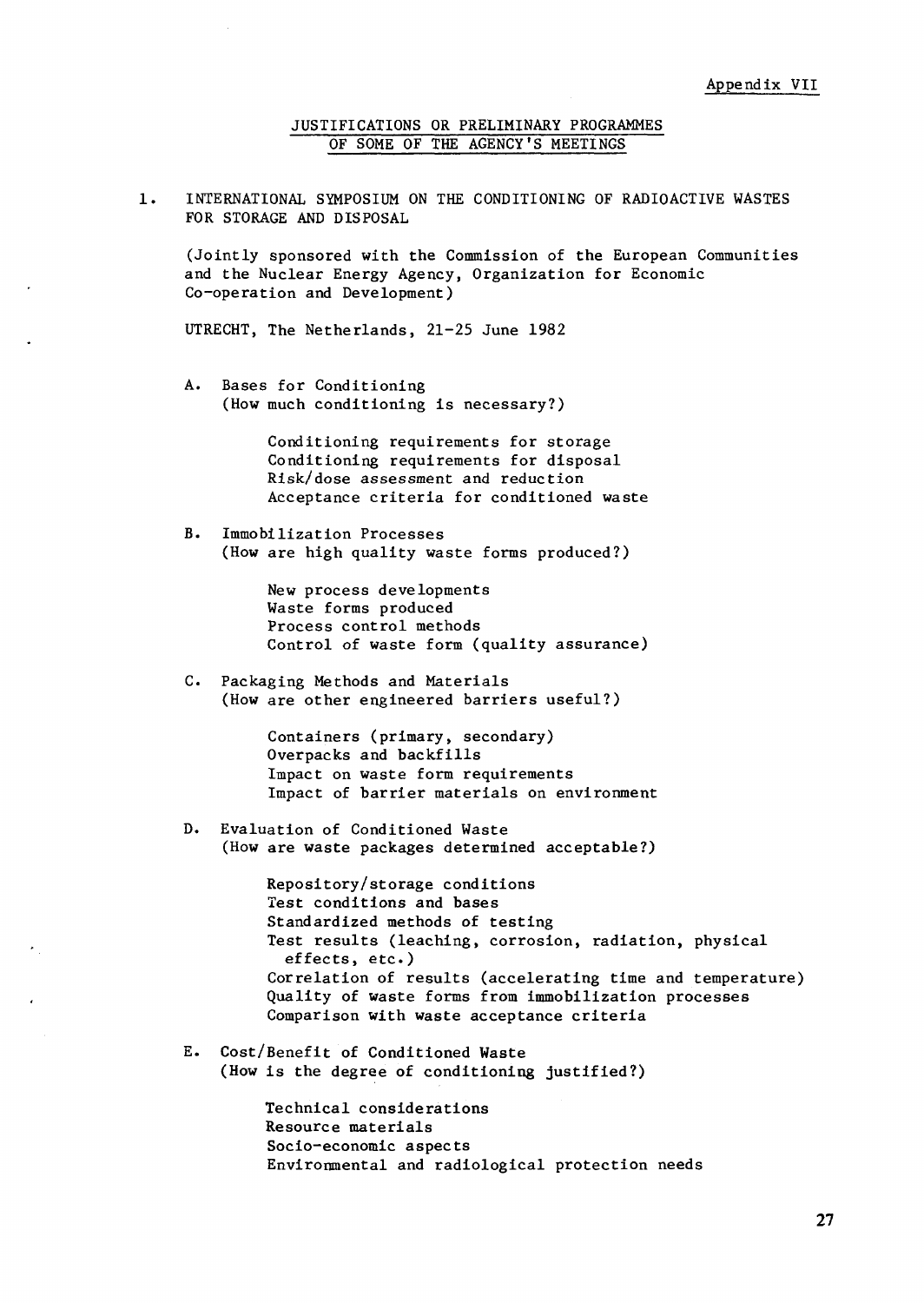Appendix VII

## JUSTIFICATIONS OR PRELIMINARY PROGRAMMES OF SOME OF THE AGENCY'S MEETINGS

### 1. INTERNATIONAL SYMPOSIUM ON THE CONDITIONING OF RADIOACTIVE WASTES FOR STORAGE AND DISPOSAL

(Jointly sponsored with the Commission of the European Communities and the Nuclear Energy Agency, Organization for Economic Co-operation and Development)

UTRECHT, The Netherlands, 21-25 June 1982

A. Bases for Conditioning
(How much conditioning is necessary?)

- Conditioning requirements for storage
- Conditioning requirements for disposal
- Risk/dose assessment and reduction
- Acceptance criteria for conditioned waste

B. Immobilization Processes
(How are high quality waste forms produced?)

- New process developments
- Waste forms produced
- Process control methods
- Control of waste form (quality assurance)

C. Packaging Methods and Materials
(How are other engineered barriers useful?)

- Containers (primary, secondary)
- Overpacks and backfills
- Impact on waste form requirements
- Impact of barrier materials on environment

D. Evaluation of Conditioned Waste
(How are waste packages determined acceptable?)

- Repository/storage conditions
- Test conditions and bases
- Standardized methods of testing
- Test results (leaching, corrosion, radiation, physical effects, etc.)
- Correlation of results (accelerating time and temperature)
- Quality of waste forms from immobilization processes
- Comparison with waste acceptance criteria

E. Cost/Benefit of Conditioned Waste
(How is the degree of conditioning justified?)

- Technical considerations
- Resource materials
- Socio-economic aspects
- Environmental and radiological protection needs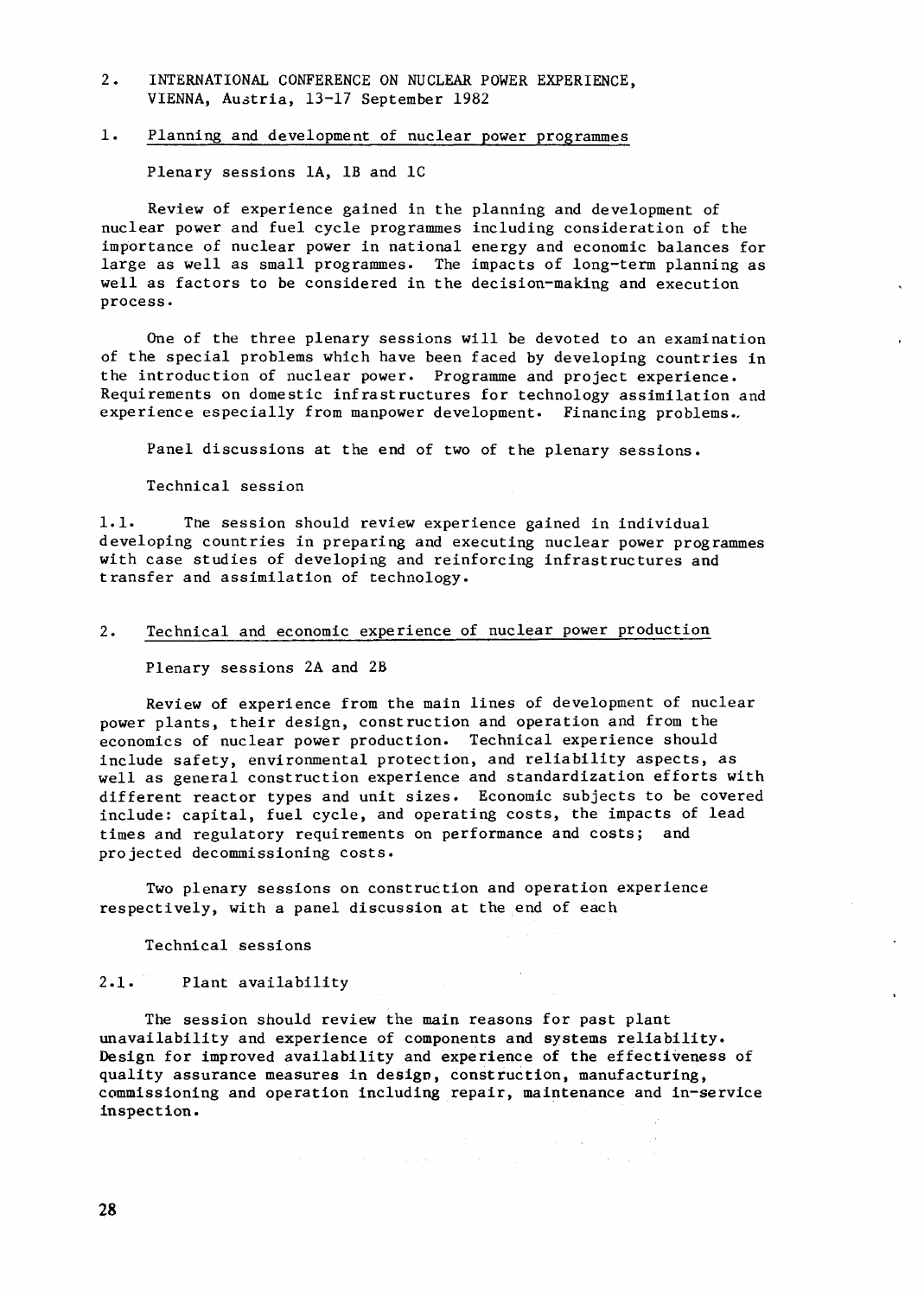## 2. INTERNATIONAL CONFERENCE ON NUCLEAR POWER EXPERIENCE, VIENNA, Austria, 13-17 September 1982

### 1. Planning and development of nuclear power programmes

Plenary sessions 1A, 1B and 1C

Review of experience gained in the planning and development of nuclear power and fuel cycle programmes including consideration of the importance of nuclear power in national energy and economic balances for large as well as small programmes. The impacts of long-term planning as well as factors to be considered in the decision-making and execution process.

One of the three plenary sessions will be devoted to an examination of the special problems which have been faced by developing countries in the introduction of nuclear power. Programme and project experience. Requirements on domestic infrastructures for technology assimilation and experience especially from manpower development. Financing problems.

Panel discussions at the end of two of the plenary sessions.

Technical session

1.1. The session should review experience gained in individual developing countries in preparing and executing nuclear power programmes with case studies of developing and reinforcing infrastructures and transfer and assimilation of technology.

### 2. Technical and economic experience of nuclear power production

Plenary sessions 2A and 2B

Review of experience from the main lines of development of nuclear power plants, their design, construction and operation and from the economics of nuclear power production. Technical experience should include safety, environmental protection, and reliability aspects, as well as general construction experience and standardization efforts with different reactor types and unit sizes. Economic subjects to be covered include: capital, fuel cycle, and operating costs, the impacts of lead times and regulatory requirements on performance and costs; and projected decommissioning costs.

Two plenary sessions on construction and operation experience respectively, with a panel discussion at the end of each

Technical sessions

2.1. Plant availability

The session should review the main reasons for past plant unavailability and experience of components and systems reliability. Design for improved availability and experience of the effectiveness of quality assurance measures in design, construction, manufacturing, commissioning and operation including repair, maintenance and in-service inspection.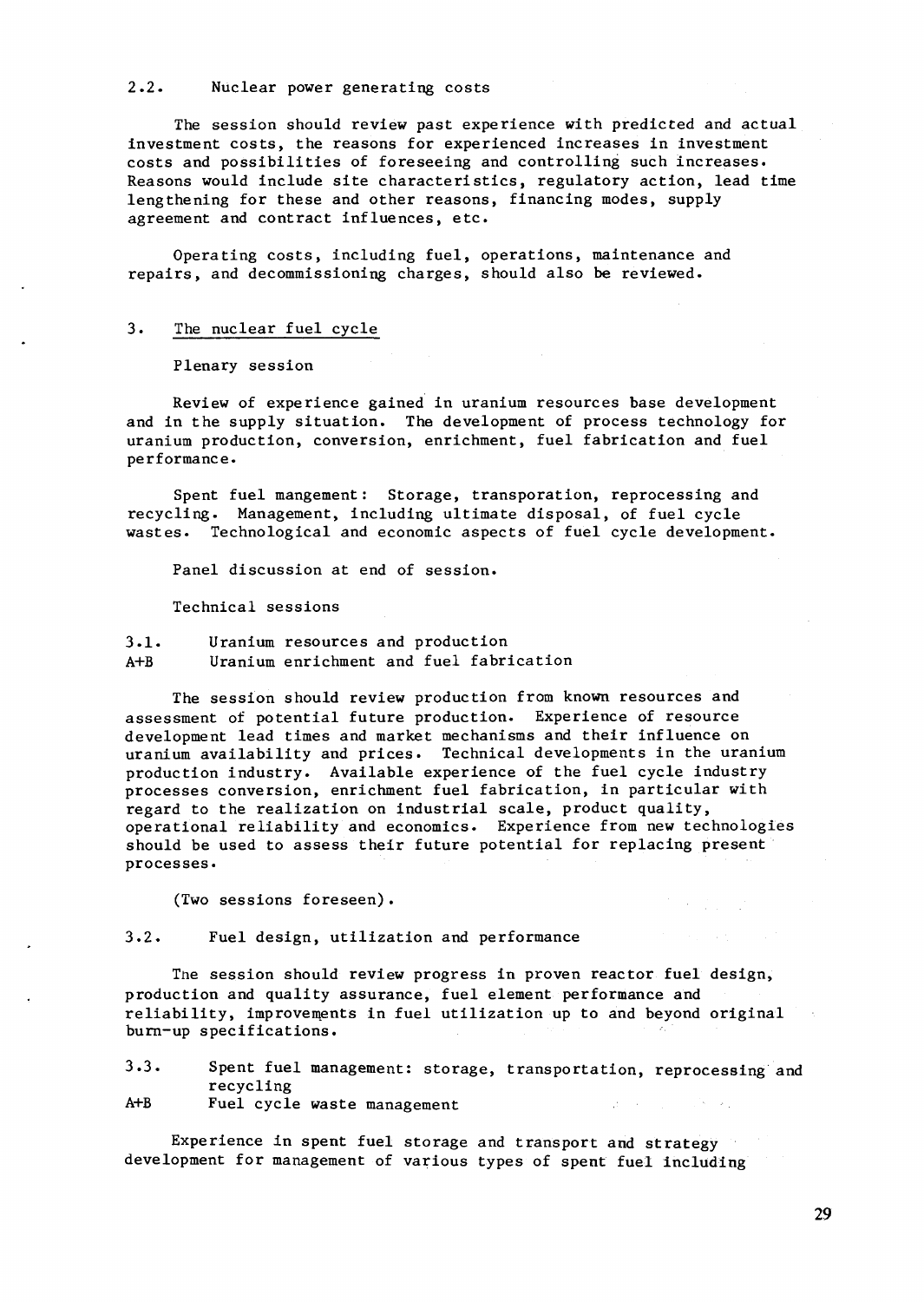### 2.2. Nuclear power generating costs

The session should review past experience with predicted and actual investment costs, the reasons for experienced increases in investment costs and possibilities of foreseeing and controlling such increases. Reasons would include site characteristics, regulatory action, lead time lengthening for these and other reasons, financing modes, supply agreement and contract influences, etc.

Operating costs, including fuel, operations, maintenance and repairs, and decommissioning charges, should also be reviewed.

## 3. The nuclear fuel cycle

Plenary session

Review of experience gained in uranium resources base development and in the supply situation. The development of process technology for uranium production, conversion, enrichment, fuel fabrication and fuel performance.

Spent fuel mangement: Storage, transporation, reprocessing and recycling. Management, including ultimate disposal, of fuel cycle wastes. Technological and economic aspects of fuel cycle development.

Panel discussion at end of session.

Technical sessions

### 3.1. Uranium resources and production
### A+B Uranium enrichment and fuel fabrication

The session should review production from known resources and assessment of potential future production. Experience of resource development lead times and market mechanisms and their influence on uranium availability and prices. Technical developments in the uranium production industry. Available experience of the fuel cycle industry processes conversion, enrichment fuel fabrication, in particular with regard to the realization on industrial scale, product quality, operational reliability and economics. Experience from new technologies should be used to assess their future potential for replacing present processes.

(Two sessions foreseen).

### 3.2. Fuel design, utilization and performance

The session should review progress in proven reactor fuel design, production and quality assurance, fuel element performance and reliability, improvements in fuel utilization up to and beyond original burn-up specifications.

### 3.3. Spent fuel management: storage, transportation, reprocessing and recycling
### A+B Fuel cycle waste management

Experience in spent fuel storage and transport and strategy development for management of various types of spent fuel including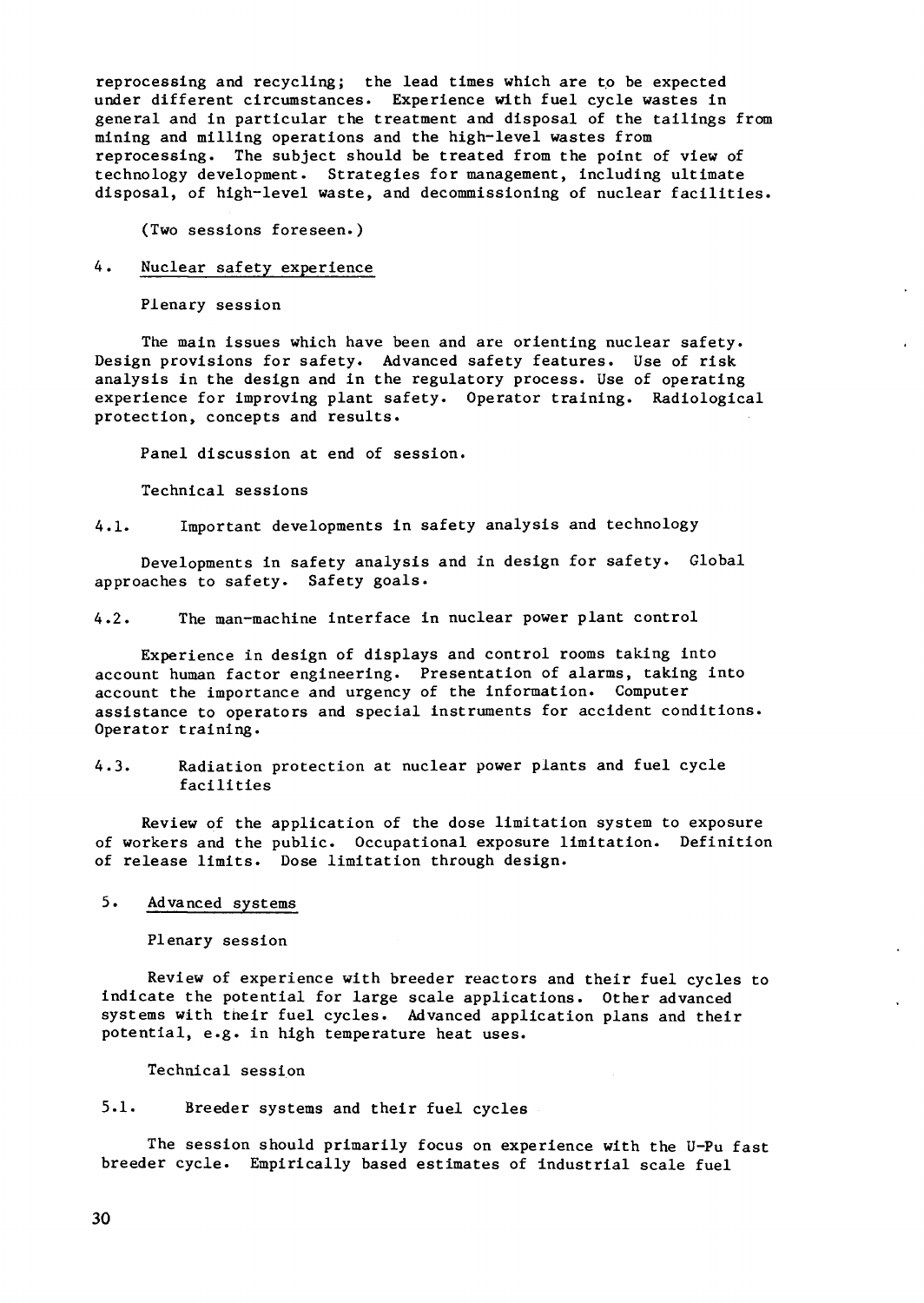reprocessing and recycling; the lead times which are to be expected under different circumstances. Experience with fuel cycle wastes in general and in particular the treatment and disposal of the tailings from mining and milling operations and the high-level wastes from reprocessing. The subject should be treated from the point of view of technology development. Strategies for management, including ultimate disposal, of high-level waste, and decommissioning of nuclear facilities.

(Two sessions foreseen.)

## 4. Nuclear safety experience

Plenary session

The main issues which have been and are orienting nuclear safety. Design provisions for safety. Advanced safety features. Use of risk analysis in the design and in the regulatory process. Use of operating experience for improving plant safety. Operator training. Radiological protection, concepts and results.

Panel discussion at end of session.

Technical sessions

### 4.1. Important developments in safety analysis and technology

Developments in safety analysis and in design for safety. Global approaches to safety. Safety goals.

### 4.2. The man-machine interface in nuclear power plant control

Experience in design of displays and control rooms taking into account human factor engineering. Presentation of alarms, taking into account the importance and urgency of the information. Computer assistance to operators and special instruments for accident conditions. Operator training.

### 4.3. Radiation protection at nuclear power plants and fuel cycle facilities

Review of the application of the dose limitation system to exposure of workers and the public. Occupational exposure limitation. Definition of release limits. Dose limitation through design.

## 5. Advanced systems

Plenary session

Review of experience with breeder reactors and their fuel cycles to indicate the potential for large scale applications. Other advanced systems with their fuel cycles. Advanced application plans and their potential, e.g. in high temperature heat uses.

Technical session

### 5.1. Breeder systems and their fuel cycles

The session should primarily focus on experience with the U-Pu fast breeder cycle. Empirically based estimates of industrial scale fuel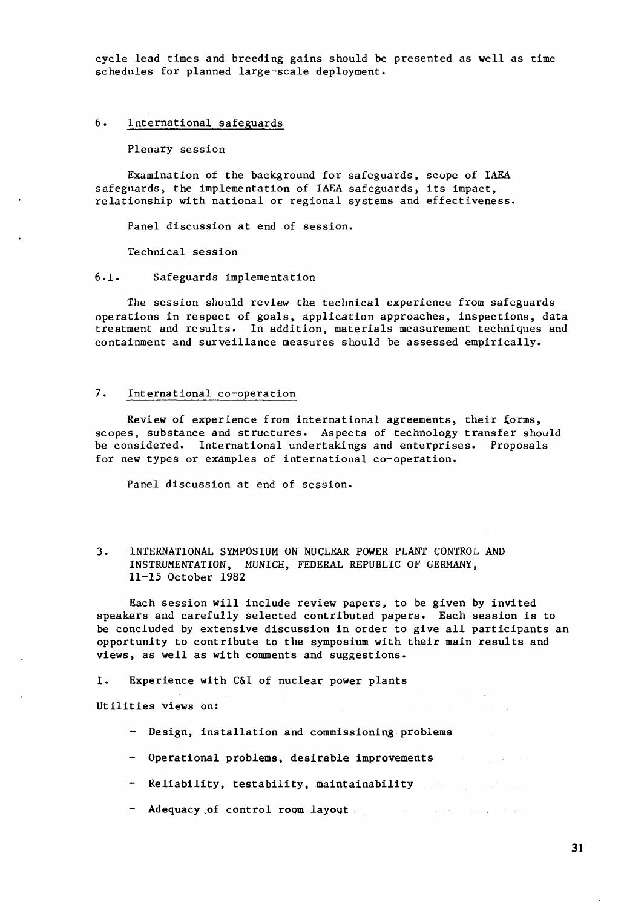cycle lead times and breeding gains should be presented as well as time schedules for planned large-scale deployment.

## 6. International safeguards

Plenary session

Examination of the background for safeguards, scope of IAEA safeguards, the implementation of IAEA safeguards, its impact, relationship with national or regional systems and effectiveness.

Panel discussion at end of session.

Technical session

### 6.1. Safeguards implementation

The session should review the technical experience from safeguards operations in respect of goals, application approaches, inspections, data treatment and results. In addition, materials measurement techniques and containment and surveillance measures should be assessed empirically.

## 7. International co-operation

Review of experience from international agreements, their forms, scopes, substance and structures. Aspects of technology transfer should be considered. International undertakings and enterprises. Proposals for new types or examples of international co-operation.

Panel discussion at end of session.

# 3. INTERNATIONAL SYMPOSIUM ON NUCLEAR POWER PLANT CONTROL AND INSTRUMENTATION, MUNICH, FEDERAL REPUBLIC OF GERMANY, 11-15 October 1982

Each session will include review papers, to be given by invited speakers and carefully selected contributed papers. Each session is to be concluded by extensive discussion in order to give all participants an opportunity to contribute to the symposium with their main results and views, as well as with comments and suggestions.

## I. Experience with C&I of nuclear power plants

Utilities views on:

- Design, installation and commissioning problems
- Operational problems, desirable improvements
- Reliability, testability, maintainability
- Adequacy of control room layout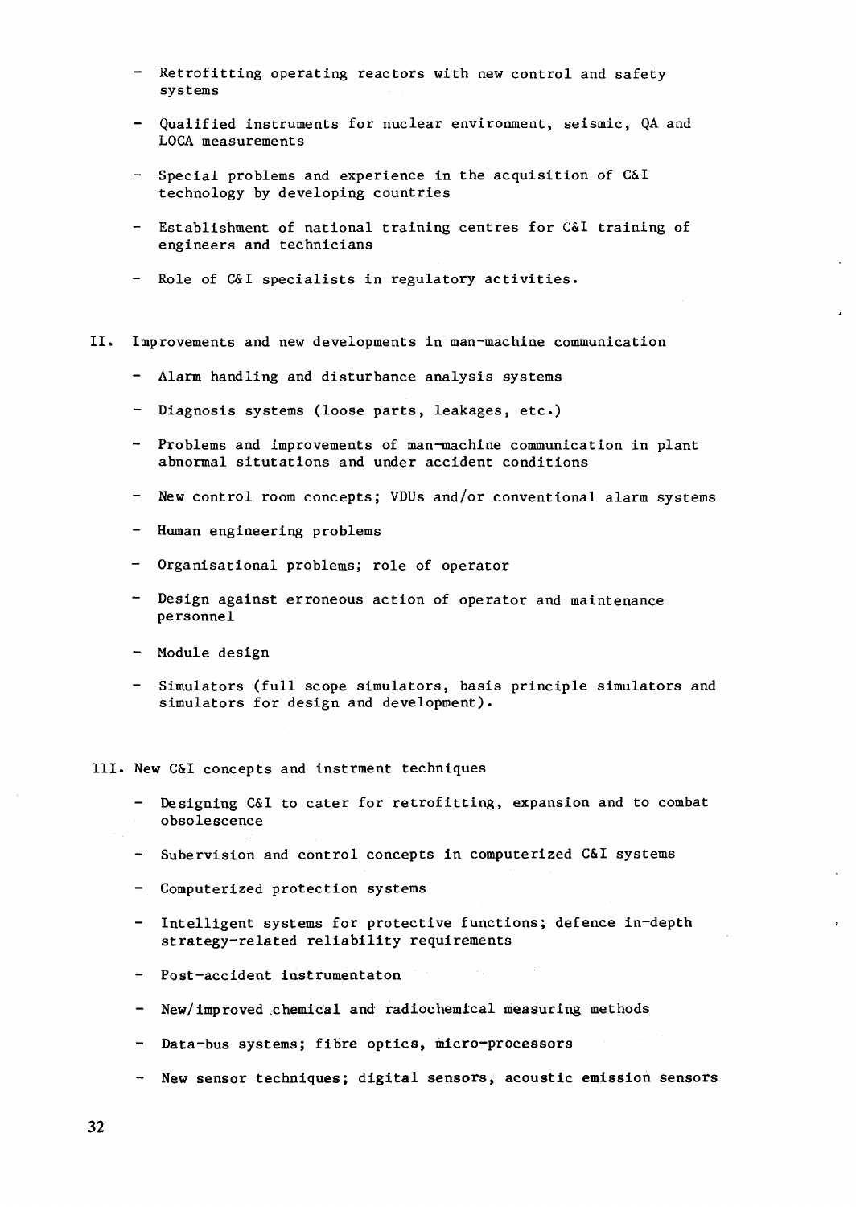- Retrofitting operating reactors with new control and safety systems
- Qualified instruments for nuclear environment, seismic, QA and LOCA measurements
- Special problems and experience in the acquisition of C&I technology by developing countries
- Establishment of national training centres for C&I training of engineers and technicians
- Role of C&I specialists in regulatory activities.

II. Improvements and new developments in man-machine communication

- Alarm handling and disturbance analysis systems
- Diagnosis systems (loose parts, leakages, etc.)
- Problems and improvements of man-machine communication in plant abnormal situtations and under accident conditions
- New control room concepts; VDUs and/or conventional alarm systems
- Human engineering problems
- Organisational problems; role of operator
- Design against erroneous action of operator and maintenance personnel
- Module design
- Simulators (full scope simulators, basis principle simulators and simulators for design and development).

III. New C&I concepts and instrment techniques

- Designing C&I to cater for retrofitting, expansion and to combat obsolescence
- Subervision and control concepts in computerized C&I systems
- Computerized protection systems
- Intelligent systems for protective functions; defence in-depth strategy-related reliability requirements
- Post-accident instrumentaton
- New/improved chemical and radiochemical measuring methods
- Data-bus systems; fibre optics, micro-processors
- New sensor techniques; digital sensors, acoustic emission sensors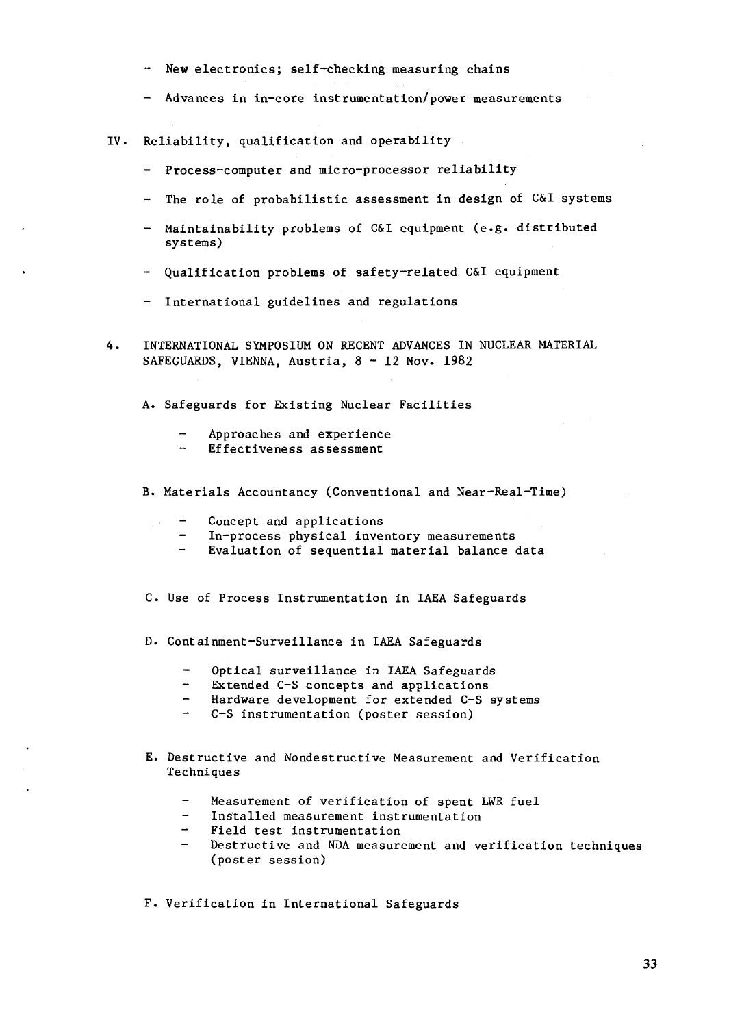- New electronics; self-checking measuring chains
- Advances in in-core instrumentation/power measurements

IV. Reliability, qualification and operability

- Process-computer and micro-processor reliability
- The role of probabilistic assessment in design of C&I systems
- Maintainability problems of C&I equipment (e.g. distributed systems)
- Qualification problems of safety-related C&I equipment
- International guidelines and regulations

4. INTERNATIONAL SYMPOSIUM ON RECENT ADVANCES IN NUCLEAR MATERIAL SAFEGUARDS, VIENNA, Austria, 8 - 12 Nov. 1982

A. Safeguards for Existing Nuclear Facilities

- Approaches and experience
- Effectiveness assessment

B. Materials Accountancy (Conventional and Near-Real-Time)

- Concept and applications
- In-process physical inventory measurements
- Evaluation of sequential material balance data

C. Use of Process Instrumentation in IAEA Safeguards

D. Containment-Surveillance in IAEA Safeguards

- Optical surveillance in IAEA Safeguards
- Extended C-S concepts and applications
- Hardware development for extended C-S systems
- C-S instrumentation (poster session)

E. Destructive and Nondestructive Measurement and Verification Techniques

- Measurement of verification of spent LWR fuel
- Installed measurement instrumentation
- Field test instrumentation
- Destructive and NDA measurement and verification techniques (poster session)

F. Verification in International Safeguards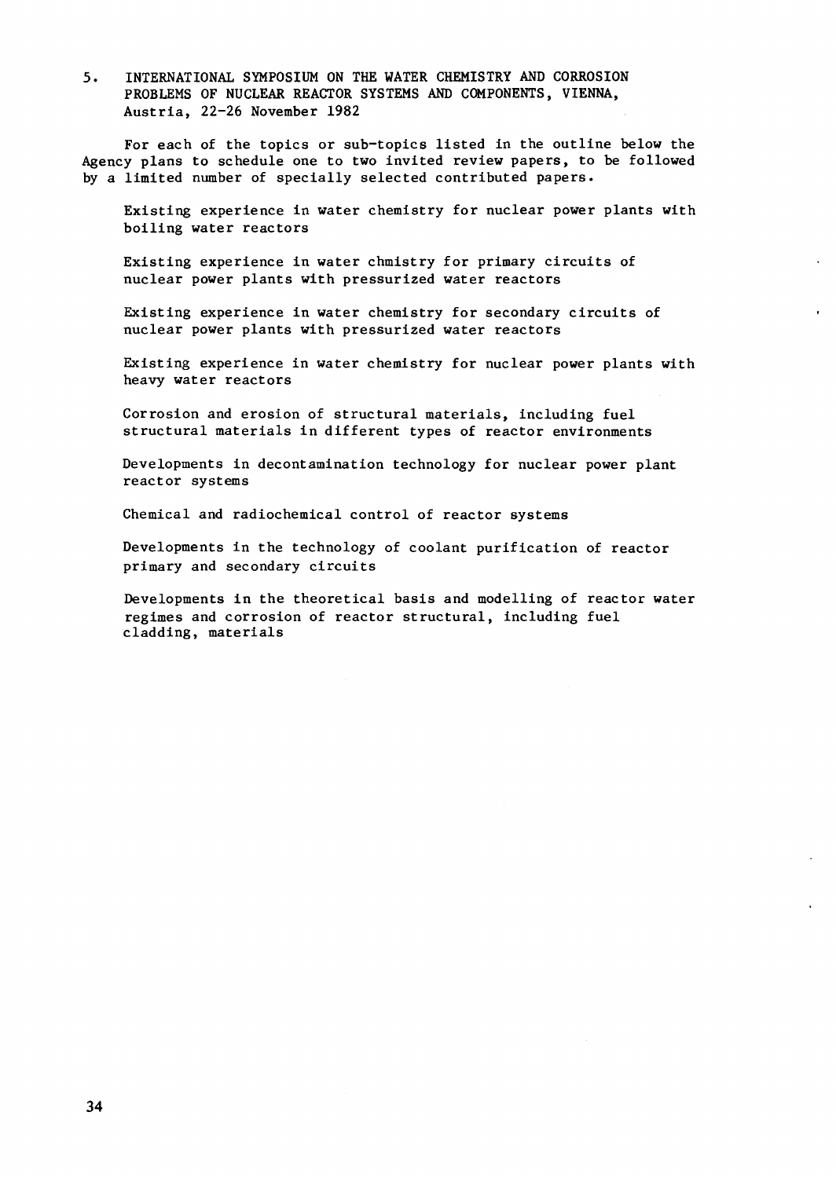## 5. INTERNATIONAL SYMPOSIUM ON THE WATER CHEMISTRY AND CORROSION PROBLEMS OF NUCLEAR REACTOR SYSTEMS AND COMPONENTS, VIENNA, Austria, 22-26 November 1982

For each of the topics or sub-topics listed in the outline below the Agency plans to schedule one to two invited review papers, to be followed by a limited number of specially selected contributed papers.

Existing experience in water chemistry for nuclear power plants with boiling water reactors

Existing experience in water chmistry for primary circuits of nuclear power plants with pressurized water reactors

Existing experience in water chemistry for secondary circuits of nuclear power plants with pressurized water reactors

Existing experience in water chemistry for nuclear power plants with heavy water reactors

Corrosion and erosion of structural materials, including fuel structural materials in different types of reactor environments

Developments in decontamination technology for nuclear power plant reactor systems

Chemical and radiochemical control of reactor systems

Developments in the technology of coolant purification of reactor primary and secondary circuits

Developments in the theoretical basis and modelling of reactor water regimes and corrosion of reactor structural, including fuel cladding, materials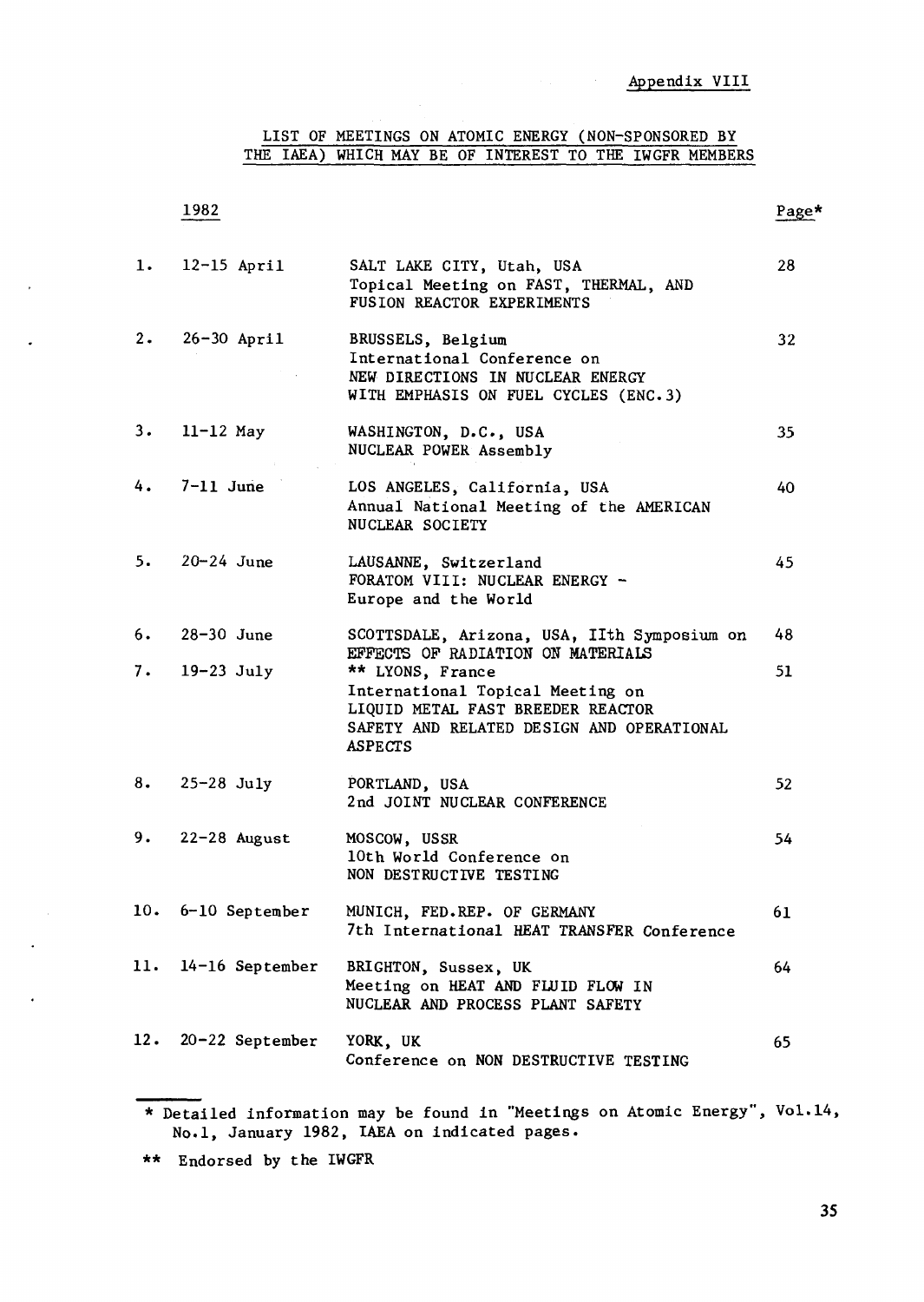Appendix VIII

## LIST OF MEETINGS ON ATOMIC ENERGY (NON-SPONSORED BY THE IAEA) WHICH MAY BE OF INTEREST TO THE IWGFR MEMBERS

| | 1982 | | Page* |
|---|---|---|---|
| 1. | 12-15 April | SALT LAKE CITY, Utah, USA<br>Topical Meeting on FAST, THERMAL, AND FUSION REACTOR EXPERIMENTS | 28 |
| 2. | 26-30 April | BRUSSELS, Belgium<br>International Conference on NEW DIRECTIONS IN NUCLEAR ENERGY WITH EMPHASIS ON FUEL CYCLES (ENC.3) | 32 |
| 3. | 11-12 May | WASHINGTON, D.C., USA<br>NUCLEAR POWER Assembly | 35 |
| 4. | 7-11 June | LOS ANGELES, California, USA<br>Annual National Meeting of the AMERICAN NUCLEAR SOCIETY | 40 |
| 5. | 20-24 June | LAUSANNE, Switzerland<br>FORATOM VIII: NUCLEAR ENERGY - Europe and the World | 45 |
| 6. | 28-30 June | SCOTTSDALE, Arizona, USA, IIth Symposium on EFFECTS OF RADIATION ON MATERIALS | 48 |
| 7. | 19-23 July | ** LYONS, France<br>International Topical Meeting on LIQUID METAL FAST BREEDER REACTOR SAFETY AND RELATED DESIGN AND OPERATIONAL ASPECTS | 51 |
| 8. | 25-28 July | PORTLAND, USA<br>2nd JOINT NUCLEAR CONFERENCE | 52 |
| 9. | 22-28 August | MOSCOW, USSR<br>10th World Conference on NON DESTRUCTIVE TESTING | 54 |
| 10. | 6-10 September | MUNICH, FED.REP. OF GERMANY<br>7th International HEAT TRANSFER Conference | 61 |
| 11. | 14-16 September | BRIGHTON, Sussex, UK<br>Meeting on HEAT AND FLUID FLOW IN NUCLEAR AND PROCESS PLANT SAFETY | 64 |
| 12. | 20-22 September | YORK, UK<br>Conference on NON DESTRUCTIVE TESTING | 65 |

---

\* Detailed information may be found in "Meetings on Atomic Energy", Vol.14, No.1, January 1982, IAEA on indicated pages.

** Endorsed by the IWGFR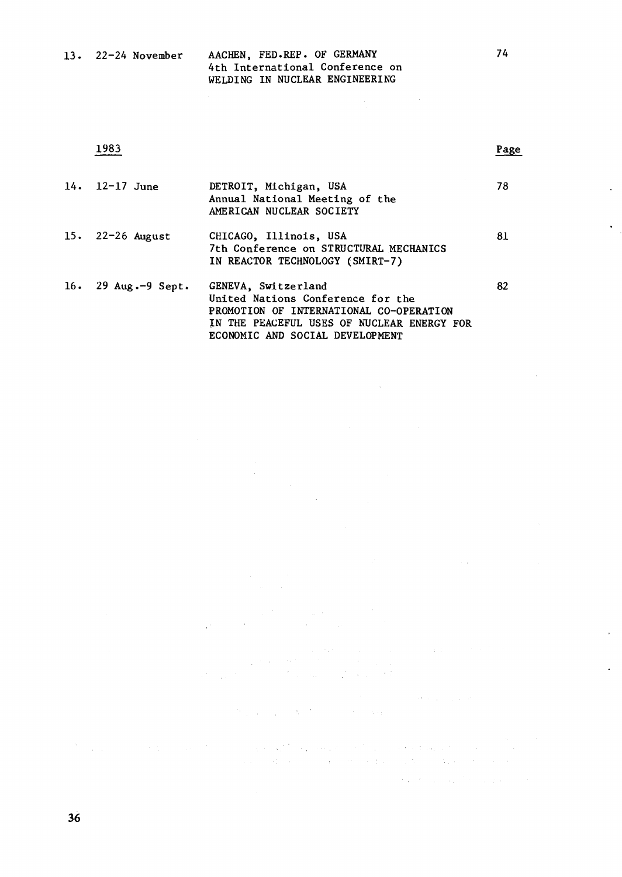| | | | |
|---|---|---|---|
| 13. | 22-24 November | AACHEN, FED.REP. OF GERMANY<br>4th International Conference on<br>WELDING IN NUCLEAR ENGINEERING | 74 |

**1983**

| | | | Page |
|---|---|---|---|
| 14. | 12-17 June | DETROIT, Michigan, USA<br>Annual National Meeting of the<br>AMERICAN NUCLEAR SOCIETY | 78 |
| 15. | 22-26 August | CHICAGO, Illinois, USA<br>7th Conference on STRUCTURAL MECHANICS<br>IN REACTOR TECHNOLOGY (SMIRT-7) | 81 |
| 16. | 29 Aug.-9 Sept. | GENEVA, Switzerland<br>United Nations Conference for the<br>PROMOTION OF INTERNATIONAL CO-OPERATION<br>IN THE PEACEFUL USES OF NUCLEAR ENERGY FOR<br>ECONOMIC AND SOCIAL DEVELOPMENT | 82 |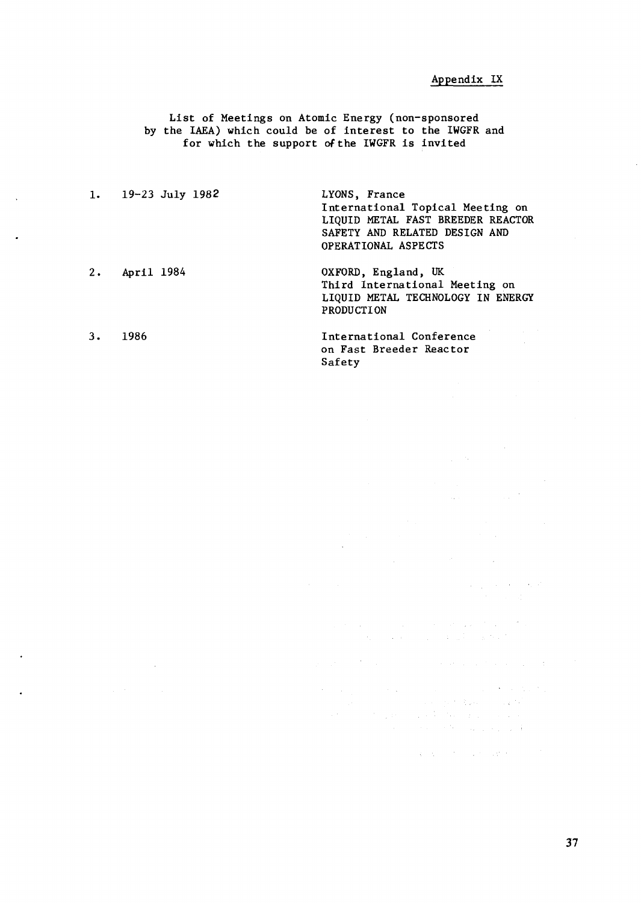Appendix IX

List of Meetings on Atomic Energy (non-sponsored by the IAEA) which could be of interest to the IWGFR and for which the support of the IWGFR is invited

| | | |
|---|---|---|
| 1. | 19-23 July 1982 | LYONS, France<br>International Topical Meeting on LIQUID METAL FAST BREEDER REACTOR SAFETY AND RELATED DESIGN AND OPERATIONAL ASPECTS |
| 2. | April 1984 | OXFORD, England, UK<br>Third International Meeting on LIQUID METAL TECHNOLOGY IN ENERGY PRODUCTION |
| 3. | 1986 | International Conference on Fast Breeder Reactor Safety |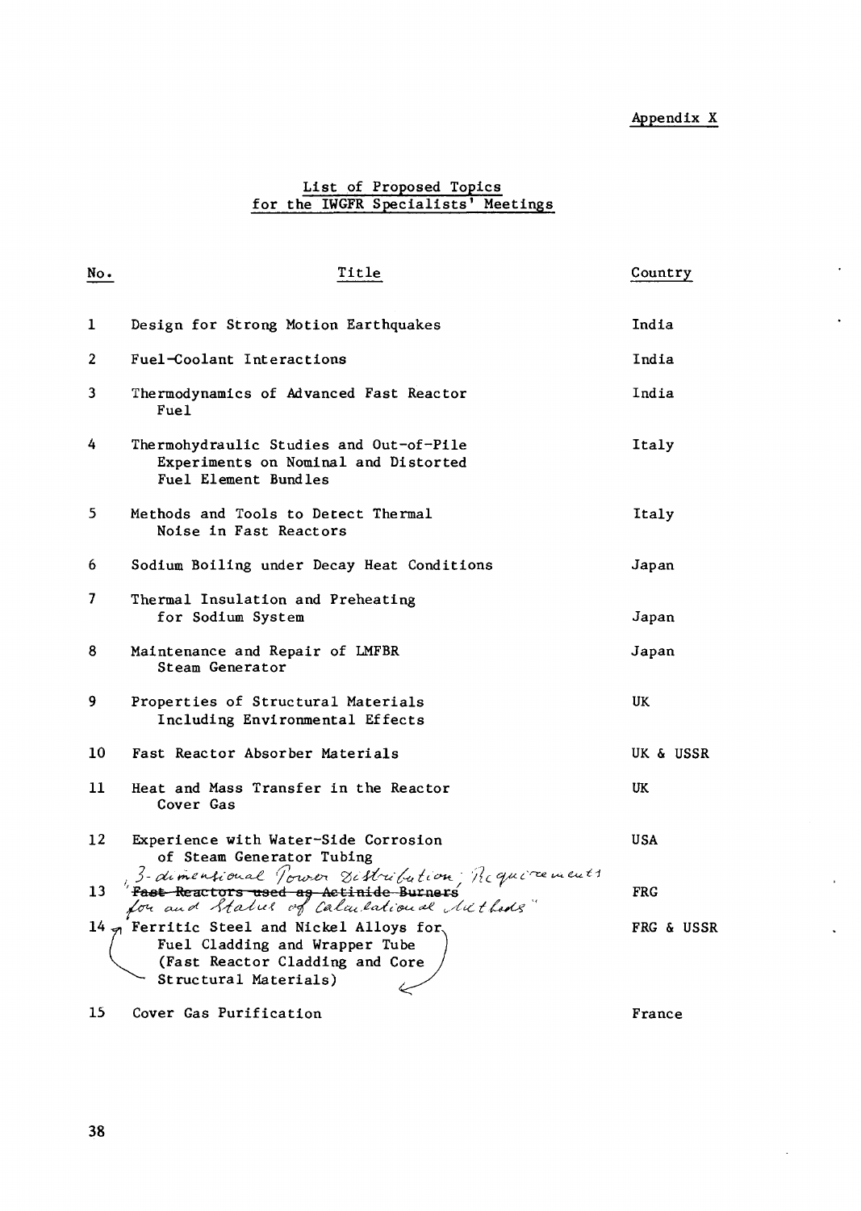Appendix X

## List of Proposed Topics for the IWGFR Specialists' Meetings

| No. | Title | Country |
|---|---|---|
| 1 | Design for Strong Motion Earthquakes | India |
| 2 | Fuel-Coolant Interactions | India |
| 3 | Thermodynamics of Advanced Fast Reactor Fuel | India |
| 4 | Thermohydraulic Studies and Out-of-Pile Experiments on Nominal and Distorted Fuel Element Bundles | Italy |
| 5 | Methods and Tools to Detect Thermal Noise in Fast Reactors | Italy |
| 6 | Sodium Boiling under Decay Heat Conditions | Japan |
| 7 | Thermal Insulation and Preheating for Sodium System | Japan |
| 8 | Maintenance and Repair of LMFBR Steam Generator | Japan |
| 9 | Properties of Structural Materials Including Environmental Effects | UK |
| 10 | Fast Reactor Absorber Materials | UK & USSR |
| 11 | Heat and Mass Transfer in the Reactor Cover Gas | UK |
| 12 | Experience with Water-Side Corrosion of Steam Generator Tubing | USA |
| 13 | ~~Fast Reactors used as Actinide Burners~~ "3-dimensional Power Distribution; Requirements for and Status of Calculational Methods" | FRG |
| 14 | Ferritic Steel and Nickel Alloys for Fuel Cladding and Wrapper Tube (Fast Reactor Cladding and Core Structural Materials) | FRG & USSR |
| 15 | Cover Gas Purification | France |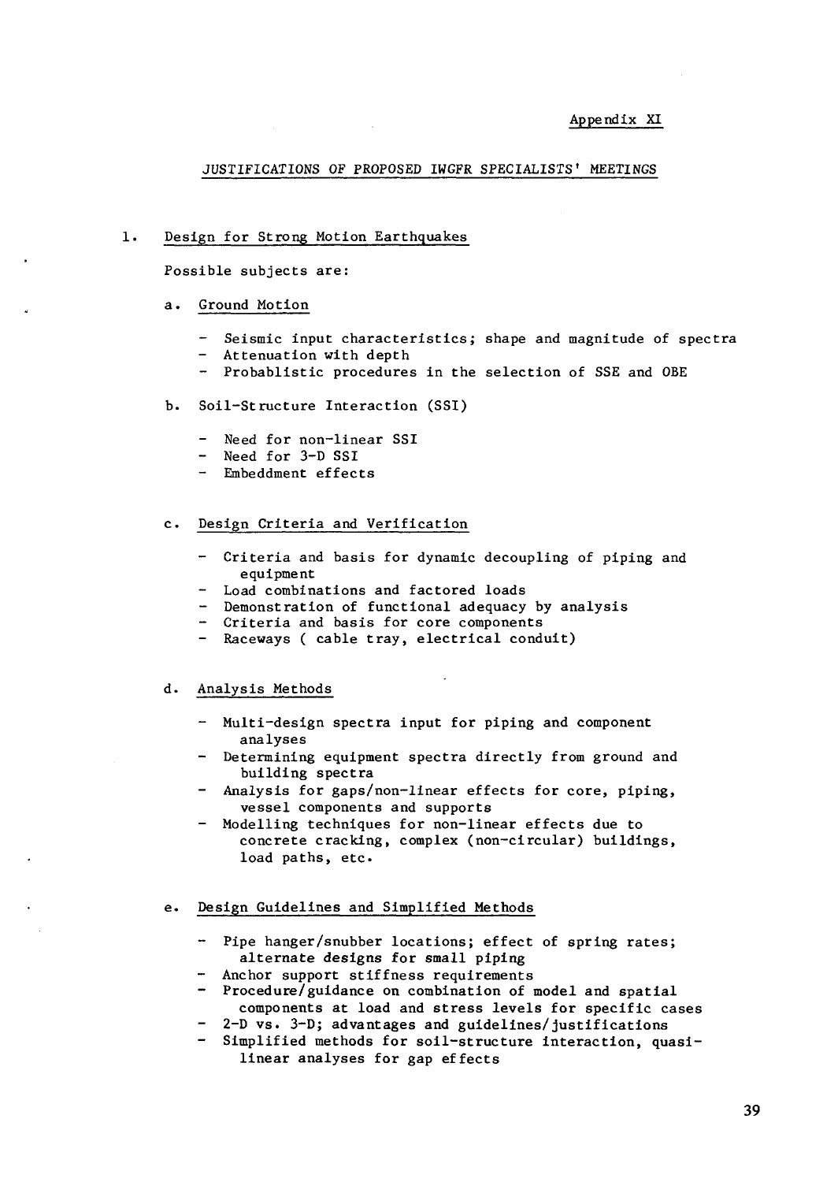Appendix XI

## JUSTIFICATIONS OF PROPOSED IWGFR SPECIALISTS' MEETINGS

### 1. Design for Strong Motion Earthquakes

Possible subjects are:

a. Ground Motion

- Seismic input characteristics; shape and magnitude of spectra
- Attenuation with depth
- Probablistic procedures in the selection of SSE and OBE

b. Soil-Structure Interaction (SSI)

- Need for non-linear SSI
- Need for 3-D SSI
- Embeddment effects

c. Design Criteria and Verification

- Criteria and basis for dynamic decoupling of piping and equipment
- Load combinations and factored loads
- Demonstration of functional adequacy by analysis
- Criteria and basis for core components
- Raceways ( cable tray, electrical conduit)

d. Analysis Methods

- Multi-design spectra input for piping and component analyses
- Determining equipment spectra directly from ground and building spectra
- Analysis for gaps/non-linear effects for core, piping, vessel components and supports
- Modelling techniques for non-linear effects due to concrete cracking, complex (non-circular) buildings, load paths, etc.

e. Design Guidelines and Simplified Methods

- Pipe hanger/snubber locations; effect of spring rates; alternate designs for small piping
- Anchor support stiffness requirements
- Procedure/guidance on combination of model and spatial components at load and stress levels for specific cases
- 2-D vs. 3-D; advantages and guidelines/justifications
- Simplified methods for soil-structure interaction, quasi-linear analyses for gap effects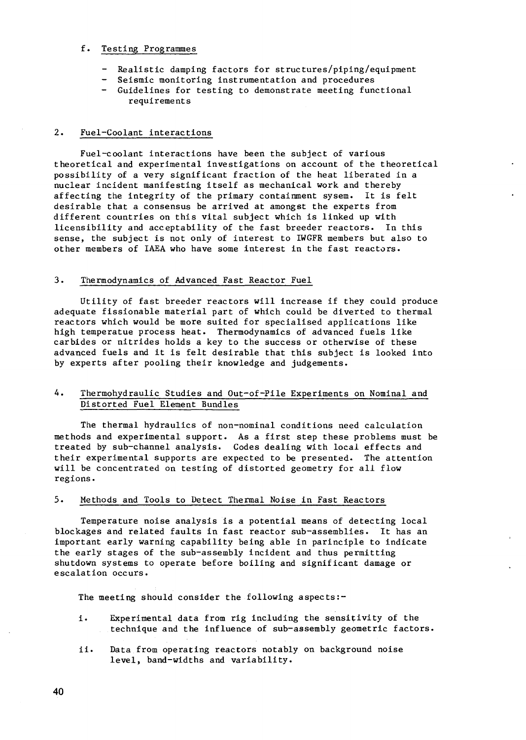f. Testing Programmes

- Realistic damping factors for structures/piping/equipment
- Seismic monitoring instrumentation and procedures
- Guidelines for testing to demonstrate meeting functional requirements

## 2. Fuel-Coolant interactions

Fuel-coolant interactions have been the subject of various theoretical and experimental investigations on account of the theoretical possibility of a very significant fraction of the heat liberated in a nuclear incident manifesting itself as mechanical work and thereby affecting the integrity of the primary containment sysem. It is felt desirable that a consensus be arrived at amongst the experts from different countries on this vital subject which is linked up with licensibility and acceptability of the fast breeder reactors. In this sense, the subject is not only of interest to IWGFR members but also to other members of IAEA who have some interest in the fast reactors.

## 3. Thermodynamics of Advanced Fast Reactor Fuel

Utility of fast breeder reactors will increase if they could produce adequate fissionable material part of which could be diverted to thermal reactors which would be more suited for specialised applications like high temperatue process heat. Thermodynamics of advanced fuels like carbides or nitrides holds a key to the success or otherwise of these advanced fuels and it is felt desirable that this subject is looked into by experts after pooling their knowledge and judgements.

## 4. Thermohydraulic Studies and Out-of-Pile Experiments on Nominal and Distorted Fuel Element Bundles

The thermal hydraulics of non-nominal conditions need calculation methods and experimental support. As a first step these problems must be treated by sub-channel analysis. Codes dealing with local effects and their experimental supports are expected to be presented. The attention will be concentrated on testing of distorted geometry for all flow regions.

## 5. Methods and Tools to Detect Thermal Noise in Fast Reactors

Temperature noise analysis is a potential means of detecting local blockages and related faults in fast reactor sub-assemblies. It has an important early warning capability being able in parinciple to indicate the early stages of the sub-assembly incident and thus permitting shutdown systems to operate before boiling and significant damage or escalation occurs.

The meeting should consider the following aspects:-

i. Experimental data from rig including the sensitivity of the technique and the influence of sub-assembly geometric factors.

ii. Data from operating reactors notably on background noise level, band-widths and variability.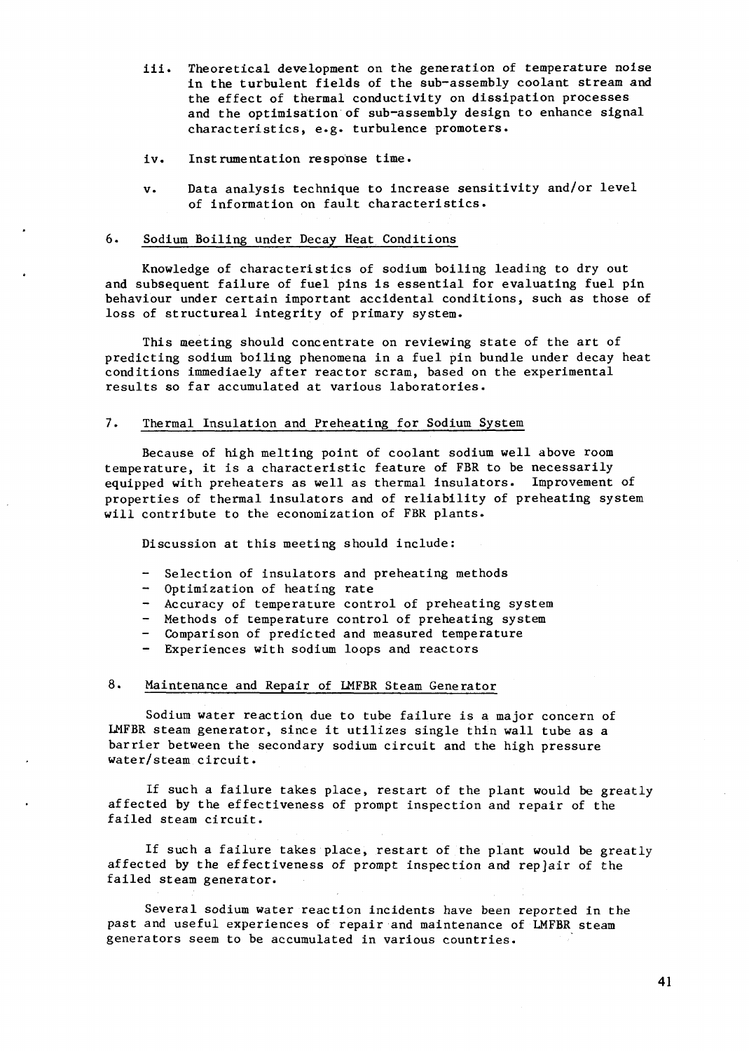iii. Theoretical development on the generation of temperature noise in the turbulent fields of the sub-assembly coolant stream and the effect of thermal conductivity on dissipation processes and the optimisation of sub-assembly design to enhance signal characteristics, e.g. turbulence promoters.

iv. Instrumentation response time.

v. Data analysis technique to increase sensitivity and/or level of information on fault characteristics.

## 6. Sodium Boiling under Decay Heat Conditions

Knowledge of characteristics of sodium boiling leading to dry out and subsequent failure of fuel pins is essential for evaluating fuel pin behaviour under certain important accidental conditions, such as those of loss of structureal integrity of primary system.

This meeting should concentrate on reviewing state of the art of predicting sodium boiling phenomena in a fuel pin bundle under decay heat conditions immediaely after reactor scram, based on the experimental results so far accumulated at various laboratories.

## 7. Thermal Insulation and Preheating for Sodium System

Because of high melting point of coolant sodium well above room temperature, it is a characteristic feature of FBR to be necessarily equipped with preheaters as well as thermal insulators. Improvement of properties of thermal insulators and of reliability of preheating system will contribute to the economization of FBR plants.

Discussion at this meeting should include:

- Selection of insulators and preheating methods
- Optimization of heating rate
- Accuracy of temperature control of preheating system
- Methods of temperature control of preheating system
- Comparison of predicted and measured temperature
- Experiences with sodium loops and reactors

## 8. Maintenance and Repair of LMFBR Steam Generator

Sodium water reaction due to tube failure is a major concern of LMFBR steam generator, since it utilizes single thin wall tube as a barrier between the secondary sodium circuit and the high pressure water/steam circuit.

If such a failure takes place, restart of the plant would be greatly affected by the effectiveness of prompt inspection and repair of the failed steam circuit.

If such a failure takes place, restart of the plant would be greatly affected by the effectiveness of prompt inspection and rep]air of the failed steam generator.

Several sodium water reaction incidents have been reported in the past and useful experiences of repair and maintenance of LMFBR steam generators seem to be accumulated in various countries.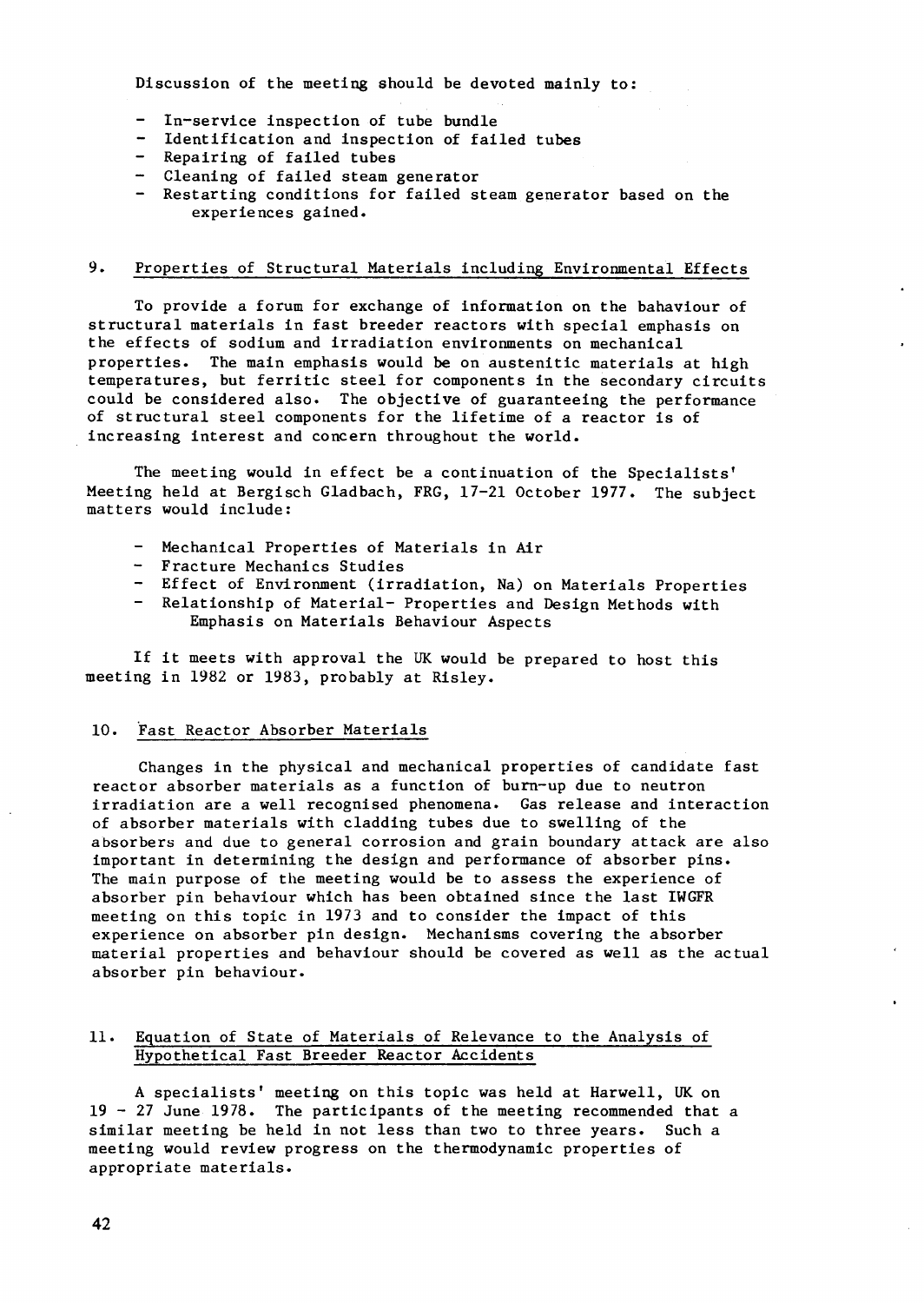Discussion of the meeting should be devoted mainly to:

- In-service inspection of tube bundle
- Identification and inspection of failed tubes
- Repairing of failed tubes
- Cleaning of failed steam generator
- Restarting conditions for failed steam generator based on the experiences gained.

## 9. Properties of Structural Materials including Environmental Effects

To provide a forum for exchange of information on the bahaviour of structural materials in fast breeder reactors with special emphasis on the effects of sodium and irradiation environments on mechanical properties. The main emphasis would be on austenitic materials at high temperatures, but ferritic steel for components in the secondary circuits could be considered also. The objective of guaranteeing the performance of structural steel components for the lifetime of a reactor is of increasing interest and concern throughout the world.

The meeting would in effect be a continuation of the Specialists' Meeting held at Bergisch Gladbach, FRG, 17-21 October 1977. The subject matters would include:

- Mechanical Properties of Materials in Air
- Fracture Mechanics Studies
- Effect of Environment (irradiation, Na) on Materials Properties
- Relationship of Material- Properties and Design Methods with Emphasis on Materials Behaviour Aspects

If it meets with approval the UK would be prepared to host this meeting in 1982 or 1983, probably at Risley.

## 10. Fast Reactor Absorber Materials

Changes in the physical and mechanical properties of candidate fast reactor absorber materials as a function of burn-up due to neutron irradiation are a well recognised phenomena. Gas release and interaction of absorber materials with cladding tubes due to swelling of the absorbers and due to general corrosion and grain boundary attack are also important in determining the design and performance of absorber pins. The main purpose of the meeting would be to assess the experience of absorber pin behaviour which has been obtained since the last IWGFR meeting on this topic in 1973 and to consider the impact of this experience on absorber pin design. Mechanisms covering the absorber material properties and behaviour should be covered as well as the actual absorber pin behaviour.

## 11. Equation of State of Materials of Relevance to the Analysis of Hypothetical Fast Breeder Reactor Accidents

A specialists' meeting on this topic was held at Harwell, UK on 19 - 27 June 1978. The participants of the meeting recommended that a similar meeting be held in not less than two to three years. Such a meeting would review progress on the thermodynamic properties of appropriate materials.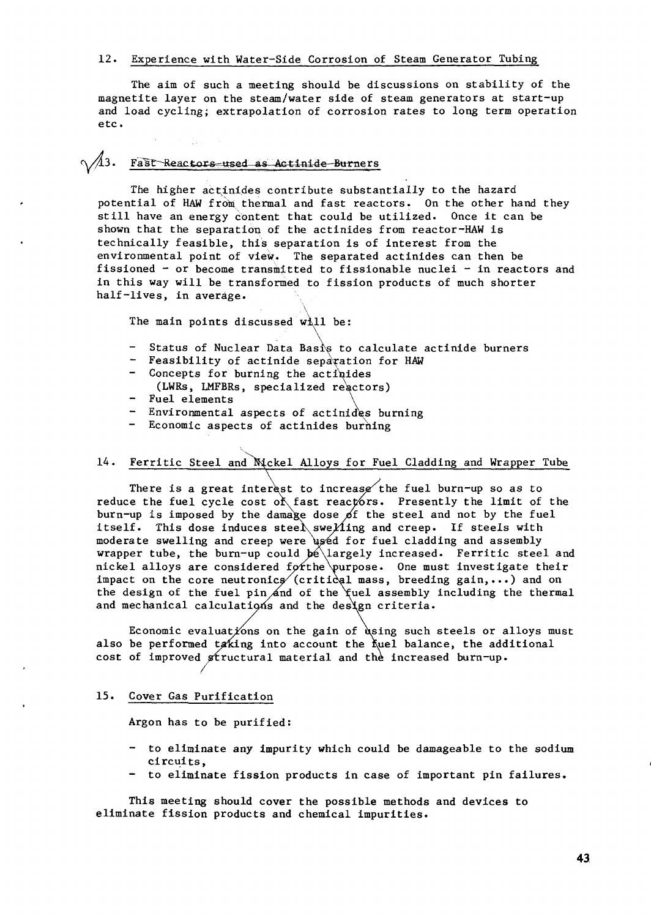## 12. Experience with Water-Side Corrosion of Steam Generator Tubing

The aim of such a meeting should be discussions on stability of the magnetite layer on the steam/water side of steam generators at start-up and load cycling; extrapolation of corrosion rates to long term operation etc.

## 13. Fast Reactors used as Actinide Burners

The higher actinides contribute substantially to the hazard potential of HAW from thermal and fast reactors. On the other hand they still have an energy content that could be utilized. Once it can be shown that the separation of the actinides from reactor-HAW is technically feasible, this separation is of interest from the environmental point of view. The separated actinides can then be fissioned - or become transmitted to fissionable nuclei - in reactors and in this way will be transformed to fission products of much shorter half-lives, in average.

The main points discussed will be:

- Status of Nuclear Data Basis to calculate actinide burners
- Feasibility of actinide separation for HAW
- Concepts for burning the actinides (LWRs, LMFBRs, specialized reactors)
- Fuel elements
- Environmental aspects of actinides burning
- Economic aspects of actinides burning

## 14. Ferritic Steel and Nickel Alloys for Fuel Cladding and Wrapper Tube

There is a great interest to increase the fuel burn-up so as to reduce the fuel cycle cost of fast reactors. Presently the limit of the burn-up is imposed by the damage dose of the steel and not by the fuel itself. This dose induces steel swelling and creep. If steels with moderate swelling and creep were used for fuel cladding and assembly wrapper tube, the burn-up could be largely increased. Ferritic steel and nickel alloys are considered for the purpose. One must investigate their impact on the core neutronics (critical mass, breeding gain,...) and on the design of the fuel pin and of the fuel assembly including the thermal and mechanical calculations and the design criteria.

Economic evaluations on the gain of using such steels or alloys must also be performed taking into account the fuel balance, the additional cost of improved structural material and the increased burn-up.

## 15. Cover Gas Purification

Argon has to be purified:

- to eliminate any impurity which could be damageable to the sodium circuits,
- to eliminate fission products in case of important pin failures.

This meeting should cover the possible methods and devices to eliminate fission products and chemical impurities.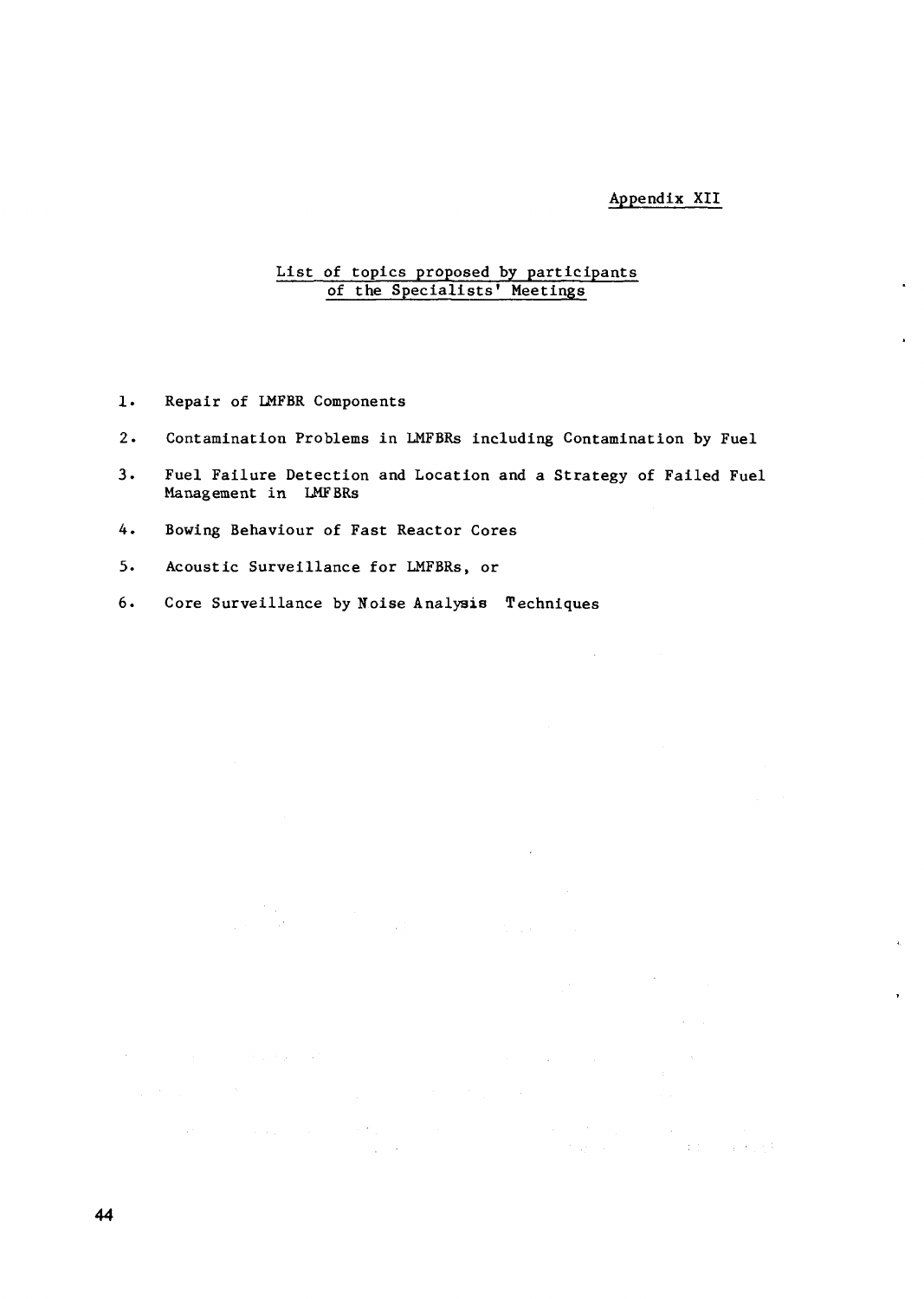Appendix XII

## List of topics proposed by participants of the Specialists' Meetings

1. Repair of LMFBR Components
2. Contamination Problems in LMFBRs including Contamination by Fuel
3. Fuel Failure Detection and Location and a Strategy of Failed Fuel Management in LMFBRs
4. Bowing Behaviour of Fast Reactor Cores
5. Acoustic Surveillance for LMFBRs, or
6. Core Surveillance by Noise Analysis Techniques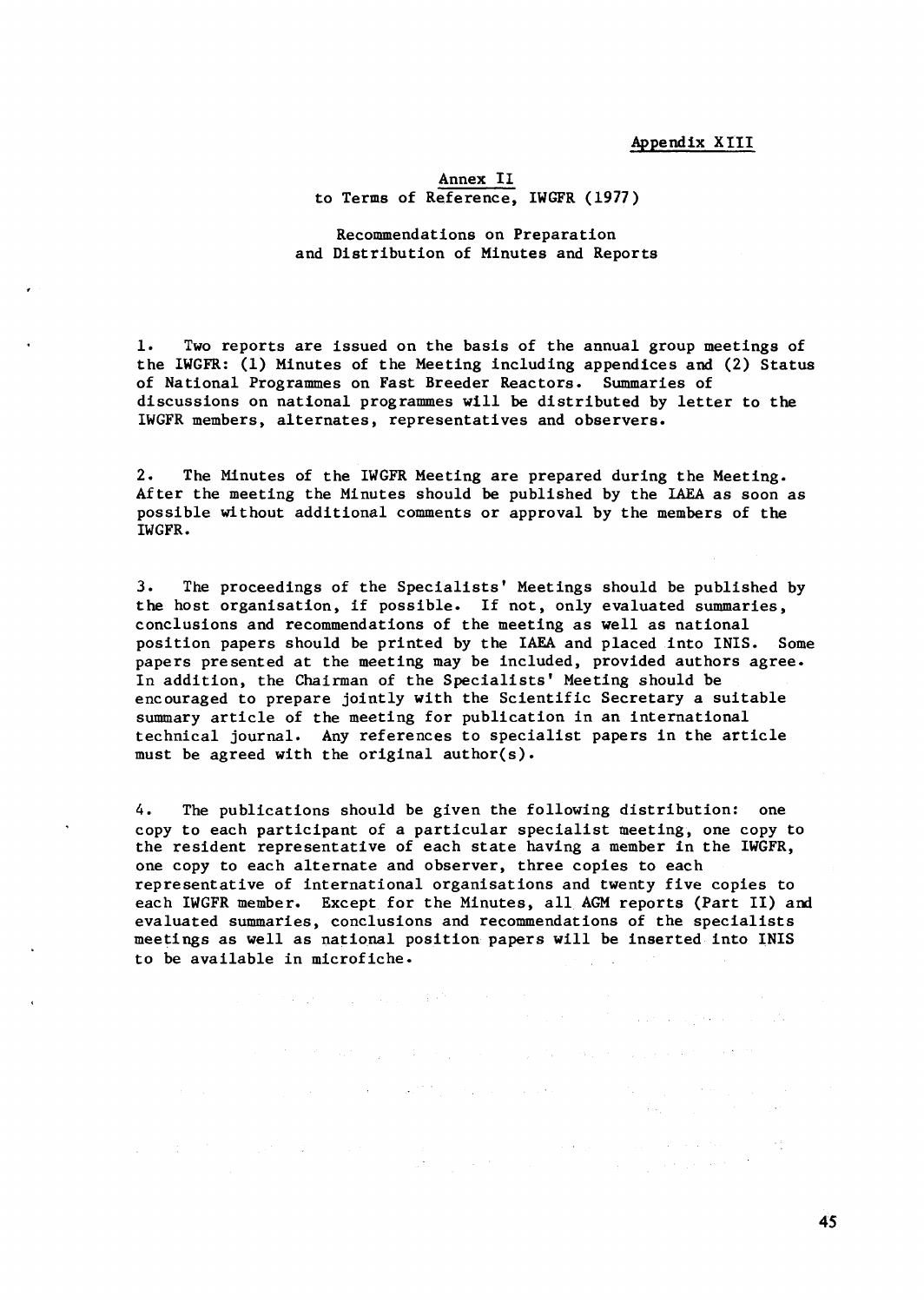Appendix XIII

Annex II
to Terms of Reference, IWGFR (1977)

Recommendations on Preparation
and Distribution of Minutes and Reports

1. Two reports are issued on the basis of the annual group meetings of the IWGFR: (1) Minutes of the Meeting including appendices and (2) Status of National Programmes on Fast Breeder Reactors. Summaries of discussions on national programmes will be distributed by letter to the IWGFR members, alternates, representatives and observers.

2. The Minutes of the IWGFR Meeting are prepared during the Meeting. After the meeting the Minutes should be published by the IAEA as soon as possible without additional comments or approval by the members of the IWGFR.

3. The proceedings of the Specialists' Meetings should be published by the host organisation, if possible. If not, only evaluated summaries, conclusions and recommendations of the meeting as well as national position papers should be printed by the IAEA and placed into INIS. Some papers presented at the meeting may be included, provided authors agree. In addition, the Chairman of the Specialists' Meeting should be encouraged to prepare jointly with the Scientific Secretary a suitable summary article of the meeting for publication in an international technical journal. Any references to specialist papers in the article must be agreed with the original author(s).

4. The publications should be given the following distribution: one copy to each participant of a particular specialist meeting, one copy to the resident representative of each state having a member in the IWGFR, one copy to each alternate and observer, three copies to each representative of international organisations and twenty five copies to each IWGFR member. Except for the Minutes, all AGM reports (Part II) and evaluated summaries, conclusions and recommendations of the specialists meetings as well as national position papers will be inserted into INIS to be available in microfiche.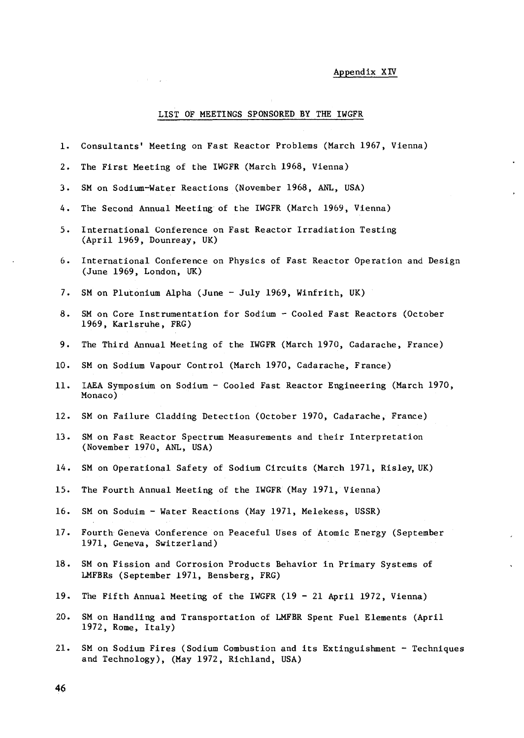Appendix XIV

## LIST OF MEETINGS SPONSORED BY THE IWGFR

1. Consultants' Meeting on Fast Reactor Problems (March 1967, Vienna)
2. The First Meeting of the IWGFR (March 1968, Vienna)
3. SM on Sodium-Water Reactions (November 1968, ANL, USA)
4. The Second Annual Meeting of the IWGFR (March 1969, Vienna)
5. International Conference on Fast Reactor Irradiation Testing (April 1969, Dounreay, UK)
6. International Conference on Physics of Fast Reactor Operation and Design (June 1969, London, UK)
7. SM on Plutonium Alpha (June - July 1969, Winfrith, UK)
8. SM on Core Instrumentation for Sodium - Cooled Fast Reactors (October 1969, Karlsruhe, FRG)
9. The Third Annual Meeting of the IWGFR (March 1970, Cadarache, France)
10. SM on Sodium Vapour Control (March 1970, Cadarache, France)
11. IAEA Symposium on Sodium - Cooled Fast Reactor Engineering (March 1970, Monaco)
12. SM on Failure Cladding Detection (October 1970, Cadarache, France)
13. SM on Fast Reactor Spectrum Measurements and their Interpretation (November 1970, ANL, USA)
14. SM on Operational Safety of Sodium Circuits (March 1971, Risley, UK)
15. The Fourth Annual Meeting of the IWGFR (May 1971, Vienna)
16. SM on Soduim - Water Reactions (May 1971, Melekess, USSR)
17. Fourth Geneva Conference on Peaceful Uses of Atomic Energy (September 1971, Geneva, Switzerland)
18. SM on Fission and Corrosion Products Behavior in Primary Systems of LMFBRs (September 1971, Bensberg, FRG)
19. The Fifth Annual Meeting of the IWGFR (19 - 21 April 1972, Vienna)
20. SM on Handling and Transportation of LMFBR Spent Fuel Elements (April 1972, Rome, Italy)
21. SM on Sodium Fires (Sodium Combustion and its Extinguishment - Techniques and Technology), (May 1972, Richland, USA)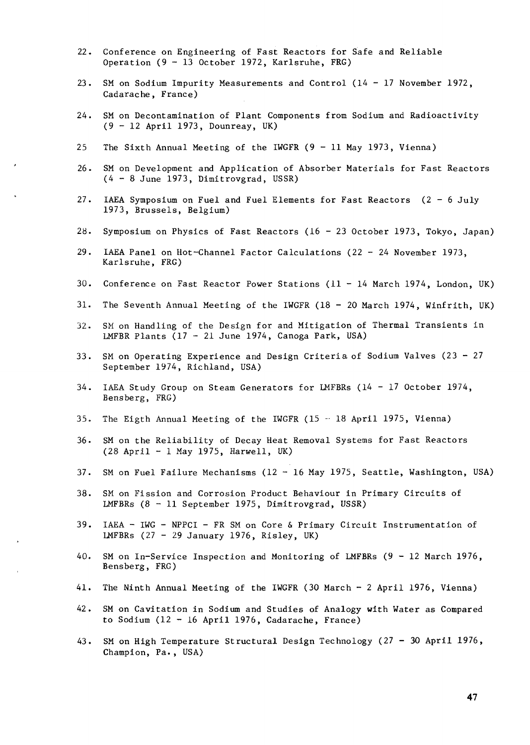22. Conference on Engineering of Fast Reactors for Safe and Reliable Operation (9 - 13 October 1972, Karlsruhe, FRG)

23. SM on Sodium Impurity Measurements and Control (14 - 17 November 1972, Cadarache, France)

24. SM on Decontamination of Plant Components from Sodium and Radioactivity (9 - 12 April 1973, Dounreay, UK)

25 The Sixth Annual Meeting of the IWGFR (9 - 11 May 1973, Vienna)

26. SM on Development and Application of Absorber Materials for Fast Reactors (4 - 8 June 1973, Dimitrovgrad, USSR)

27. IAEA Symposium on Fuel and Fuel Elements for Fast Reactors (2 - 6 July 1973, Brussels, Belgium)

28. Symposium on Physics of Fast Reactors (16 - 23 October 1973, Tokyo, Japan)

29. IAEA Panel on Hot-Channel Factor Calculations (22 - 24 November 1973, Karlsruhe, FRG)

30. Conference on Fast Reactor Power Stations (11 - 14 March 1974, London, UK)

31. The Seventh Annual Meeting of the IWGFR (18 - 20 March 1974, Winfrith, UK)

32. SM on Handling of the Design for and Mitigation of Thermal Transients in LMFBR Plants (17 - 21 June 1974, Canoga Park, USA)

33. SM on Operating Experience and Design Criteria of Sodium Valves (23 - 27 September 1974, Richland, USA)

34. IAEA Study Group on Steam Generators for LMFBRs (14 - 17 October 1974, Bensberg, FRG)

35. The Eigth Annual Meeting of the IWGFR (15 - 18 April 1975, Vienna)

36. SM on the Reliability of Decay Heat Removal Systems for Fast Reactors (28 April - 1 May 1975, Harwell, UK)

37. SM on Fuel Failure Mechanisms (12 - 16 May 1975, Seattle, Washington, USA)

38. SM on Fission and Corrosion Product Behaviour in Primary Circuits of LMFBRs (8 - 11 September 1975, Dimitrovgrad, USSR)

39. IAEA - IWG - NPPCI - FR SM on Core & Primary Circuit Instrumentation of LMFBRs (27 - 29 January 1976, Risley, UK)

40. SM on In-Service Inspection and Monitoring of LMFBRs (9 - 12 March 1976, Bensberg, FRG)

41. The Ninth Annual Meeting of the IWGFR (30 March - 2 April 1976, Vienna)

42. SM on Cavitation in Sodium and Studies of Analogy with Water as Compared to Sodium (12 - 16 April 1976, Cadarache, France)

43. SM on High Temperature Structural Design Technology (27 - 30 April 1976, Champion, Pa., USA)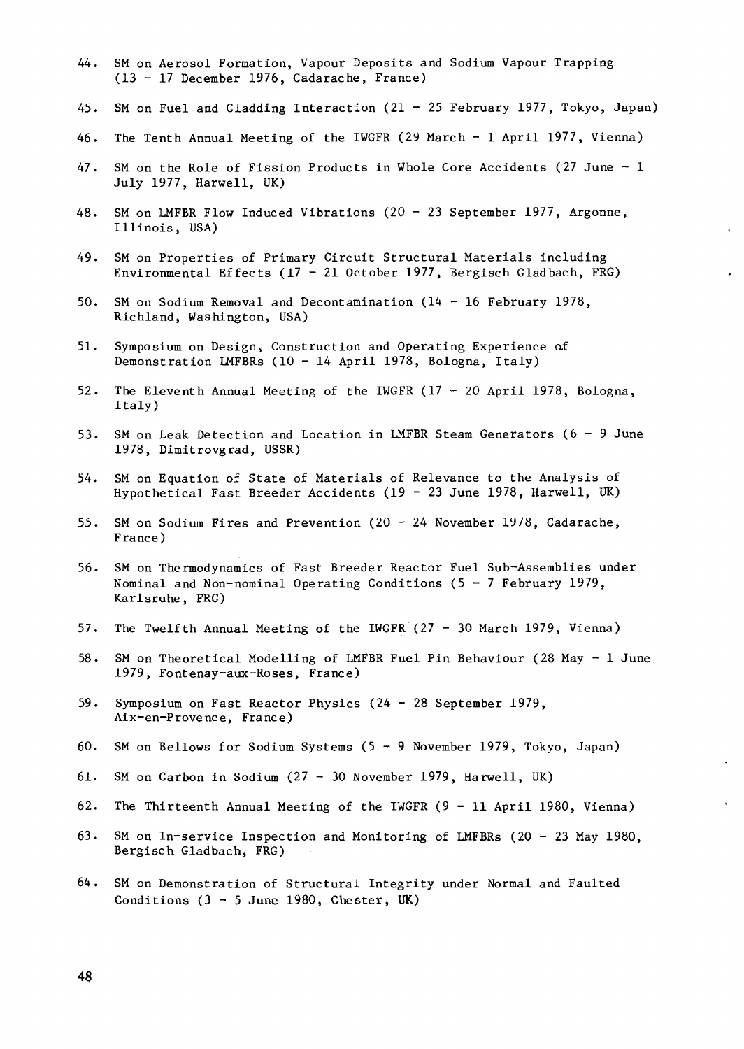44. SM on Aerosol Formation, Vapour Deposits and Sodium Vapour Trapping (13 – 17 December 1976, Cadarache, France)

45. SM on Fuel and Cladding Interaction (21 – 25 February 1977, Tokyo, Japan)

46. The Tenth Annual Meeting of the IWGFR (29 March – 1 April 1977, Vienna)

47. SM on the Role of Fission Products in Whole Core Accidents (27 June – 1 July 1977, Harwell, UK)

48. SM on LMFBR Flow Induced Vibrations (20 – 23 September 1977, Argonne, Illinois, USA)

49. SM on Properties of Primary Circuit Structural Materials including Environmental Effects (17 – 21 October 1977, Bergisch Gladbach, FRG)

50. SM on Sodium Removal and Decontamination (14 – 16 February 1978, Richland, Washington, USA)

51. Symposium on Design, Construction and Operating Experience of Demonstration LMFBRs (10 – 14 April 1978, Bologna, Italy)

52. The Eleventh Annual Meeting of the IWGFR (17 – 20 April 1978, Bologna, Italy)

53. SM on Leak Detection and Location in LMFBR Steam Generators (6 – 9 June 1978, Dimitrovgrad, USSR)

54. SM on Equation of State of Materials of Relevance to the Analysis of Hypothetical Fast Breeder Accidents (19 – 23 June 1978, Harwell, UK)

55. SM on Sodium Fires and Prevention (20 – 24 November 1978, Cadarache, France)

56. SM on Thermodynamics of Fast Breeder Reactor Fuel Sub-Assemblies under Nominal and Non-nominal Operating Conditions (5 – 7 February 1979, Karlsruhe, FRG)

57. The Twelfth Annual Meeting of the IWGFR (27 – 30 March 1979, Vienna)

58. SM on Theoretical Modelling of LMFBR Fuel Pin Behaviour (28 May – 1 June 1979, Fontenay-aux-Roses, France)

59. Symposium on Fast Reactor Physics (24 – 28 September 1979, Aix-en-Provence, France)

60. SM on Bellows for Sodium Systems (5 – 9 November 1979, Tokyo, Japan)

61. SM on Carbon in Sodium (27 – 30 November 1979, Harwell, UK)

62. The Thirteenth Annual Meeting of the IWGFR (9 – 11 April 1980, Vienna)

63. SM on In-service Inspection and Monitoring of LMFBRs (20 – 23 May 1980, Bergisch Gladbach, FRG)

64. SM on Demonstration of Structural Integrity under Normal and Faulted Conditions (3 – 5 June 1980, Chester, UK)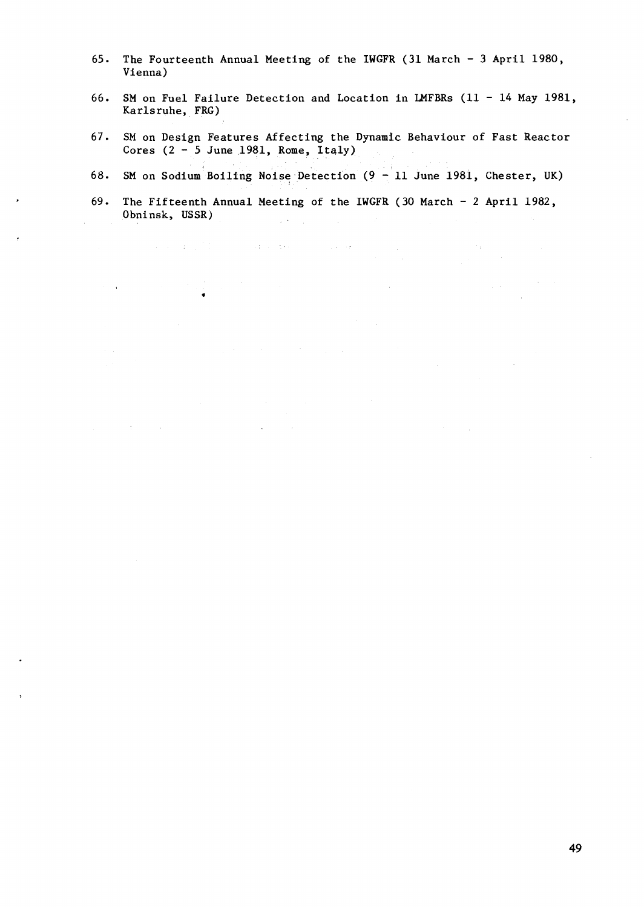65. The Fourteenth Annual Meeting of the IWGFR (31 March - 3 April 1980, Vienna)

66. SM on Fuel Failure Detection and Location in LMFBRs (11 - 14 May 1981, Karlsruhe, FRG)

67. SM on Design Features Affecting the Dynamic Behaviour of Fast Reactor Cores (2 - 5 June 1981, Rome, Italy)

68. SM on Sodium Boiling Noise Detection (9 - 11 June 1981, Chester, UK)

69. The Fifteenth Annual Meeting of the IWGFR (30 March - 2 April 1982, Obninsk, USSR)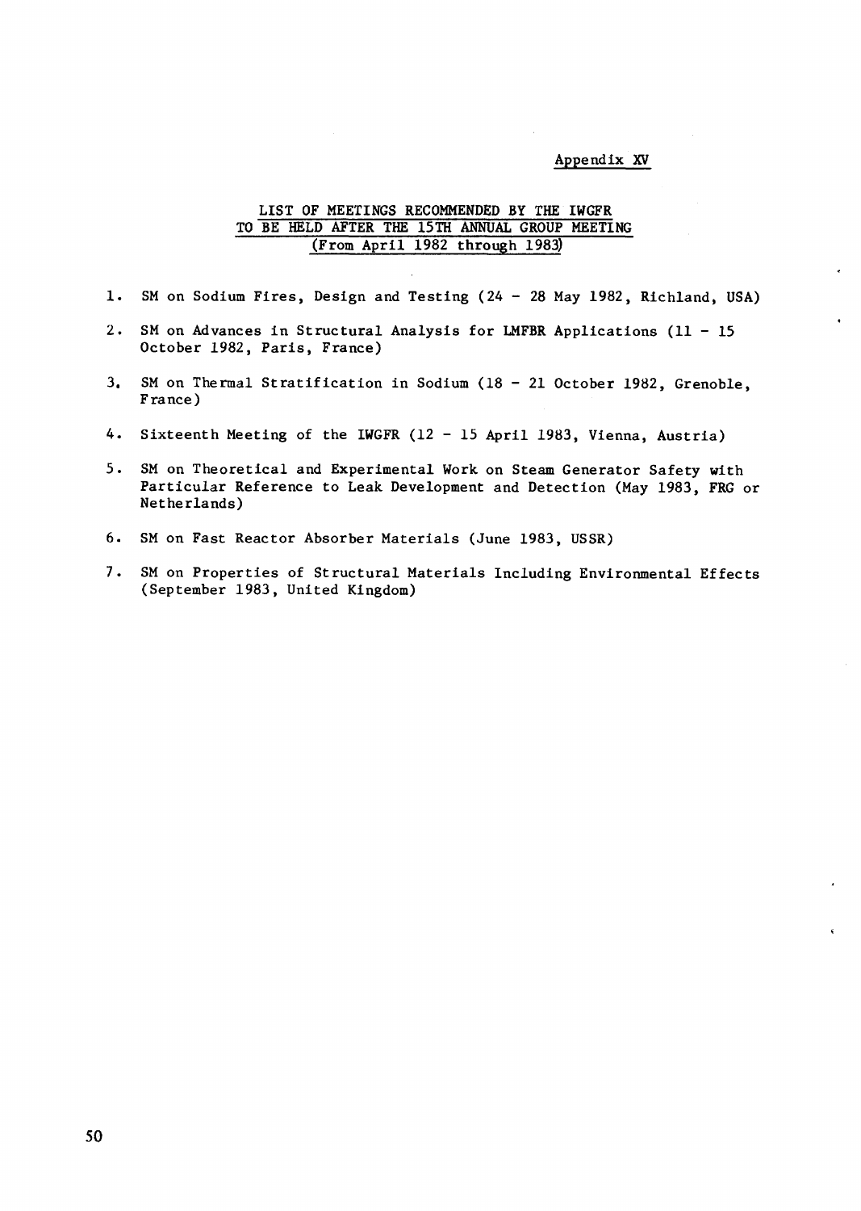Appendix XV

## LIST OF MEETINGS RECOMMENDED BY THE IWGFR TO BE HELD AFTER THE 15TH ANNUAL GROUP MEETING (From April 1982 through 1983)

1. SM on Sodium Fires, Design and Testing (24 - 28 May 1982, Richland, USA)
2. SM on Advances in Structural Analysis for LMFBR Applications (11 - 15 October 1982, Paris, France)
3. SM on Thermal Stratification in Sodium (18 - 21 October 1982, Grenoble, France)
4. Sixteenth Meeting of the IWGFR (12 - 15 April 1983, Vienna, Austria)
5. SM on Theoretical and Experimental Work on Steam Generator Safety with Particular Reference to Leak Development and Detection (May 1983, FRG or Netherlands)
6. SM on Fast Reactor Absorber Materials (June 1983, USSR)
7. SM on Properties of Structural Materials Including Environmental Effects (September 1983, United Kingdom)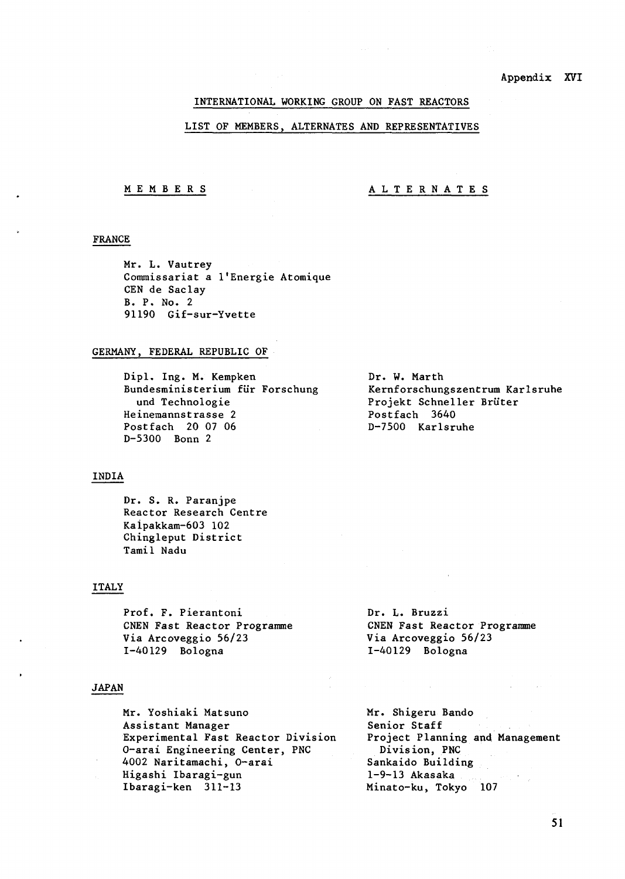Appendix XVI

# INTERNATIONAL WORKING GROUP ON FAST REACTORS

## LIST OF MEMBERS, ALTERNATES AND REPRESENTATIVES

| MEMBERS | ALTERNATES |
|---|---|
| **FRANCE** | |
| Mr. L. Vautrey<br>Commissariat a l'Energie Atomique<br>CEN de Saclay<br>B. P. No. 2<br>91190 Gif-sur-Yvette | |
| **GERMANY, FEDERAL REPUBLIC OF** | |
| Dipl. Ing. M. Kempken<br>Bundesministerium für Forschung und Technologie<br>Heinemannstrasse 2<br>Postfach 20 07 06<br>D-5300 Bonn 2 | Dr. W. Marth<br>Kernforschungszentrum Karlsruhe<br>Projekt Schneller Brüter<br>Postfach 3640<br>D-7500 Karlsruhe |
| **INDIA** | |
| Dr. S. R. Paranjpe<br>Reactor Research Centre<br>Kalpakkam-603 102<br>Chingleput District<br>Tamil Nadu | |
| **ITALY** | |
| Prof. F. Pierantoni<br>CNEN Fast Reactor Programme<br>Via Arcoveggio 56/23<br>I-40129 Bologna | Dr. L. Bruzzi<br>CNEN Fast Reactor Programme<br>Via Arcoveggio 56/23<br>I-40129 Bologna |
| **JAPAN** | |
| Mr. Yoshiaki Matsuno<br>Assistant Manager<br>Experimental Fast Reactor Division<br>O-arai Engineering Center, PNC<br>4002 Naritamachi, O-arai<br>Higashi Ibaragi-gun<br>Ibaragi-ken 311-13 | Mr. Shigeru Bando<br>Senior Staff<br>Project Planning and Management Division, PNC<br>Sankaido Building<br>1-9-13 Akasaka<br>Minato-ku, Tokyo 107 |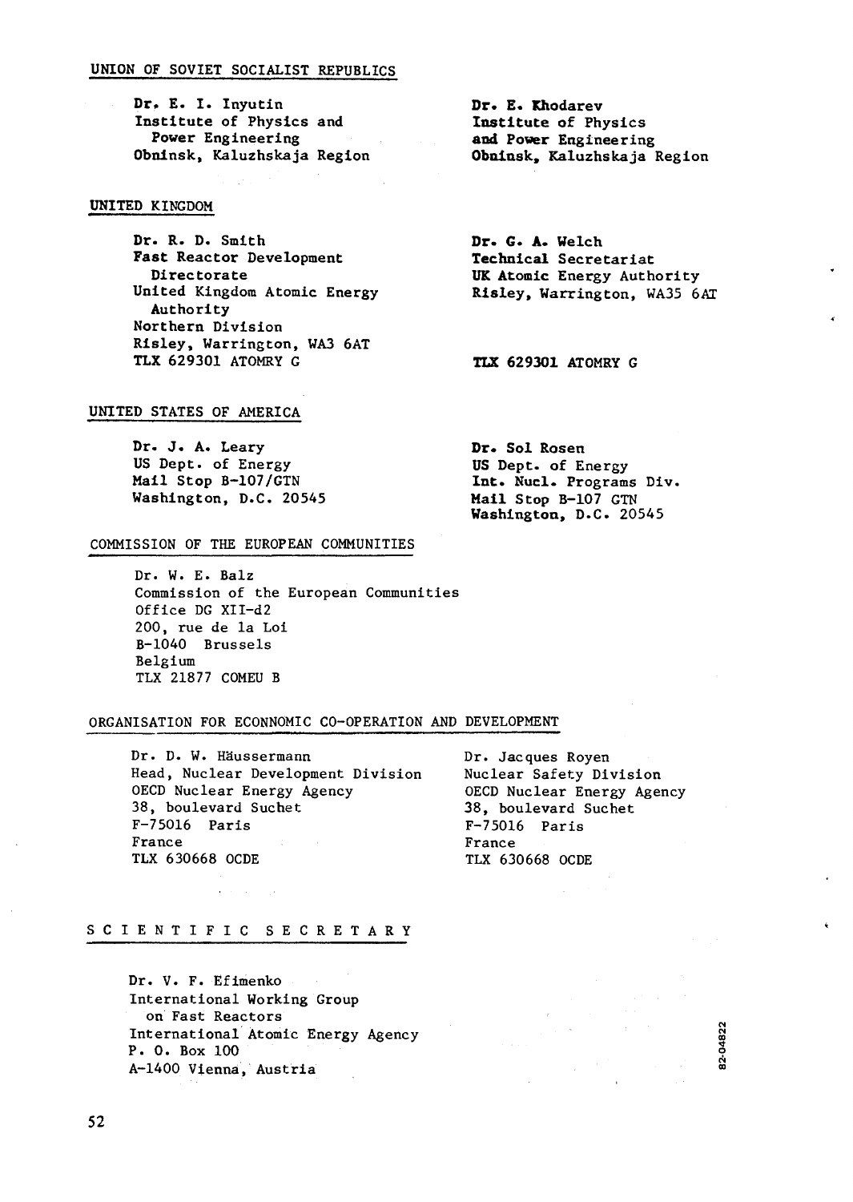UNION OF SOVIET SOCIALIST REPUBLICS

Dr. E. I. Inyutin
Institute of Physics and
Power Engineering
Obninsk, Kaluzhskaja Region

Dr. E. Khodarev
Institute of Physics
and Power Engineering
Obninsk, Kaluzhskaja Region

UNITED KINGDOM

Dr. R. D. Smith
Fast Reactor Development
Directorate
United Kingdom Atomic Energy
Authority
Northern Division
Risley, Warrington, WA3 6AT
TLX 629301 ATOMRY G

Dr. G. A. Welch
Technical Secretariat
UK Atomic Energy Authority
Risley, Warrington, WA35 6AT

TLX 629301 ATOMRY G

UNITED STATES OF AMERICA

Dr. J. A. Leary
US Dept. of Energy
Mail Stop B-107/GTN
Washington, D.C. 20545

Dr. Sol Rosen
US Dept. of Energy
Int. Nucl. Programs Div.
Mail Stop B-107 GTN
Washington, D.C. 20545

COMMISSION OF THE EUROPEAN COMMUNITIES

Dr. W. E. Balz
Commission of the European Communities
Office DG XII-d2
200, rue de la Loi
B-1040 Brussels
Belgium
TLX 21877 COMEU B

ORGANISATION FOR ECONNOMIC CO-OPERATION AND DEVELOPMENT

Dr. D. W. Häussermann
Head, Nuclear Development Division
OECD Nuclear Energy Agency
38, boulevard Suchet
F-75016 Paris
France
TLX 630668 OCDE

Dr. Jacques Royen
Nuclear Safety Division
OECD Nuclear Energy Agency
38, boulevard Suchet
F-75016 Paris
France
TLX 630668 OCDE

S C I E N T I F I C  S E C R E T A R Y

Dr. V. F. Efimenko
International Working Group
on Fast Reactors
International Atomic Energy Agency
P. O. Box 100
A-1400 Vienna, Austria

82-04822